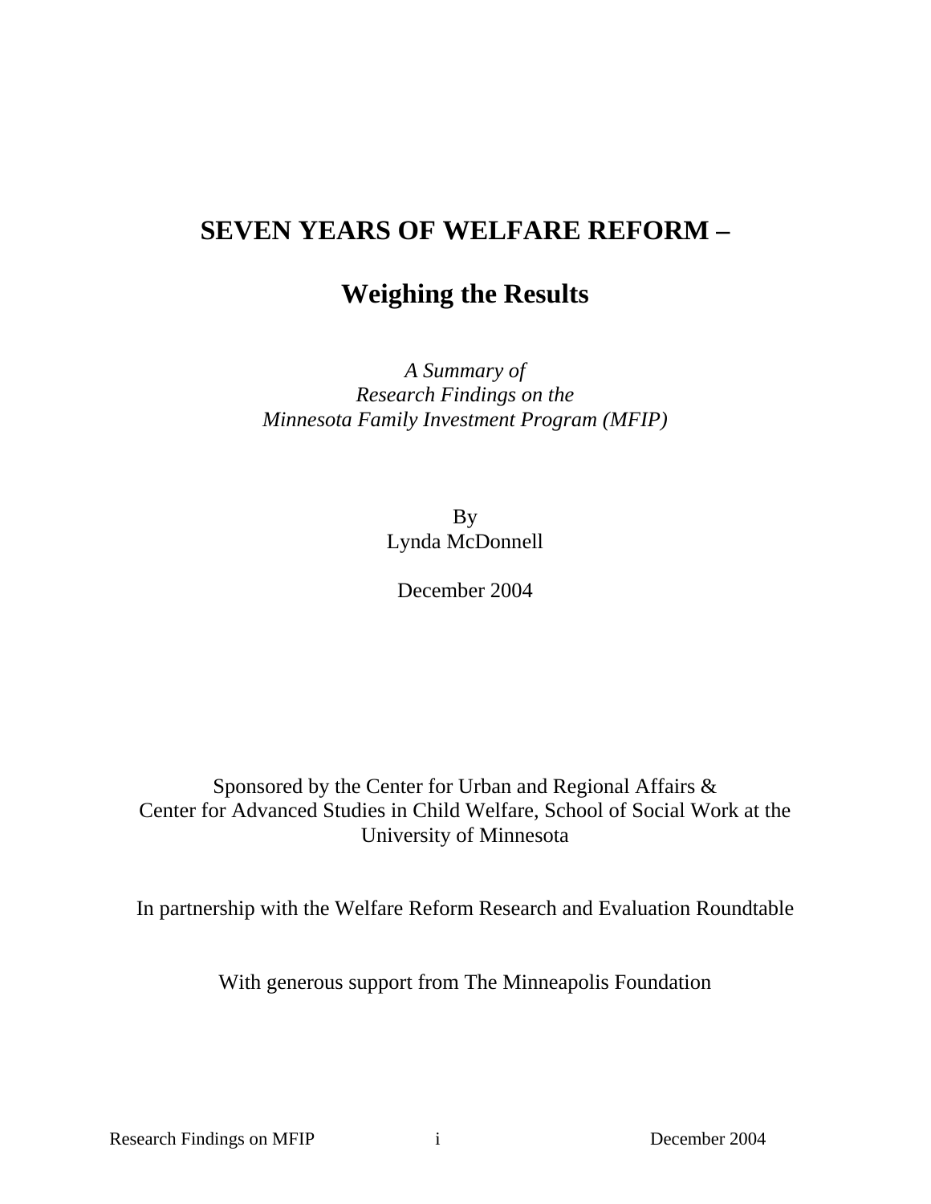# SEVEN YEARS OF WELFARE REFORM –

## Weighing the Results

*A Summary of*
*Research Findings on the*
*Minnesota Family Investment Program (MFIP)*

By
Lynda McDonnell

December 2004

Sponsored by the Center for Urban and Regional Affairs &
Center for Advanced Studies in Child Welfare, School of Social Work at the
University of Minnesota

In partnership with the Welfare Reform Research and Evaluation Roundtable

With generous support from The Minneapolis Foundation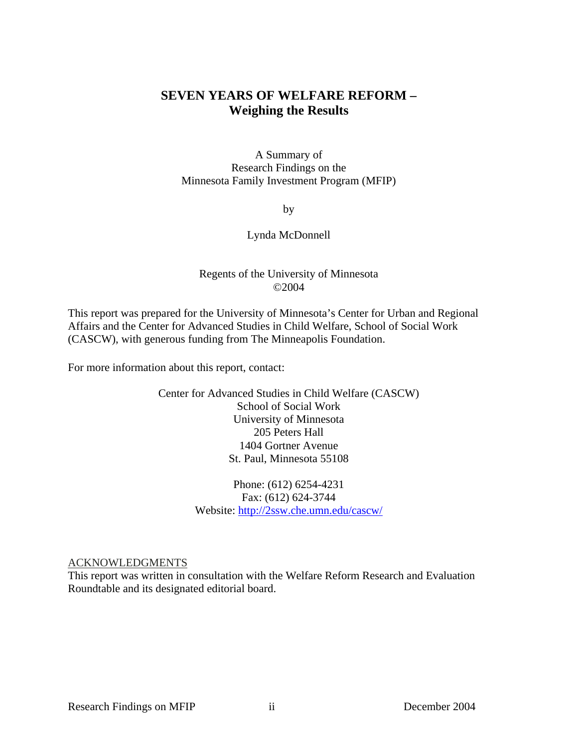# SEVEN YEARS OF WELFARE REFORM – Weighing the Results

A Summary of
Research Findings on the
Minnesota Family Investment Program (MFIP)

by

Lynda McDonnell

Regents of the University of Minnesota
©2004

This report was prepared for the University of Minnesota's Center for Urban and Regional Affairs and the Center for Advanced Studies in Child Welfare, School of Social Work (CASCW), with generous funding from The Minneapolis Foundation.

For more information about this report, contact:

Center for Advanced Studies in Child Welfare (CASCW)
School of Social Work
University of Minnesota
205 Peters Hall
1404 Gortner Avenue
St. Paul, Minnesota 55108

Phone: (612) 6254-4231
Fax: (612) 624-3744
Website: http://2ssw.che.umn.edu/cascw/

ACKNOWLEDGMENTS

This report was written in consultation with the Welfare Reform Research and Evaluation Roundtable and its designated editorial board.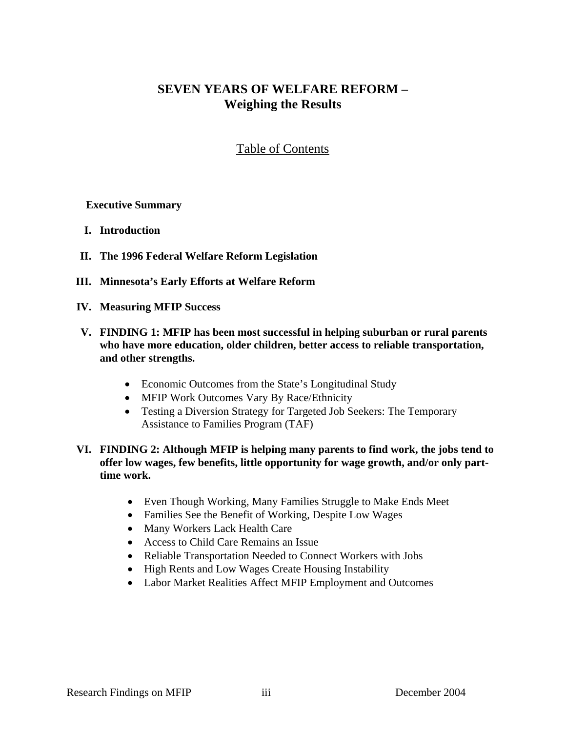# SEVEN YEARS OF WELFARE REFORM – Weighing the Results

## Table of Contents

**Executive Summary**

**I. Introduction**

**II. The 1996 Federal Welfare Reform Legislation**

**III. Minnesota's Early Efforts at Welfare Reform**

**IV. Measuring MFIP Success**

**V. FINDING 1: MFIP has been most successful in helping suburban or rural parents who have more education, older children, better access to reliable transportation, and other strengths.**

- Economic Outcomes from the State's Longitudinal Study
- MFIP Work Outcomes Vary By Race/Ethnicity
- Testing a Diversion Strategy for Targeted Job Seekers: The Temporary Assistance to Families Program (TAF)

**VI. FINDING 2: Although MFIP is helping many parents to find work, the jobs tend to offer low wages, few benefits, little opportunity for wage growth, and/or only part-time work.**

- Even Though Working, Many Families Struggle to Make Ends Meet
- Families See the Benefit of Working, Despite Low Wages
- Many Workers Lack Health Care
- Access to Child Care Remains an Issue
- Reliable Transportation Needed to Connect Workers with Jobs
- High Rents and Low Wages Create Housing Instability
- Labor Market Realities Affect MFIP Employment and Outcomes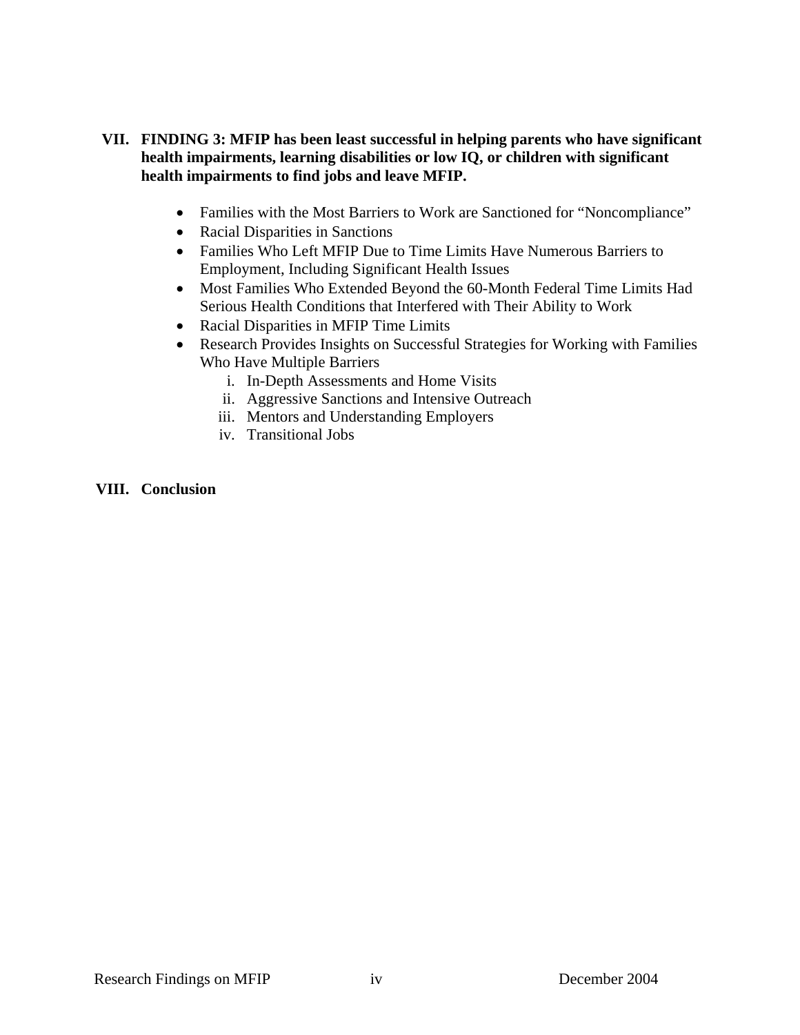**VII. FINDING 3: MFIP has been least successful in helping parents who have significant health impairments, learning disabilities or low IQ, or children with significant health impairments to find jobs and leave MFIP.**

- Families with the Most Barriers to Work are Sanctioned for "Noncompliance"
- Racial Disparities in Sanctions
- Families Who Left MFIP Due to Time Limits Have Numerous Barriers to Employment, Including Significant Health Issues
- Most Families Who Extended Beyond the 60-Month Federal Time Limits Had Serious Health Conditions that Interfered with Their Ability to Work
- Racial Disparities in MFIP Time Limits
- Research Provides Insights on Successful Strategies for Working with Families Who Have Multiple Barriers
  - i. In-Depth Assessments and Home Visits
  - ii. Aggressive Sanctions and Intensive Outreach
  - iii. Mentors and Understanding Employers
  - iv. Transitional Jobs

**VIII. Conclusion**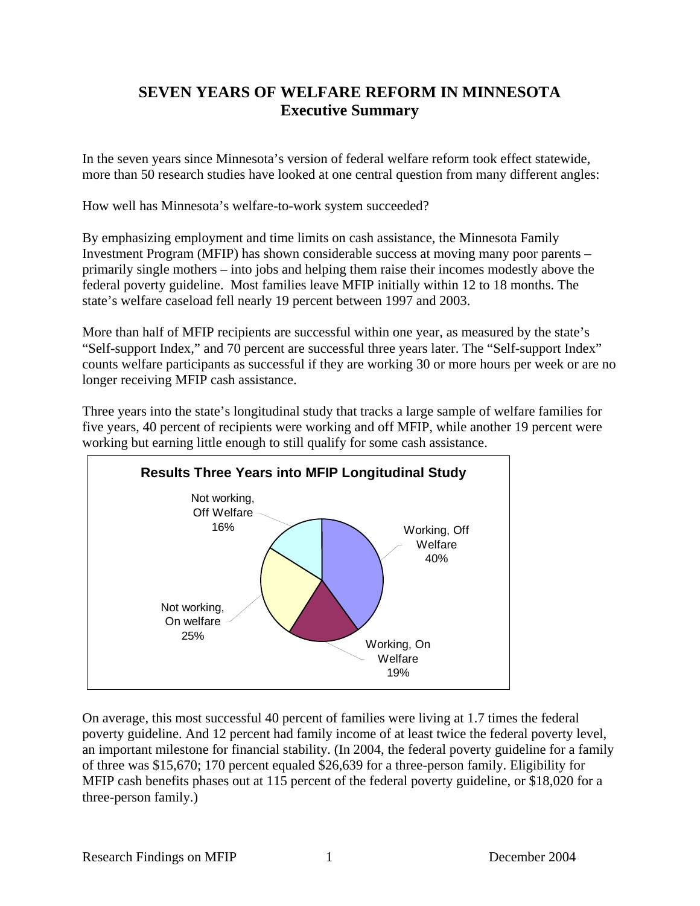# SEVEN YEARS OF WELFARE REFORM IN MINNESOTA
## Executive Summary

In the seven years since Minnesota's version of federal welfare reform took effect statewide, more than 50 research studies have looked at one central question from many different angles:

How well has Minnesota's welfare-to-work system succeeded?

By emphasizing employment and time limits on cash assistance, the Minnesota Family Investment Program (MFIP) has shown considerable success at moving many poor parents – primarily single mothers – into jobs and helping them raise their incomes modestly above the federal poverty guideline. Most families leave MFIP initially within 12 to 18 months. The state's welfare caseload fell nearly 19 percent between 1997 and 2003.

More than half of MFIP recipients are successful within one year, as measured by the state's "Self-support Index," and 70 percent are successful three years later. The "Self-support Index" counts welfare participants as successful if they are working 30 or more hours per week or are no longer receiving MFIP cash assistance.

Three years into the state's longitudinal study that tracks a large sample of welfare families for five years, 40 percent of recipients were working and off MFIP, while another 19 percent were working but earning little enough to still qualify for some cash assistance.

**Results Three Years into MFIP Longitudinal Study**

| Category | Percent |
|---|---|
| Working, Off Welfare | 40% |
| Working, On Welfare | 19% |
| Not working, On welfare | 25% |
| Not working, Off Welfare | 16% |

On average, this most successful 40 percent of families were living at 1.7 times the federal poverty guideline. And 12 percent had family income of at least twice the federal poverty level, an important milestone for financial stability. (In 2004, the federal poverty guideline for a family of three was $15,670; 170 percent equaled $26,639 for a three-person family. Eligibility for MFIP cash benefits phases out at 115 percent of the federal poverty guideline, or $18,020 for a three-person family.)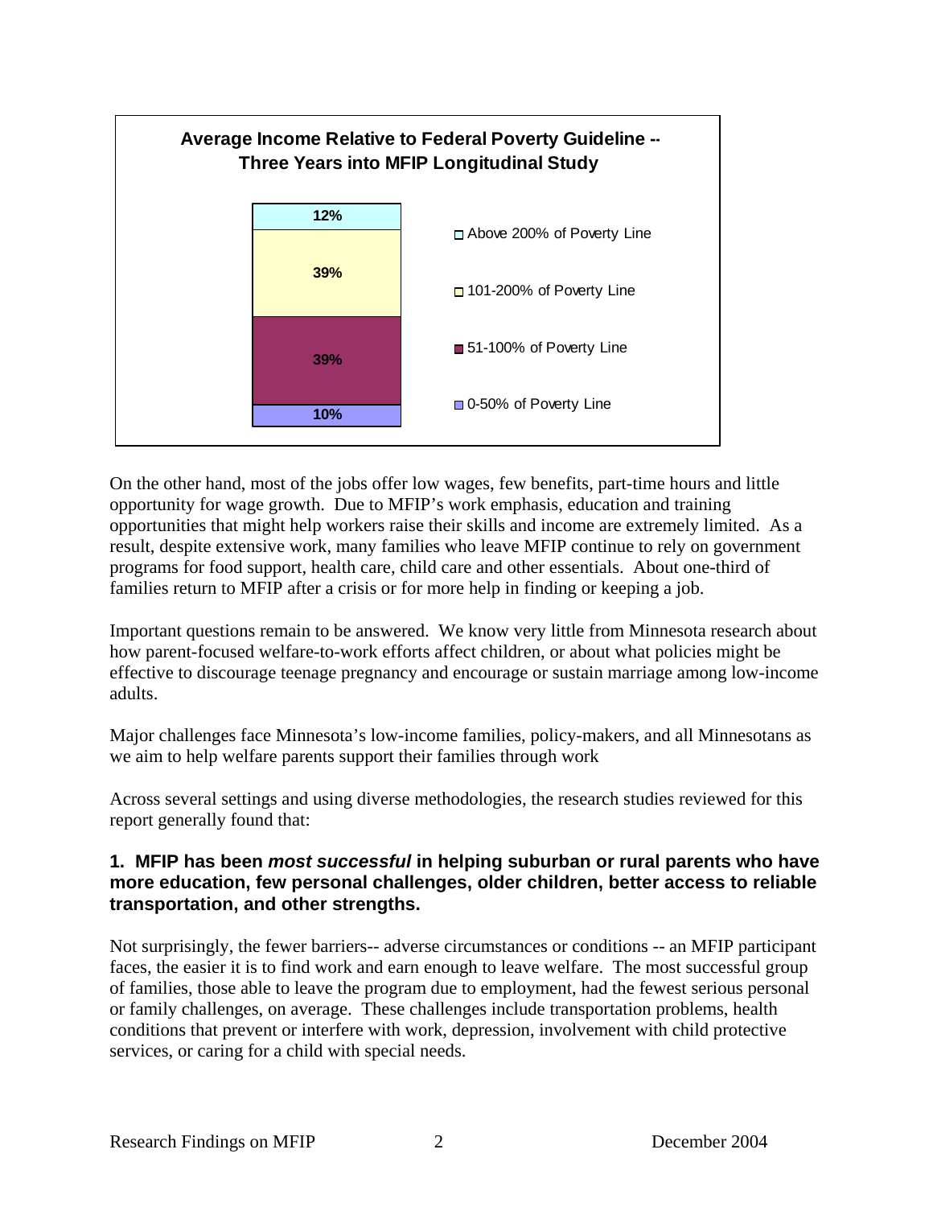**Average Income Relative to Federal Poverty Guideline -- Three Years into MFIP Longitudinal Study**

| Category | Percent |
| --- | --- |
| Above 200% of Poverty Line | 12% |
| 101-200% of Poverty Line | 39% |
| 51-100% of Poverty Line | 39% |
| 0-50% of Poverty Line | 10% |

On the other hand, most of the jobs offer low wages, few benefits, part-time hours and little opportunity for wage growth. Due to MFIP's work emphasis, education and training opportunities that might help workers raise their skills and income are extremely limited. As a result, despite extensive work, many families who leave MFIP continue to rely on government programs for food support, health care, child care and other essentials. About one-third of families return to MFIP after a crisis or for more help in finding or keeping a job.

Important questions remain to be answered. We know very little from Minnesota research about how parent-focused welfare-to-work efforts affect children, or about what policies might be effective to discourage teenage pregnancy and encourage or sustain marriage among low-income adults.

Major challenges face Minnesota's low-income families, policy-makers, and all Minnesotans as we aim to help welfare parents support their families through work

Across several settings and using diverse methodologies, the research studies reviewed for this report generally found that:

### 1. MFIP has been *most successful* in helping suburban or rural parents who have more education, few personal challenges, older children, better access to reliable transportation, and other strengths.

Not surprisingly, the fewer barriers-- adverse circumstances or conditions -- an MFIP participant faces, the easier it is to find work and earn enough to leave welfare. The most successful group of families, those able to leave the program due to employment, had the fewest serious personal or family challenges, on average. These challenges include transportation problems, health conditions that prevent or interfere with work, depression, involvement with child protective services, or caring for a child with special needs.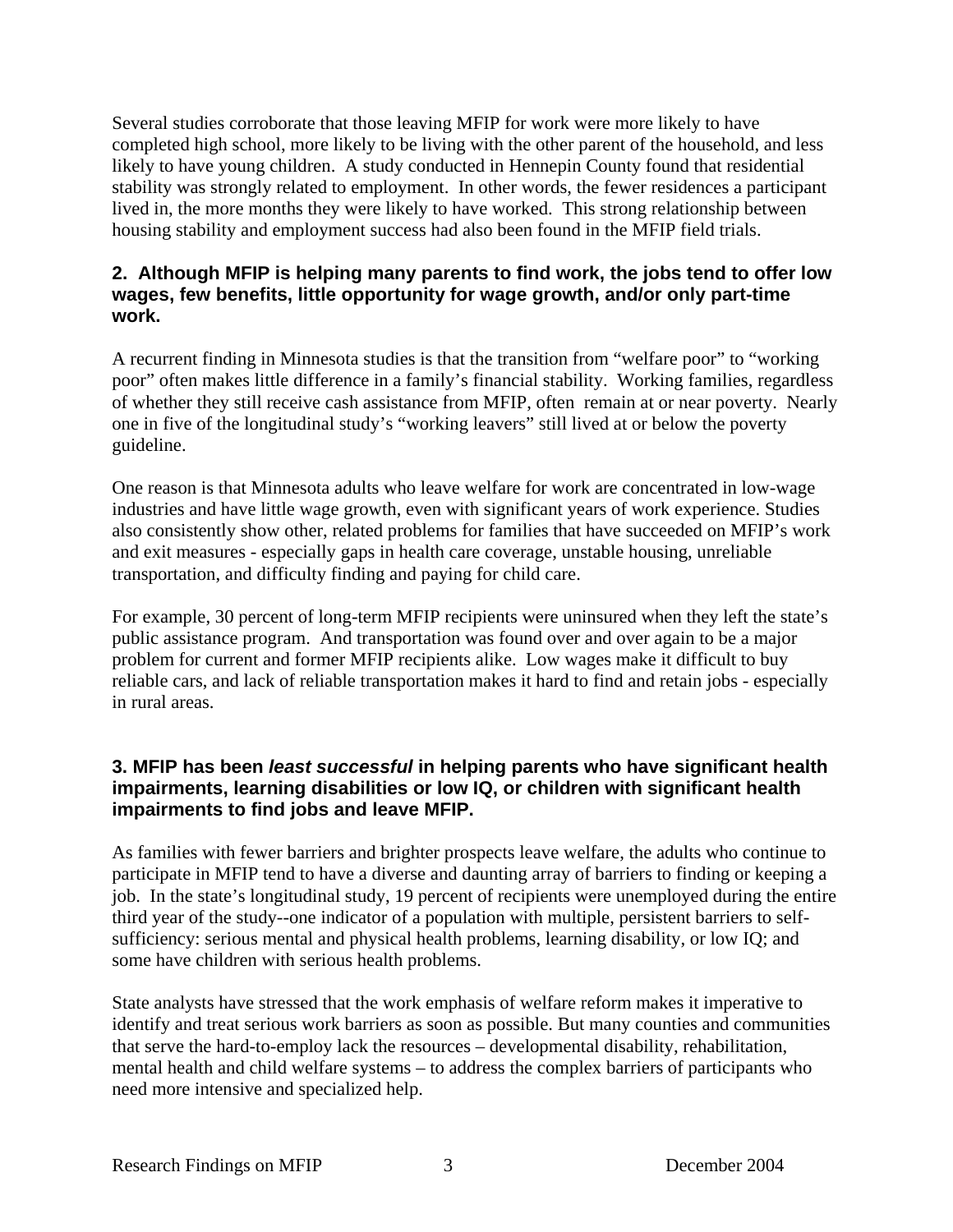Several studies corroborate that those leaving MFIP for work were more likely to have completed high school, more likely to be living with the other parent of the household, and less likely to have young children. A study conducted in Hennepin County found that residential stability was strongly related to employment. In other words, the fewer residences a participant lived in, the more months they were likely to have worked. This strong relationship between housing stability and employment success had also been found in the MFIP field trials.

### 2. Although MFIP is helping many parents to find work, the jobs tend to offer low wages, few benefits, little opportunity for wage growth, and/or only part-time work.

A recurrent finding in Minnesota studies is that the transition from "welfare poor" to "working poor" often makes little difference in a family's financial stability. Working families, regardless of whether they still receive cash assistance from MFIP, often remain at or near poverty. Nearly one in five of the longitudinal study's "working leavers" still lived at or below the poverty guideline.

One reason is that Minnesota adults who leave welfare for work are concentrated in low-wage industries and have little wage growth, even with significant years of work experience. Studies also consistently show other, related problems for families that have succeeded on MFIP's work and exit measures - especially gaps in health care coverage, unstable housing, unreliable transportation, and difficulty finding and paying for child care.

For example, 30 percent of long-term MFIP recipients were uninsured when they left the state's public assistance program. And transportation was found over and over again to be a major problem for current and former MFIP recipients alike. Low wages make it difficult to buy reliable cars, and lack of reliable transportation makes it hard to find and retain jobs - especially in rural areas.

### 3. MFIP has been *least successful* in helping parents who have significant health impairments, learning disabilities or low IQ, or children with significant health impairments to find jobs and leave MFIP.

As families with fewer barriers and brighter prospects leave welfare, the adults who continue to participate in MFIP tend to have a diverse and daunting array of barriers to finding or keeping a job. In the state's longitudinal study, 19 percent of recipients were unemployed during the entire third year of the study--one indicator of a population with multiple, persistent barriers to self-sufficiency: serious mental and physical health problems, learning disability, or low IQ; and some have children with serious health problems.

State analysts have stressed that the work emphasis of welfare reform makes it imperative to identify and treat serious work barriers as soon as possible. But many counties and communities that serve the hard-to-employ lack the resources – developmental disability, rehabilitation, mental health and child welfare systems – to address the complex barriers of participants who need more intensive and specialized help.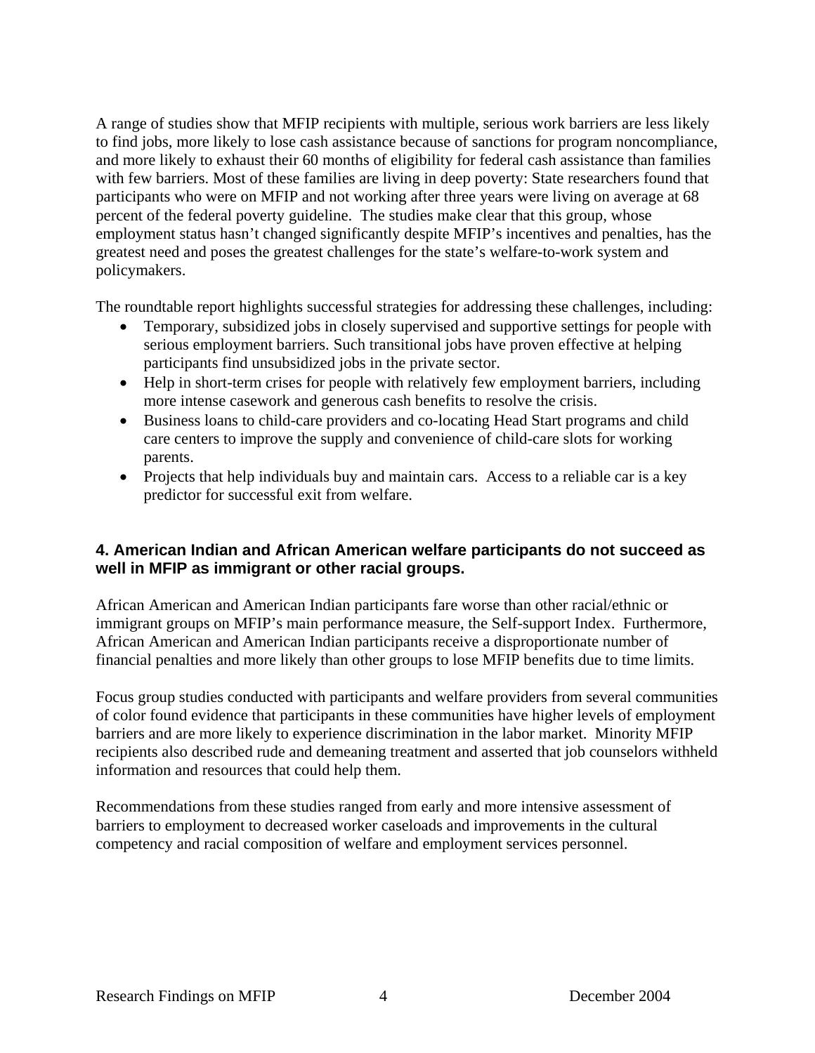A range of studies show that MFIP recipients with multiple, serious work barriers are less likely to find jobs, more likely to lose cash assistance because of sanctions for program noncompliance, and more likely to exhaust their 60 months of eligibility for federal cash assistance than families with few barriers. Most of these families are living in deep poverty: State researchers found that participants who were on MFIP and not working after three years were living on average at 68 percent of the federal poverty guideline. The studies make clear that this group, whose employment status hasn't changed significantly despite MFIP's incentives and penalties, has the greatest need and poses the greatest challenges for the state's welfare-to-work system and policymakers.

The roundtable report highlights successful strategies for addressing these challenges, including:

- Temporary, subsidized jobs in closely supervised and supportive settings for people with serious employment barriers. Such transitional jobs have proven effective at helping participants find unsubsidized jobs in the private sector.
- Help in short-term crises for people with relatively few employment barriers, including more intense casework and generous cash benefits to resolve the crisis.
- Business loans to child-care providers and co-locating Head Start programs and child care centers to improve the supply and convenience of child-care slots for working parents.
- Projects that help individuals buy and maintain cars. Access to a reliable car is a key predictor for successful exit from welfare.

### 4. American Indian and African American welfare participants do not succeed as well in MFIP as immigrant or other racial groups.

African American and American Indian participants fare worse than other racial/ethnic or immigrant groups on MFIP's main performance measure, the Self-support Index. Furthermore, African American and American Indian participants receive a disproportionate number of financial penalties and more likely than other groups to lose MFIP benefits due to time limits.

Focus group studies conducted with participants and welfare providers from several communities of color found evidence that participants in these communities have higher levels of employment barriers and are more likely to experience discrimination in the labor market. Minority MFIP recipients also described rude and demeaning treatment and asserted that job counselors withheld information and resources that could help them.

Recommendations from these studies ranged from early and more intensive assessment of barriers to employment to decreased worker caseloads and improvements in the cultural competency and racial composition of welfare and employment services personnel.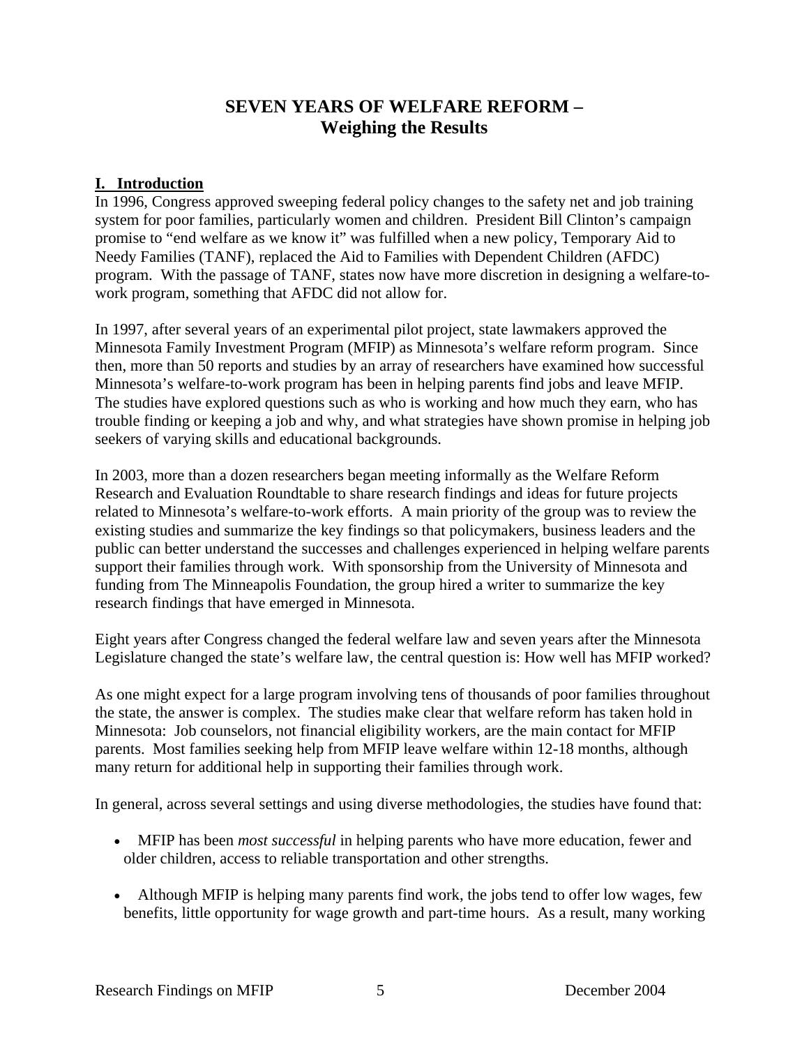# SEVEN YEARS OF WELFARE REFORM – Weighing the Results

## I. Introduction

In 1996, Congress approved sweeping federal policy changes to the safety net and job training system for poor families, particularly women and children. President Bill Clinton's campaign promise to "end welfare as we know it" was fulfilled when a new policy, Temporary Aid to Needy Families (TANF), replaced the Aid to Families with Dependent Children (AFDC) program. With the passage of TANF, states now have more discretion in designing a welfare-to-work program, something that AFDC did not allow for.

In 1997, after several years of an experimental pilot project, state lawmakers approved the Minnesota Family Investment Program (MFIP) as Minnesota's welfare reform program. Since then, more than 50 reports and studies by an array of researchers have examined how successful Minnesota's welfare-to-work program has been in helping parents find jobs and leave MFIP. The studies have explored questions such as who is working and how much they earn, who has trouble finding or keeping a job and why, and what strategies have shown promise in helping job seekers of varying skills and educational backgrounds.

In 2003, more than a dozen researchers began meeting informally as the Welfare Reform Research and Evaluation Roundtable to share research findings and ideas for future projects related to Minnesota's welfare-to-work efforts. A main priority of the group was to review the existing studies and summarize the key findings so that policymakers, business leaders and the public can better understand the successes and challenges experienced in helping welfare parents support their families through work. With sponsorship from the University of Minnesota and funding from The Minneapolis Foundation, the group hired a writer to summarize the key research findings that have emerged in Minnesota.

Eight years after Congress changed the federal welfare law and seven years after the Minnesota Legislature changed the state's welfare law, the central question is: How well has MFIP worked?

As one might expect for a large program involving tens of thousands of poor families throughout the state, the answer is complex. The studies make clear that welfare reform has taken hold in Minnesota: Job counselors, not financial eligibility workers, are the main contact for MFIP parents. Most families seeking help from MFIP leave welfare within 12-18 months, although many return for additional help in supporting their families through work.

In general, across several settings and using diverse methodologies, the studies have found that:

- MFIP has been *most successful* in helping parents who have more education, fewer and older children, access to reliable transportation and other strengths.
- Although MFIP is helping many parents find work, the jobs tend to offer low wages, few benefits, little opportunity for wage growth and part-time hours. As a result, many working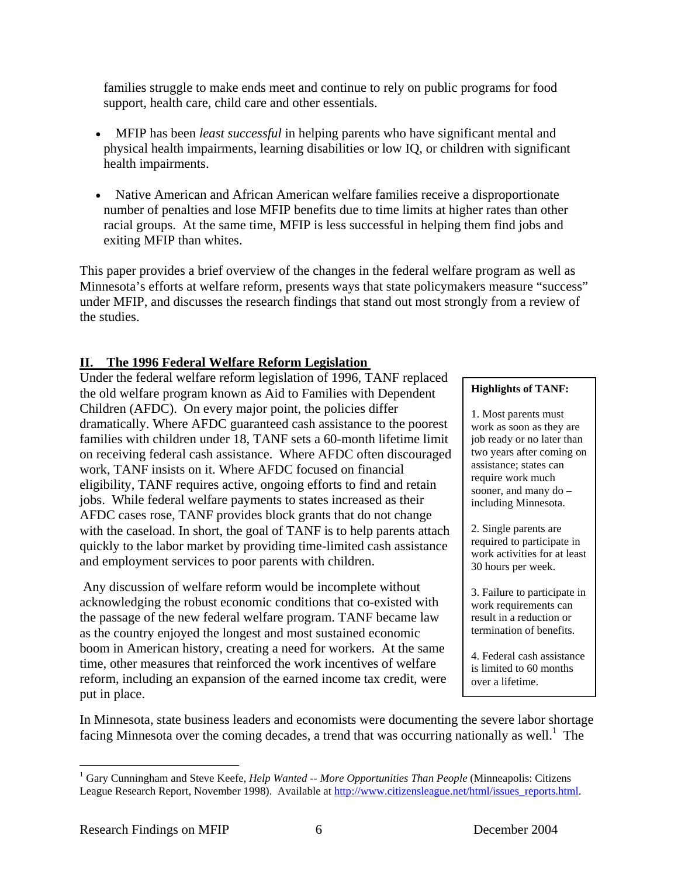families struggle to make ends meet and continue to rely on public programs for food support, health care, child care and other essentials.

- MFIP has been *least successful* in helping parents who have significant mental and physical health impairments, learning disabilities or low IQ, or children with significant health impairments.

- Native American and African American welfare families receive a disproportionate number of penalties and lose MFIP benefits due to time limits at higher rates than other racial groups. At the same time, MFIP is less successful in helping them find jobs and exiting MFIP than whites.

This paper provides a brief overview of the changes in the federal welfare program as well as Minnesota's efforts at welfare reform, presents ways that state policymakers measure "success" under MFIP, and discusses the research findings that stand out most strongly from a review of the studies.

## II. The 1996 Federal Welfare Reform Legislation

Under the federal welfare reform legislation of 1996, TANF replaced the old welfare program known as Aid to Families with Dependent Children (AFDC). On every major point, the policies differ dramatically. Where AFDC guaranteed cash assistance to the poorest families with children under 18, TANF sets a 60-month lifetime limit on receiving federal cash assistance. Where AFDC often discouraged work, TANF insists on it. Where AFDC focused on financial eligibility, TANF requires active, ongoing efforts to find and retain jobs. While federal welfare payments to states increased as their AFDC cases rose, TANF provides block grants that do not change with the caseload. In short, the goal of TANF is to help parents attach quickly to the labor market by providing time-limited cash assistance and employment services to poor parents with children.

Any discussion of welfare reform would be incomplete without acknowledging the robust economic conditions that co-existed with the passage of the new federal welfare program. TANF became law as the country enjoyed the longest and most sustained economic boom in American history, creating a need for workers. At the same time, other measures that reinforced the work incentives of welfare reform, including an expansion of the earned income tax credit, were put in place.

**Highlights of TANF:**

1. Most parents must work as soon as they are job ready or no later than two years after coming on assistance; states can require work much sooner, and many do – including Minnesota.

2. Single parents are required to participate in work activities for at least 30 hours per week.

3. Failure to participate in work requirements can result in a reduction or termination of benefits.

4. Federal cash assistance is limited to 60 months over a lifetime.

In Minnesota, state business leaders and economists were documenting the severe labor shortage facing Minnesota over the coming decades, a trend that was occurring nationally as well.[1] The

[1] Gary Cunningham and Steve Keefe, *Help Wanted -- More Opportunities Than People* (Minneapolis: Citizens League Research Report, November 1998). Available at http://www.citizensleague.net/html/issues_reports.html.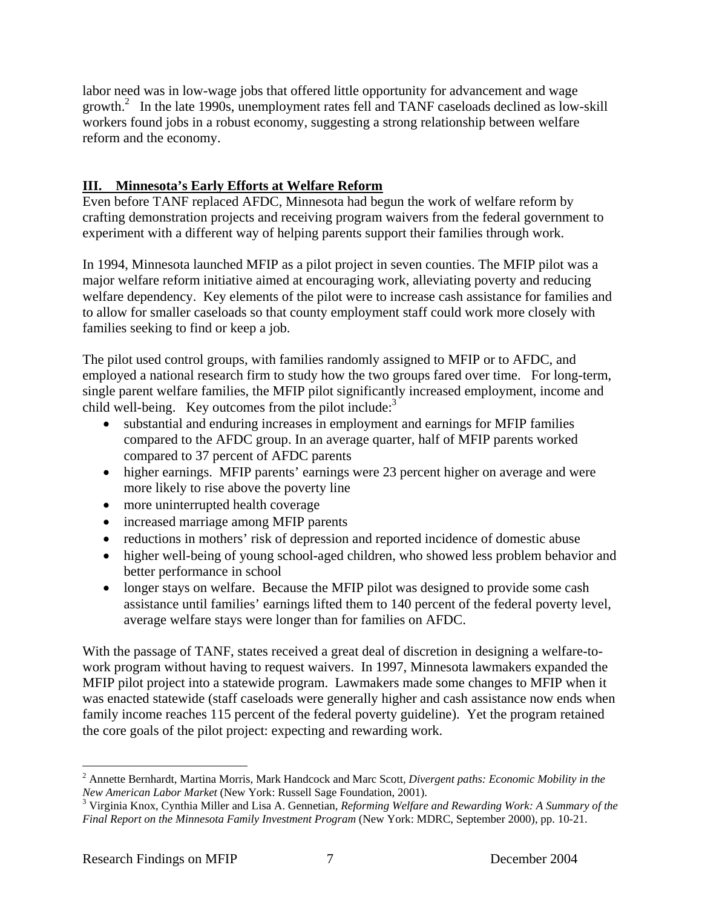labor need was in low-wage jobs that offered little opportunity for advancement and wage growth.[2] In the late 1990s, unemployment rates fell and TANF caseloads declined as low-skill workers found jobs in a robust economy, suggesting a strong relationship between welfare reform and the economy.

## III. Minnesota's Early Efforts at Welfare Reform

Even before TANF replaced AFDC, Minnesota had begun the work of welfare reform by crafting demonstration projects and receiving program waivers from the federal government to experiment with a different way of helping parents support their families through work.

In 1994, Minnesota launched MFIP as a pilot project in seven counties. The MFIP pilot was a major welfare reform initiative aimed at encouraging work, alleviating poverty and reducing welfare dependency. Key elements of the pilot were to increase cash assistance for families and to allow for smaller caseloads so that county employment staff could work more closely with families seeking to find or keep a job.

The pilot used control groups, with families randomly assigned to MFIP or to AFDC, and employed a national research firm to study how the two groups fared over time. For long-term, single parent welfare families, the MFIP pilot significantly increased employment, income and child well-being. Key outcomes from the pilot include:[3]

- substantial and enduring increases in employment and earnings for MFIP families compared to the AFDC group. In an average quarter, half of MFIP parents worked compared to 37 percent of AFDC parents
- higher earnings. MFIP parents' earnings were 23 percent higher on average and were more likely to rise above the poverty line
- more uninterrupted health coverage
- increased marriage among MFIP parents
- reductions in mothers' risk of depression and reported incidence of domestic abuse
- higher well-being of young school-aged children, who showed less problem behavior and better performance in school
- longer stays on welfare. Because the MFIP pilot was designed to provide some cash assistance until families' earnings lifted them to 140 percent of the federal poverty level, average welfare stays were longer than for families on AFDC.

With the passage of TANF, states received a great deal of discretion in designing a welfare-to-work program without having to request waivers. In 1997, Minnesota lawmakers expanded the MFIP pilot project into a statewide program. Lawmakers made some changes to MFIP when it was enacted statewide (staff caseloads were generally higher and cash assistance now ends when family income reaches 115 percent of the federal poverty guideline). Yet the program retained the core goals of the pilot project: expecting and rewarding work.

---

[2] Annette Bernhardt, Martina Morris, Mark Handcock and Marc Scott, *Divergent paths: Economic Mobility in the New American Labor Market* (New York: Russell Sage Foundation, 2001).

[3] Virginia Knox, Cynthia Miller and Lisa A. Gennetian, *Reforming Welfare and Rewarding Work: A Summary of the Final Report on the Minnesota Family Investment Program* (New York: MDRC, September 2000), pp. 10-21.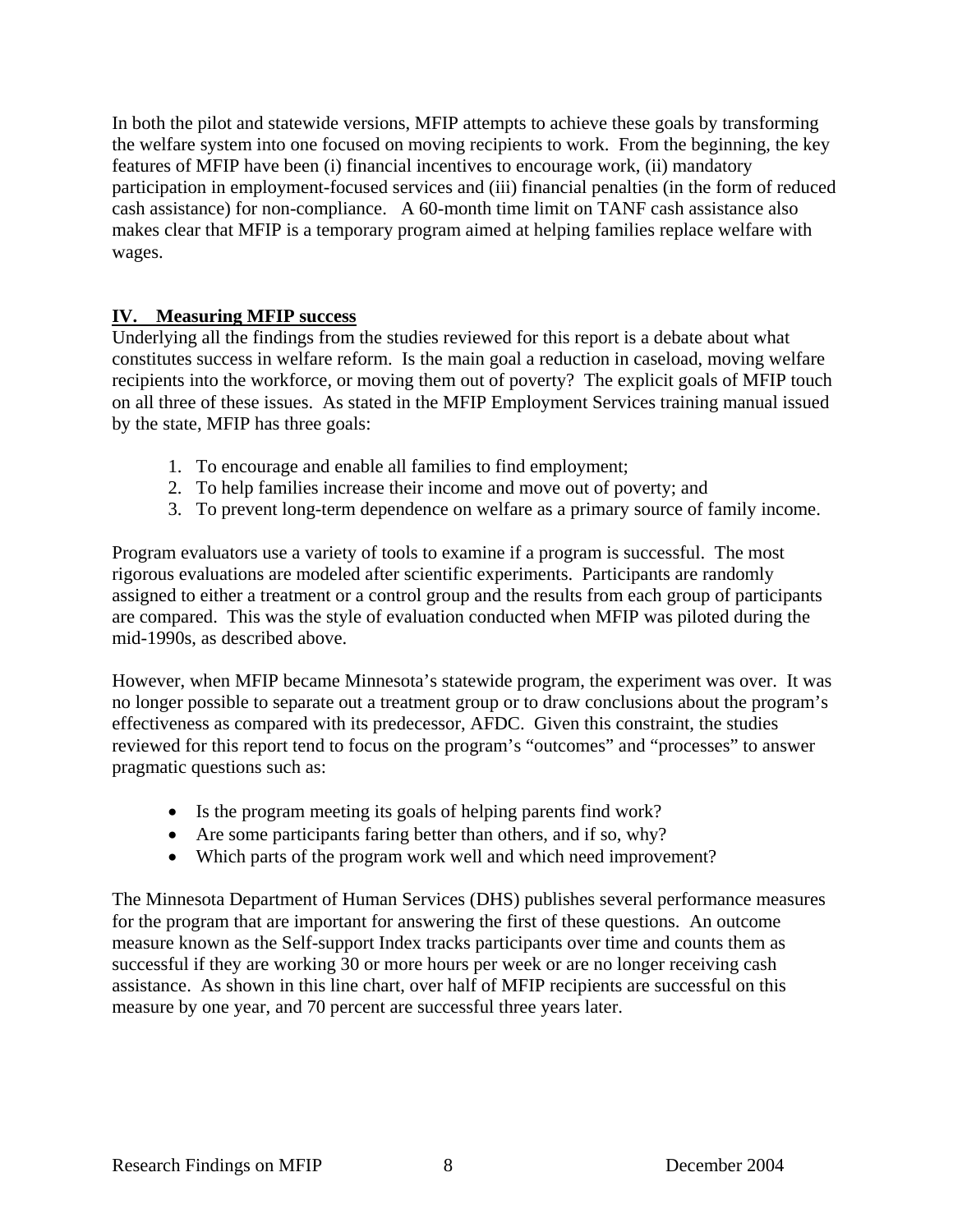In both the pilot and statewide versions, MFIP attempts to achieve these goals by transforming the welfare system into one focused on moving recipients to work. From the beginning, the key features of MFIP have been (i) financial incentives to encourage work, (ii) mandatory participation in employment-focused services and (iii) financial penalties (in the form of reduced cash assistance) for non-compliance. A 60-month time limit on TANF cash assistance also makes clear that MFIP is a temporary program aimed at helping families replace welfare with wages.

## IV. Measuring MFIP success

Underlying all the findings from the studies reviewed for this report is a debate about what constitutes success in welfare reform. Is the main goal a reduction in caseload, moving welfare recipients into the workforce, or moving them out of poverty? The explicit goals of MFIP touch on all three of these issues. As stated in the MFIP Employment Services training manual issued by the state, MFIP has three goals:

1. To encourage and enable all families to find employment;
2. To help families increase their income and move out of poverty; and
3. To prevent long-term dependence on welfare as a primary source of family income.

Program evaluators use a variety of tools to examine if a program is successful. The most rigorous evaluations are modeled after scientific experiments. Participants are randomly assigned to either a treatment or a control group and the results from each group of participants are compared. This was the style of evaluation conducted when MFIP was piloted during the mid-1990s, as described above.

However, when MFIP became Minnesota's statewide program, the experiment was over. It was no longer possible to separate out a treatment group or to draw conclusions about the program's effectiveness as compared with its predecessor, AFDC. Given this constraint, the studies reviewed for this report tend to focus on the program's "outcomes" and "processes" to answer pragmatic questions such as:

- Is the program meeting its goals of helping parents find work?
- Are some participants faring better than others, and if so, why?
- Which parts of the program work well and which need improvement?

The Minnesota Department of Human Services (DHS) publishes several performance measures for the program that are important for answering the first of these questions. An outcome measure known as the Self-support Index tracks participants over time and counts them as successful if they are working 30 or more hours per week or are no longer receiving cash assistance. As shown in this line chart, over half of MFIP recipients are successful on this measure by one year, and 70 percent are successful three years later.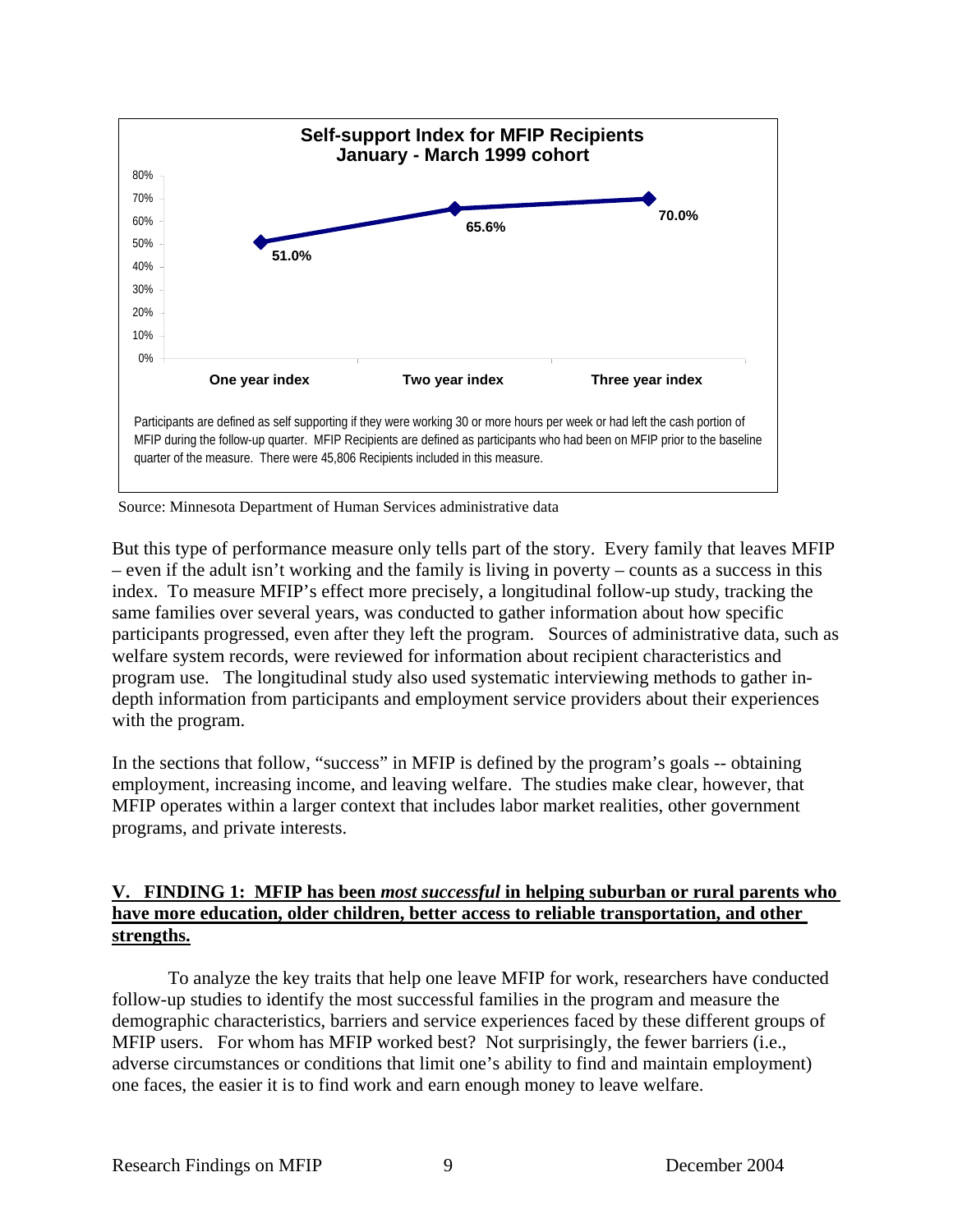**Self-support Index for MFIP Recipients**
**January - March 1999 cohort**

| | One year index | Two year index | Three year index |
|---|---|---|---|
| Self-support Index | 51.0% | 65.6% | 70.0% |

Participants are defined as self supporting if they were working 30 or more hours per week or had left the cash portion of MFIP during the follow-up quarter. MFIP Recipients are defined as participants who had been on MFIP prior to the baseline quarter of the measure. There were 45,806 Recipients included in this measure.

Source: Minnesota Department of Human Services administrative data

But this type of performance measure only tells part of the story. Every family that leaves MFIP – even if the adult isn't working and the family is living in poverty – counts as a success in this index. To measure MFIP's effect more precisely, a longitudinal follow-up study, tracking the same families over several years, was conducted to gather information about how specific participants progressed, even after they left the program. Sources of administrative data, such as welfare system records, were reviewed for information about recipient characteristics and program use. The longitudinal study also used systematic interviewing methods to gather in-depth information from participants and employment service providers about their experiences with the program.

In the sections that follow, "success" in MFIP is defined by the program's goals -- obtaining employment, increasing income, and leaving welfare. The studies make clear, however, that MFIP operates within a larger context that includes labor market realities, other government programs, and private interests.

## V. FINDING 1: MFIP has been *most successful* in helping suburban or rural parents who have more education, older children, better access to reliable transportation, and other strengths.

To analyze the key traits that help one leave MFIP for work, researchers have conducted follow-up studies to identify the most successful families in the program and measure the demographic characteristics, barriers and service experiences faced by these different groups of MFIP users. For whom has MFIP worked best? Not surprisingly, the fewer barriers (i.e., adverse circumstances or conditions that limit one's ability to find and maintain employment) one faces, the easier it is to find work and earn enough money to leave welfare.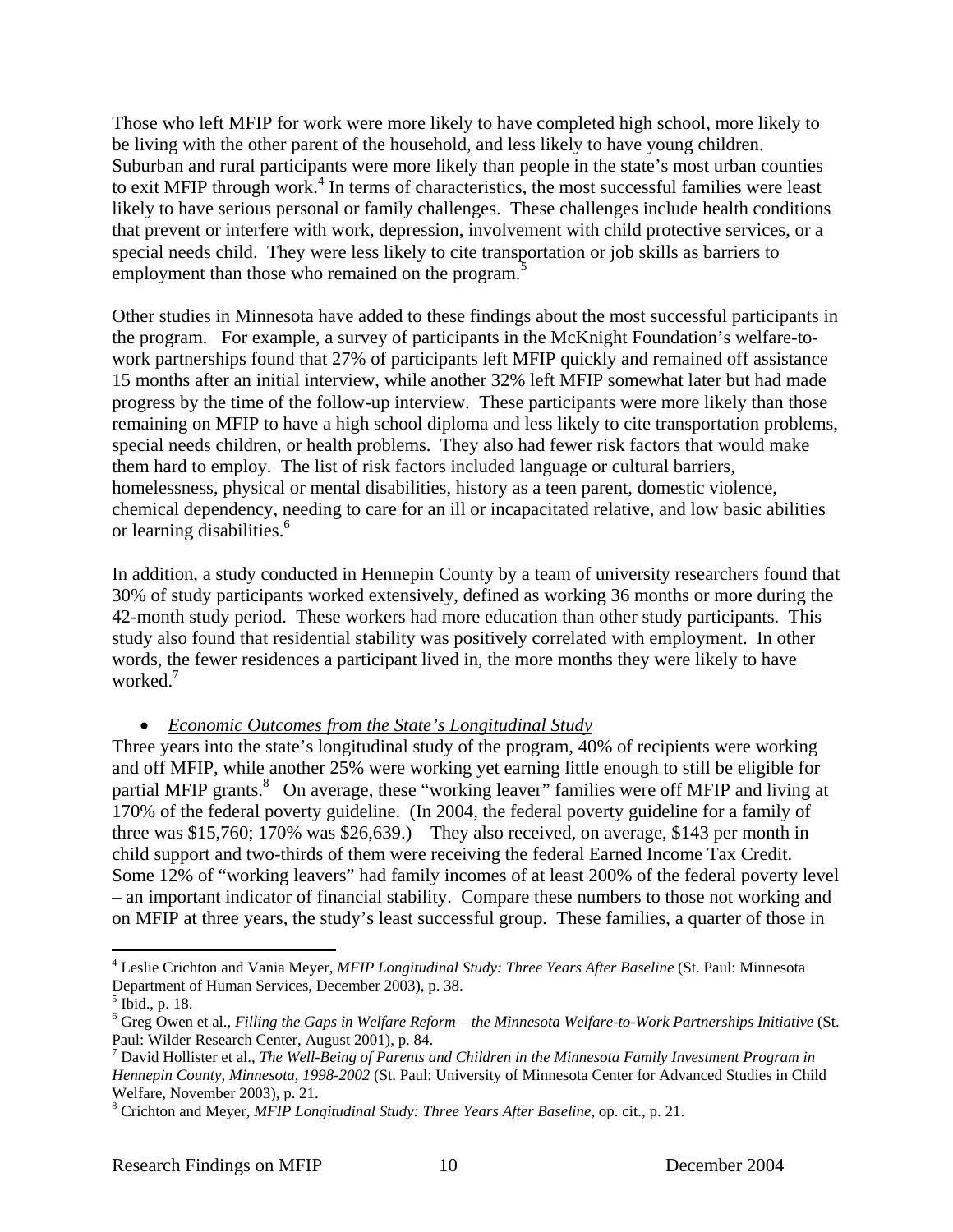Those who left MFIP for work were more likely to have completed high school, more likely to be living with the other parent of the household, and less likely to have young children. Suburban and rural participants were more likely than people in the state's most urban counties to exit MFIP through work.[4] In terms of characteristics, the most successful families were least likely to have serious personal or family challenges. These challenges include health conditions that prevent or interfere with work, depression, involvement with child protective services, or a special needs child. They were less likely to cite transportation or job skills as barriers to employment than those who remained on the program.[5]

Other studies in Minnesota have added to these findings about the most successful participants in the program. For example, a survey of participants in the McKnight Foundation's welfare-to-work partnerships found that 27% of participants left MFIP quickly and remained off assistance 15 months after an initial interview, while another 32% left MFIP somewhat later but had made progress by the time of the follow-up interview. These participants were more likely than those remaining on MFIP to have a high school diploma and less likely to cite transportation problems, special needs children, or health problems. They also had fewer risk factors that would make them hard to employ. The list of risk factors included language or cultural barriers, homelessness, physical or mental disabilities, history as a teen parent, domestic violence, chemical dependency, needing to care for an ill or incapacitated relative, and low basic abilities or learning disabilities.[6]

In addition, a study conducted in Hennepin County by a team of university researchers found that 30% of study participants worked extensively, defined as working 36 months or more during the 42-month study period. These workers had more education than other study participants. This study also found that residential stability was positively correlated with employment. In other words, the fewer residences a participant lived in, the more months they were likely to have worked.[7]

- *Economic Outcomes from the State's Longitudinal Study*

Three years into the state's longitudinal study of the program, 40% of recipients were working and off MFIP, while another 25% were working yet earning little enough to still be eligible for partial MFIP grants.[8] On average, these "working leaver" families were off MFIP and living at 170% of the federal poverty guideline. (In 2004, the federal poverty guideline for a family of three was $15,760; 170% was $26,639.) They also received, on average, $143 per month in child support and two-thirds of them were receiving the federal Earned Income Tax Credit. Some 12% of "working leavers" had family incomes of at least 200% of the federal poverty level – an important indicator of financial stability. Compare these numbers to those not working and on MFIP at three years, the study's least successful group. These families, a quarter of those in

---

[4] Leslie Crichton and Vania Meyer, *MFIP Longitudinal Study: Three Years After Baseline* (St. Paul: Minnesota Department of Human Services, December 2003), p. 38.

[5] Ibid., p. 18.

[6] Greg Owen et al., *Filling the Gaps in Welfare Reform – the Minnesota Welfare-to-Work Partnerships Initiative* (St. Paul: Wilder Research Center, August 2001), p. 84.

[7] David Hollister et al., *The Well-Being of Parents and Children in the Minnesota Family Investment Program in Hennepin County, Minnesota, 1998-2002* (St. Paul: University of Minnesota Center for Advanced Studies in Child Welfare, November 2003), p. 21.

[8] Crichton and Meyer, *MFIP Longitudinal Study: Three Years After Baseline*, op. cit., p. 21.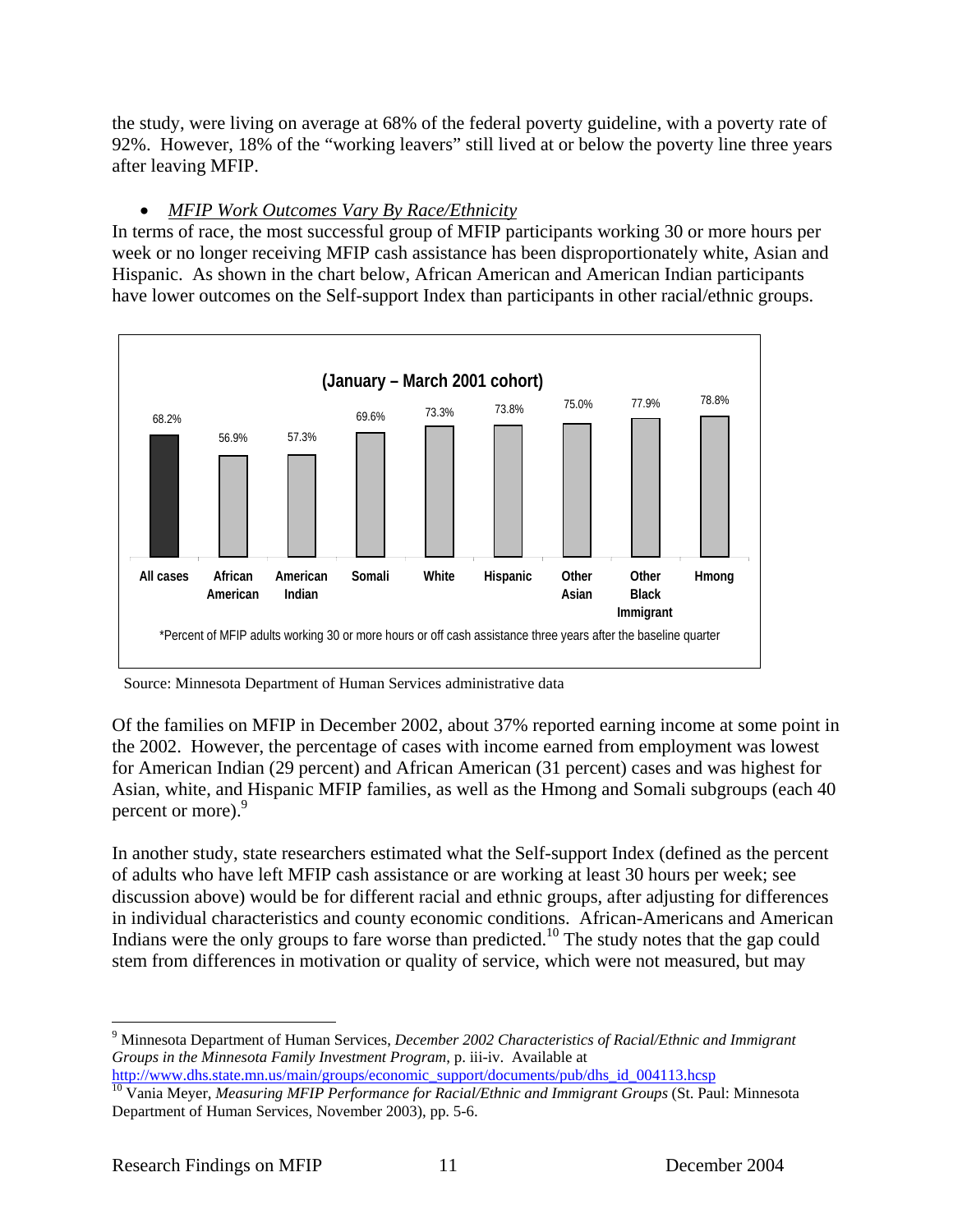the study, were living on average at 68% of the federal poverty guideline, with a poverty rate of 92%. However, 18% of the "working leavers" still lived at or below the poverty line three years after leaving MFIP.

- *MFIP Work Outcomes Vary By Race/Ethnicity*

In terms of race, the most successful group of MFIP participants working 30 or more hours per week or no longer receiving MFIP cash assistance has been disproportionately white, Asian and Hispanic. As shown in the chart below, African American and American Indian participants have lower outcomes on the Self-support Index than participants in other racial/ethnic groups.

**(January – March 2001 cohort)**

| All cases | African American | American Indian | Somali | White | Hispanic | Other Asian | Other Black Immigrant | Hmong |
|---|---|---|---|---|---|---|---|---|
| 68.2% | 56.9% | 57.3% | 69.6% | 73.3% | 73.8% | 75.0% | 77.9% | 78.8% |

*Percent of MFIP adults working 30 or more hours or off cash assistance three years after the baseline quarter

Source: Minnesota Department of Human Services administrative data

Of the families on MFIP in December 2002, about 37% reported earning income at some point in the 2002. However, the percentage of cases with income earned from employment was lowest for American Indian (29 percent) and African American (31 percent) cases and was highest for Asian, white, and Hispanic MFIP families, as well as the Hmong and Somali subgroups (each 40 percent or more).[9]

In another study, state researchers estimated what the Self-support Index (defined as the percent of adults who have left MFIP cash assistance or are working at least 30 hours per week; see discussion above) would be for different racial and ethnic groups, after adjusting for differences in individual characteristics and county economic conditions. African-Americans and American Indians were the only groups to fare worse than predicted.[10] The study notes that the gap could stem from differences in motivation or quality of service, which were not measured, but may

---

[9] Minnesota Department of Human Services, *December 2002 Characteristics of Racial/Ethnic and Immigrant Groups in the Minnesota Family Investment Program*, p. iii-iv. Available at http://www.dhs.state.mn.us/main/groups/economic_support/documents/pub/dhs_id_004113.hcsp

[10] Vania Meyer, *Measuring MFIP Performance for Racial/Ethnic and Immigrant Groups* (St. Paul: Minnesota Department of Human Services, November 2003), pp. 5-6.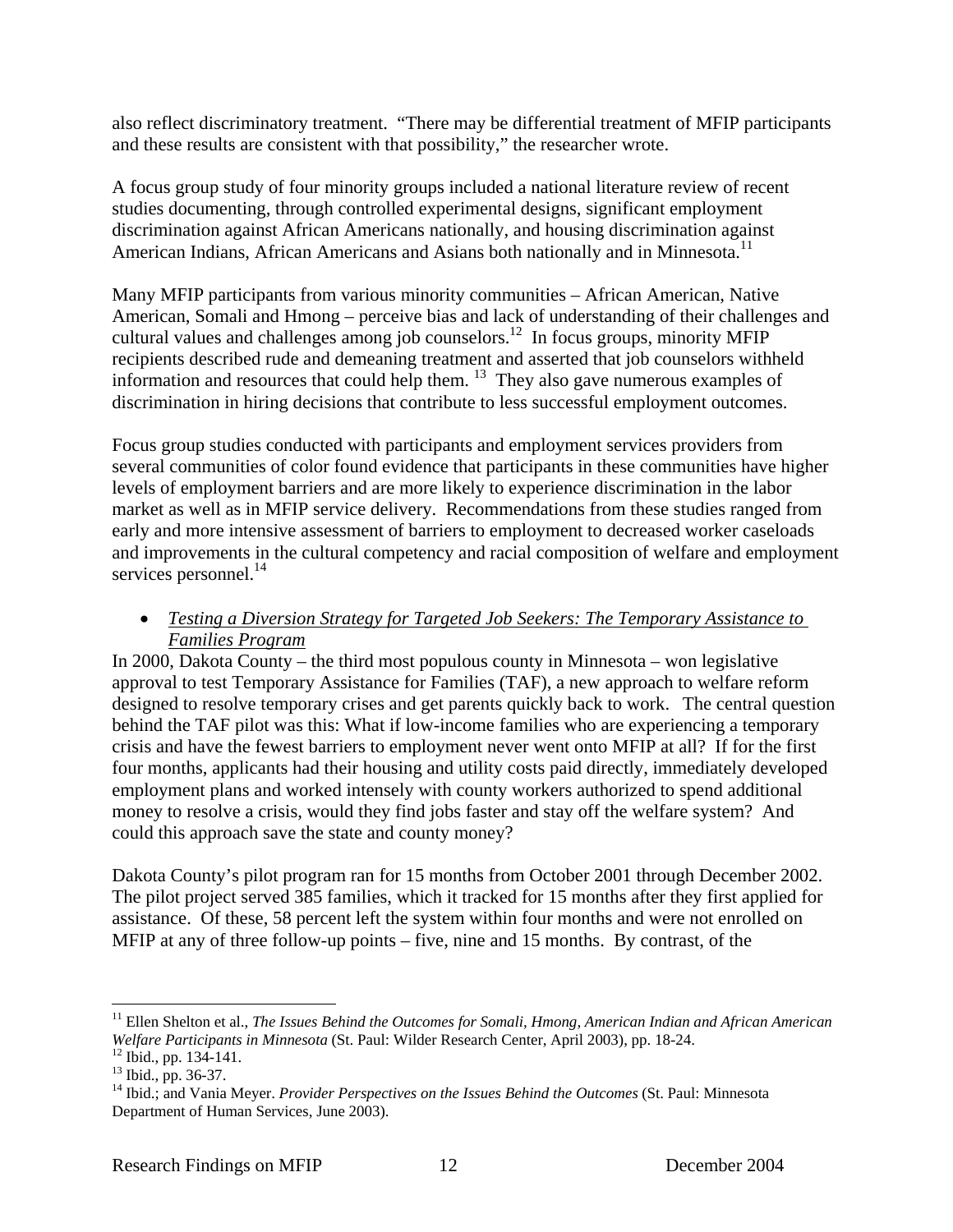also reflect discriminatory treatment. "There may be differential treatment of MFIP participants and these results are consistent with that possibility," the researcher wrote.

A focus group study of four minority groups included a national literature review of recent studies documenting, through controlled experimental designs, significant employment discrimination against African Americans nationally, and housing discrimination against American Indians, African Americans and Asians both nationally and in Minnesota.[11]

Many MFIP participants from various minority communities – African American, Native American, Somali and Hmong – perceive bias and lack of understanding of their challenges and cultural values and challenges among job counselors.[12] In focus groups, minority MFIP recipients described rude and demeaning treatment and asserted that job counselors withheld information and resources that could help them. [13] They also gave numerous examples of discrimination in hiring decisions that contribute to less successful employment outcomes.

Focus group studies conducted with participants and employment services providers from several communities of color found evidence that participants in these communities have higher levels of employment barriers and are more likely to experience discrimination in the labor market as well as in MFIP service delivery. Recommendations from these studies ranged from early and more intensive assessment of barriers to employment to decreased worker caseloads and improvements in the cultural competency and racial composition of welfare and employment services personnel.[14]

- *Testing a Diversion Strategy for Targeted Job Seekers: The Temporary Assistance to Families Program*

In 2000, Dakota County – the third most populous county in Minnesota – won legislative approval to test Temporary Assistance for Families (TAF), a new approach to welfare reform designed to resolve temporary crises and get parents quickly back to work. The central question behind the TAF pilot was this: What if low-income families who are experiencing a temporary crisis and have the fewest barriers to employment never went onto MFIP at all? If for the first four months, applicants had their housing and utility costs paid directly, immediately developed employment plans and worked intensely with county workers authorized to spend additional money to resolve a crisis, would they find jobs faster and stay off the welfare system? And could this approach save the state and county money?

Dakota County's pilot program ran for 15 months from October 2001 through December 2002. The pilot project served 385 families, which it tracked for 15 months after they first applied for assistance. Of these, 58 percent left the system within four months and were not enrolled on MFIP at any of three follow-up points – five, nine and 15 months. By contrast, of the

---

[11] Ellen Shelton et al., *The Issues Behind the Outcomes for Somali, Hmong, American Indian and African American Welfare Participants in Minnesota* (St. Paul: Wilder Research Center, April 2003), pp. 18-24.

[12] Ibid., pp. 134-141.

[13] Ibid., pp. 36-37.

[14] Ibid.; and Vania Meyer. *Provider Perspectives on the Issues Behind the Outcomes* (St. Paul: Minnesota Department of Human Services, June 2003).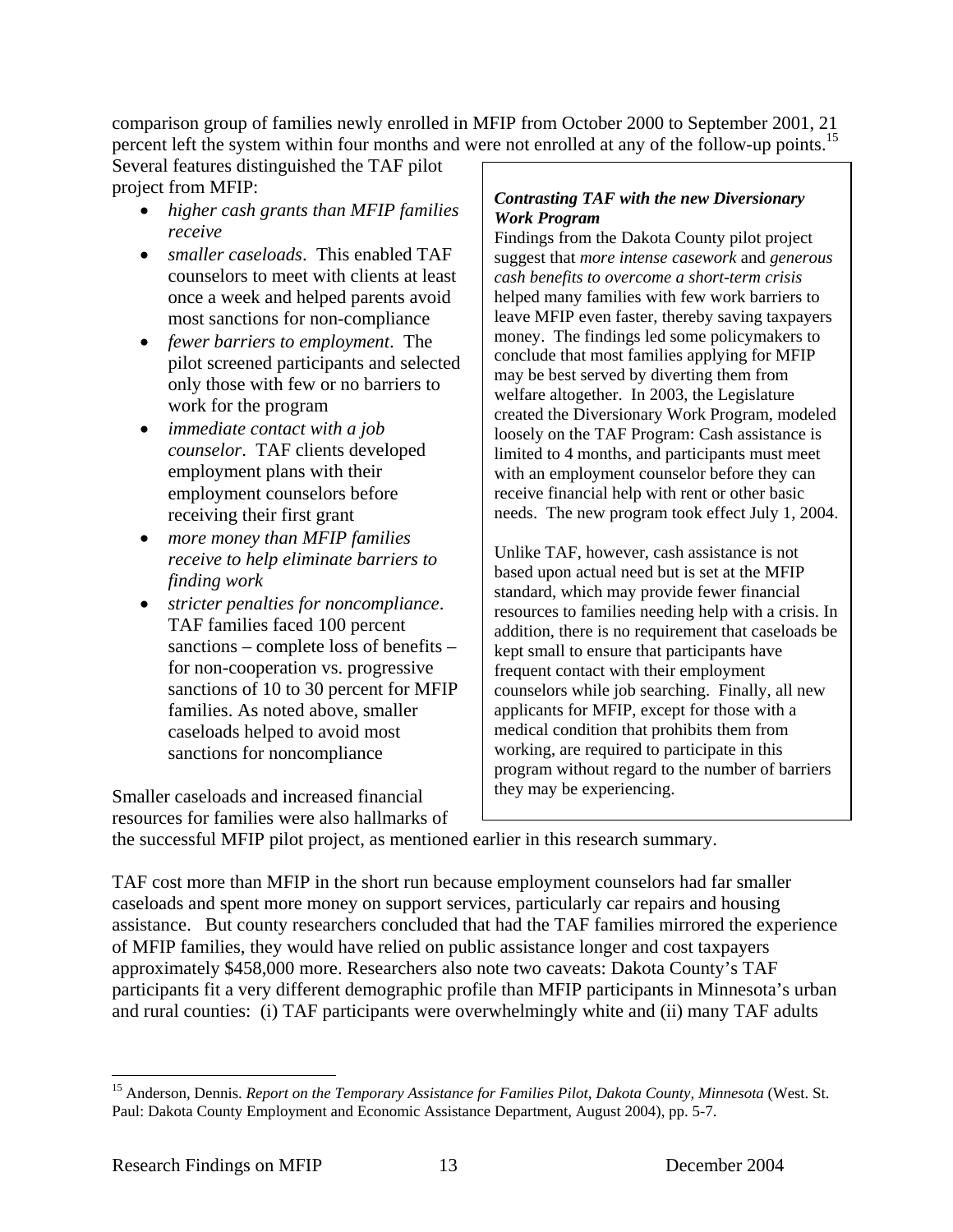comparison group of families newly enrolled in MFIP from October 2000 to September 2001, 21 percent left the system within four months and were not enrolled at any of the follow-up points.[15]

Several features distinguished the TAF pilot project from MFIP:

- *higher cash grants than MFIP families receive*
- *smaller caseloads*. This enabled TAF counselors to meet with clients at least once a week and helped parents avoid most sanctions for non-compliance
- *fewer barriers to employment*. The pilot screened participants and selected only those with few or no barriers to work for the program
- *immediate contact with a job counselor*. TAF clients developed employment plans with their employment counselors before receiving their first grant
- *more money than MFIP families receive to help eliminate barriers to finding work*
- *stricter penalties for noncompliance*. TAF families faced 100 percent sanctions – complete loss of benefits – for non-cooperation vs. progressive sanctions of 10 to 30 percent for MFIP families. As noted above, smaller caseloads helped to avoid most sanctions for noncompliance

Smaller caseloads and increased financial resources for families were also hallmarks of the successful MFIP pilot project, as mentioned earlier in this research summary.

> ***Contrasting TAF with the new Diversionary Work Program***
>
> Findings from the Dakota County pilot project suggest that *more intense casework* and *generous cash benefits to overcome a short-term crisis* helped many families with few work barriers to leave MFIP even faster, thereby saving taxpayers money. The findings led some policymakers to conclude that most families applying for MFIP may be best served by diverting them from welfare altogether. In 2003, the Legislature created the Diversionary Work Program, modeled loosely on the TAF Program: Cash assistance is limited to 4 months, and participants must meet with an employment counselor before they can receive financial help with rent or other basic needs. The new program took effect July 1, 2004.
>
> Unlike TAF, however, cash assistance is not based upon actual need but is set at the MFIP standard, which may provide fewer financial resources to families needing help with a crisis. In addition, there is no requirement that caseloads be kept small to ensure that participants have frequent contact with their employment counselors while job searching. Finally, all new applicants for MFIP, except for those with a medical condition that prohibits them from working, are required to participate in this program without regard to the number of barriers they may be experiencing.

TAF cost more than MFIP in the short run because employment counselors had far smaller caseloads and spent more money on support services, particularly car repairs and housing assistance. But county researchers concluded that had the TAF families mirrored the experience of MFIP families, they would have relied on public assistance longer and cost taxpayers approximately $458,000 more. Researchers also note two caveats: Dakota County's TAF participants fit a very different demographic profile than MFIP participants in Minnesota's urban and rural counties: (i) TAF participants were overwhelmingly white and (ii) many TAF adults

---

[15] Anderson, Dennis. *Report on the Temporary Assistance for Families Pilot, Dakota County, Minnesota* (West. St. Paul: Dakota County Employment and Economic Assistance Department, August 2004), pp. 5-7.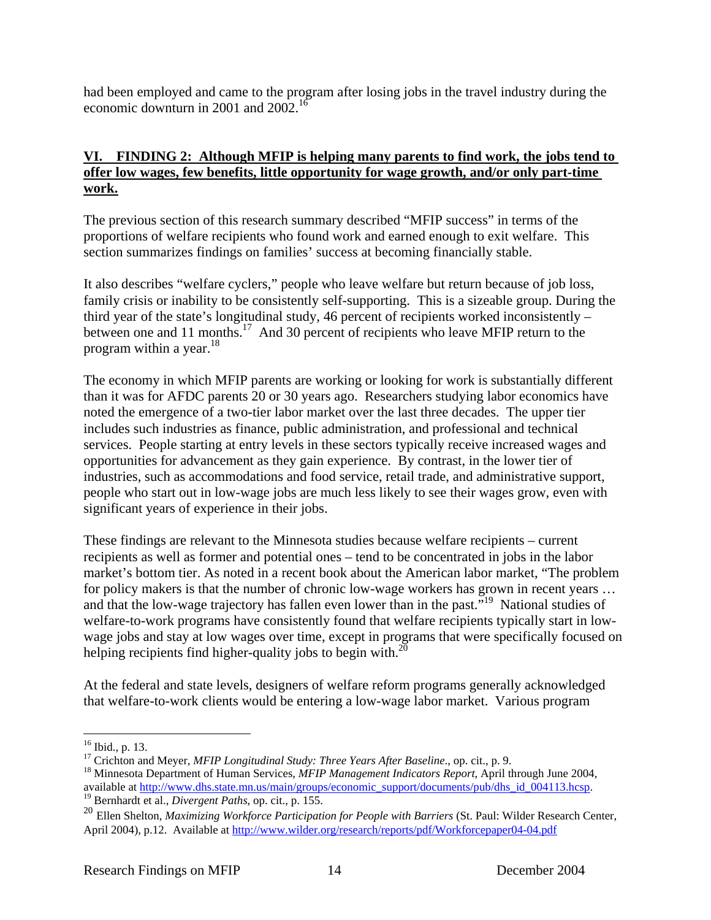had been employed and came to the program after losing jobs in the travel industry during the economic downturn in 2001 and 2002.[16]

## VI. FINDING 2: Although MFIP is helping many parents to find work, the jobs tend to offer low wages, few benefits, little opportunity for wage growth, and/or only part-time work.

The previous section of this research summary described "MFIP success" in terms of the proportions of welfare recipients who found work and earned enough to exit welfare. This section summarizes findings on families' success at becoming financially stable.

It also describes "welfare cyclers," people who leave welfare but return because of job loss, family crisis or inability to be consistently self-supporting. This is a sizeable group. During the third year of the state's longitudinal study, 46 percent of recipients worked inconsistently – between one and 11 months.[17] And 30 percent of recipients who leave MFIP return to the program within a year.[18]

The economy in which MFIP parents are working or looking for work is substantially different than it was for AFDC parents 20 or 30 years ago. Researchers studying labor economics have noted the emergence of a two-tier labor market over the last three decades. The upper tier includes such industries as finance, public administration, and professional and technical services. People starting at entry levels in these sectors typically receive increased wages and opportunities for advancement as they gain experience. By contrast, in the lower tier of industries, such as accommodations and food service, retail trade, and administrative support, people who start out in low-wage jobs are much less likely to see their wages grow, even with significant years of experience in their jobs.

These findings are relevant to the Minnesota studies because welfare recipients – current recipients as well as former and potential ones – tend to be concentrated in jobs in the labor market's bottom tier. As noted in a recent book about the American labor market, "The problem for policy makers is that the number of chronic low-wage workers has grown in recent years … and that the low-wage trajectory has fallen even lower than in the past."[19] National studies of welfare-to-work programs have consistently found that welfare recipients typically start in low-wage jobs and stay at low wages over time, except in programs that were specifically focused on helping recipients find higher-quality jobs to begin with.[20]

At the federal and state levels, designers of welfare reform programs generally acknowledged that welfare-to-work clients would be entering a low-wage labor market. Various program

---

[16] Ibid., p. 13.

[17] Crichton and Meyer, *MFIP Longitudinal Study: Three Years After Baseline*., op. cit., p. 9.

[18] Minnesota Department of Human Services, *MFIP Management Indicators Report*, April through June 2004, available at http://www.dhs.state.mn.us/main/groups/economic_support/documents/pub/dhs_id_004113.hcsp.

[19] Bernhardt et al., *Divergent Paths*, op. cit., p. 155.

[20] Ellen Shelton, *Maximizing Workforce Participation for People with Barriers* (St. Paul: Wilder Research Center, April 2004), p.12. Available at http://www.wilder.org/research/reports/pdf/Workforcepaper04-04.pdf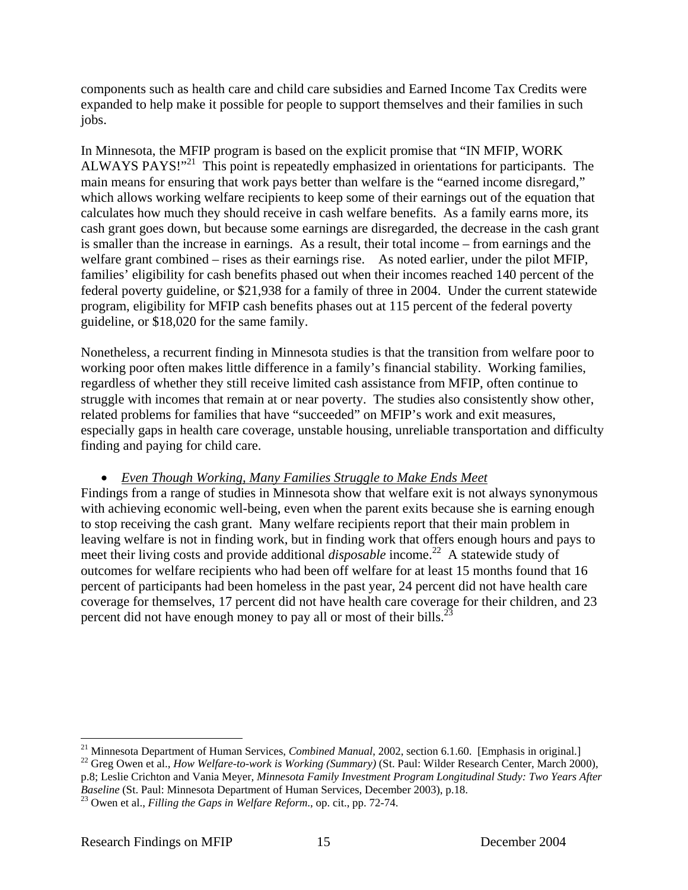components such as health care and child care subsidies and Earned Income Tax Credits were expanded to help make it possible for people to support themselves and their families in such jobs.

In Minnesota, the MFIP program is based on the explicit promise that "IN MFIP, WORK ALWAYS PAYS!"[21] This point is repeatedly emphasized in orientations for participants. The main means for ensuring that work pays better than welfare is the "earned income disregard," which allows working welfare recipients to keep some of their earnings out of the equation that calculates how much they should receive in cash welfare benefits. As a family earns more, its cash grant goes down, but because some earnings are disregarded, the decrease in the cash grant is smaller than the increase in earnings. As a result, their total income – from earnings and the welfare grant combined – rises as their earnings rise. As noted earlier, under the pilot MFIP, families' eligibility for cash benefits phased out when their incomes reached 140 percent of the federal poverty guideline, or $21,938 for a family of three in 2004. Under the current statewide program, eligibility for MFIP cash benefits phases out at 115 percent of the federal poverty guideline, or $18,020 for the same family.

Nonetheless, a recurrent finding in Minnesota studies is that the transition from welfare poor to working poor often makes little difference in a family's financial stability. Working families, regardless of whether they still receive limited cash assistance from MFIP, often continue to struggle with incomes that remain at or near poverty. The studies also consistently show other, related problems for families that have "succeeded" on MFIP's work and exit measures, especially gaps in health care coverage, unstable housing, unreliable transportation and difficulty finding and paying for child care.

- *Even Though Working, Many Families Struggle to Make Ends Meet*

Findings from a range of studies in Minnesota show that welfare exit is not always synonymous with achieving economic well-being, even when the parent exits because she is earning enough to stop receiving the cash grant. Many welfare recipients report that their main problem in leaving welfare is not in finding work, but in finding work that offers enough hours and pays to meet their living costs and provide additional *disposable* income.[22] A statewide study of outcomes for welfare recipients who had been off welfare for at least 15 months found that 16 percent of participants had been homeless in the past year, 24 percent did not have health care coverage for themselves, 17 percent did not have health care coverage for their children, and 23 percent did not have enough money to pay all or most of their bills.[23]

---

[21] Minnesota Department of Human Services, *Combined Manual*, 2002, section 6.1.60. [Emphasis in original.]

[22] Greg Owen et al., *How Welfare-to-work is Working (Summary)* (St. Paul: Wilder Research Center, March 2000), p.8; Leslie Crichton and Vania Meyer, *Minnesota Family Investment Program Longitudinal Study: Two Years After Baseline* (St. Paul: Minnesota Department of Human Services, December 2003), p.18.

[23] Owen et al., *Filling the Gaps in Welfare Reform*., op. cit., pp. 72-74.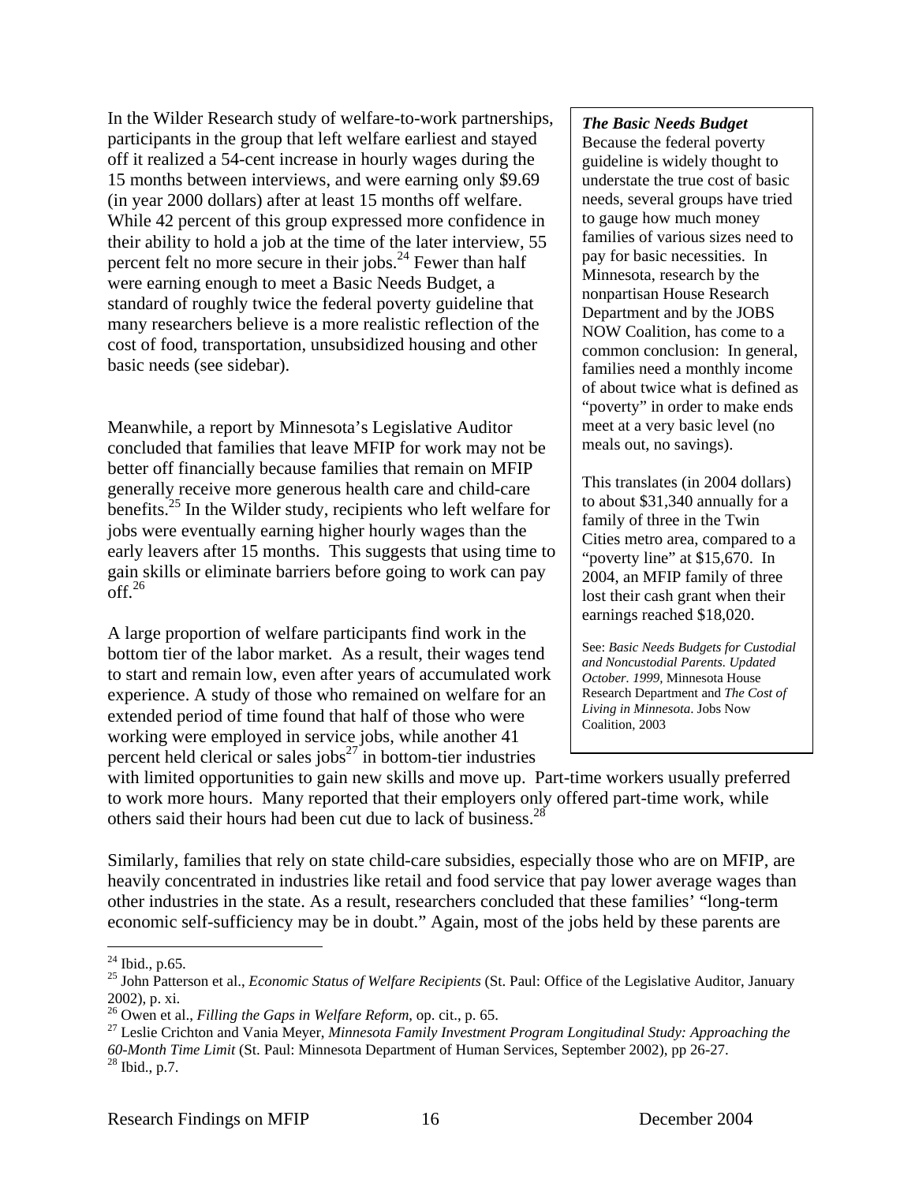In the Wilder Research study of welfare-to-work partnerships, participants in the group that left welfare earliest and stayed off it realized a 54-cent increase in hourly wages during the 15 months between interviews, and were earning only $9.69 (in year 2000 dollars) after at least 15 months off welfare. While 42 percent of this group expressed more confidence in their ability to hold a job at the time of the later interview, 55 percent felt no more secure in their jobs.[24] Fewer than half were earning enough to meet a Basic Needs Budget, a standard of roughly twice the federal poverty guideline that many researchers believe is a more realistic reflection of the cost of food, transportation, unsubsidized housing and other basic needs (see sidebar).

Meanwhile, a report by Minnesota's Legislative Auditor concluded that families that leave MFIP for work may not be better off financially because families that remain on MFIP generally receive more generous health care and child-care benefits.[25] In the Wilder study, recipients who left welfare for jobs were eventually earning higher hourly wages than the early leavers after 15 months. This suggests that using time to gain skills or eliminate barriers before going to work can pay off.[26]

A large proportion of welfare participants find work in the bottom tier of the labor market. As a result, their wages tend to start and remain low, even after years of accumulated work experience. A study of those who remained on welfare for an extended period of time found that half of those who were working were employed in service jobs, while another 41 percent held clerical or sales jobs[27] in bottom-tier industries with limited opportunities to gain new skills and move up. Part-time workers usually preferred to work more hours. Many reported that their employers only offered part-time work, while others said their hours had been cut due to lack of business.[28]

Similarly, families that rely on state child-care subsidies, especially those who are on MFIP, are heavily concentrated in industries like retail and food service that pay lower average wages than other industries in the state. As a result, researchers concluded that these families' "long-term economic self-sufficiency may be in doubt." Again, most of the jobs held by these parents are

> ***The Basic Needs Budget***
>
> Because the federal poverty guideline is widely thought to understate the true cost of basic needs, several groups have tried to gauge how much money families of various sizes need to pay for basic necessities. In Minnesota, research by the nonpartisan House Research Department and by the JOBS NOW Coalition, has come to a common conclusion: In general, families need a monthly income of about twice what is defined as "poverty" in order to make ends meet at a very basic level (no meals out, no savings).
>
> This translates (in 2004 dollars) to about $31,340 annually for a family of three in the Twin Cities metro area, compared to a "poverty line" at $15,670. In 2004, an MFIP family of three lost their cash grant when their earnings reached $18,020.
>
> See: *Basic Needs Budgets for Custodial and Noncustodial Parents. Updated October. 1999*, Minnesota House Research Department and *The Cost of Living in Minnesota*. Jobs Now Coalition, 2003

---

[24] Ibid., p.65.

[25] John Patterson et al., *Economic Status of Welfare Recipients* (St. Paul: Office of the Legislative Auditor, January 2002), p. xi.

[26] Owen et al., *Filling the Gaps in Welfare Reform*, op. cit., p. 65.

[27] Leslie Crichton and Vania Meyer, *Minnesota Family Investment Program Longitudinal Study: Approaching the 60-Month Time Limit* (St. Paul: Minnesota Department of Human Services, September 2002), pp 26-27.

[28] Ibid., p.7.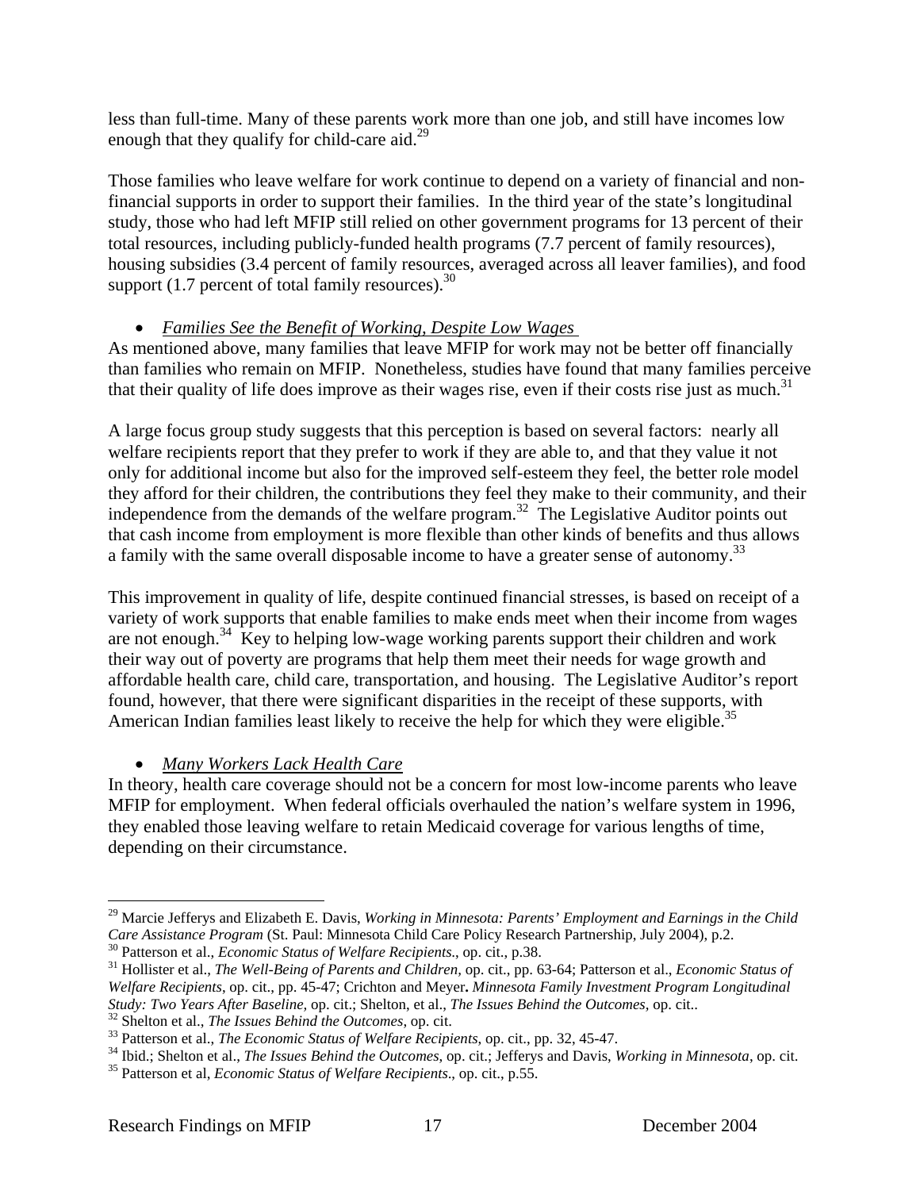less than full-time. Many of these parents work more than one job, and still have incomes low enough that they qualify for child-care aid.[29]

Those families who leave welfare for work continue to depend on a variety of financial and non-financial supports in order to support their families. In the third year of the state's longitudinal study, those who had left MFIP still relied on other government programs for 13 percent of their total resources, including publicly-funded health programs (7.7 percent of family resources), housing subsidies (3.4 percent of family resources, averaged across all leaver families), and food support (1.7 percent of total family resources).[30]

- ***Families See the Benefit of Working, Despite Low Wages***

As mentioned above, many families that leave MFIP for work may not be better off financially than families who remain on MFIP. Nonetheless, studies have found that many families perceive that their quality of life does improve as their wages rise, even if their costs rise just as much.[31]

A large focus group study suggests that this perception is based on several factors: nearly all welfare recipients report that they prefer to work if they are able to, and that they value it not only for additional income but also for the improved self-esteem they feel, the better role model they afford for their children, the contributions they feel they make to their community, and their independence from the demands of the welfare program.[32] The Legislative Auditor points out that cash income from employment is more flexible than other kinds of benefits and thus allows a family with the same overall disposable income to have a greater sense of autonomy.[33]

This improvement in quality of life, despite continued financial stresses, is based on receipt of a variety of work supports that enable families to make ends meet when their income from wages are not enough.[34] Key to helping low-wage working parents support their children and work their way out of poverty are programs that help them meet their needs for wage growth and affordable health care, child care, transportation, and housing. The Legislative Auditor's report found, however, that there were significant disparities in the receipt of these supports, with American Indian families least likely to receive the help for which they were eligible.[35]

- ***Many Workers Lack Health Care***

In theory, health care coverage should not be a concern for most low-income parents who leave MFIP for employment. When federal officials overhauled the nation's welfare system in 1996, they enabled those leaving welfare to retain Medicaid coverage for various lengths of time, depending on their circumstance.

---

[29] Marcie Jefferys and Elizabeth E. Davis, *Working in Minnesota: Parents' Employment and Earnings in the Child Care Assistance Program* (St. Paul: Minnesota Child Care Policy Research Partnership, July 2004), p.2.

[30] Patterson et al., *Economic Status of Welfare Recipients.*, op. cit., p.38.

[31] Hollister et al., *The Well-Being of Parents and Children*, op. cit., pp. 63-64; Patterson et al., *Economic Status of Welfare Recipients*, op. cit., pp. 45-47; Crichton and Meyer**.** *Minnesota Family Investment Program Longitudinal Study: Two Years After Baseline,* op. cit.; Shelton, et al., *The Issues Behind the Outcomes*, op. cit..

[32] Shelton et al., *The Issues Behind the Outcomes*, op. cit.

[33] Patterson et al., *The Economic Status of Welfare Recipients*, op. cit., pp. 32, 45-47.

[34] Ibid.; Shelton et al., *The Issues Behind the Outcomes*, op. cit.; Jefferys and Davis, *Working in Minnesota*, op. cit.

[35] Patterson et al, *Economic Status of Welfare Recipients*., op. cit., p.55.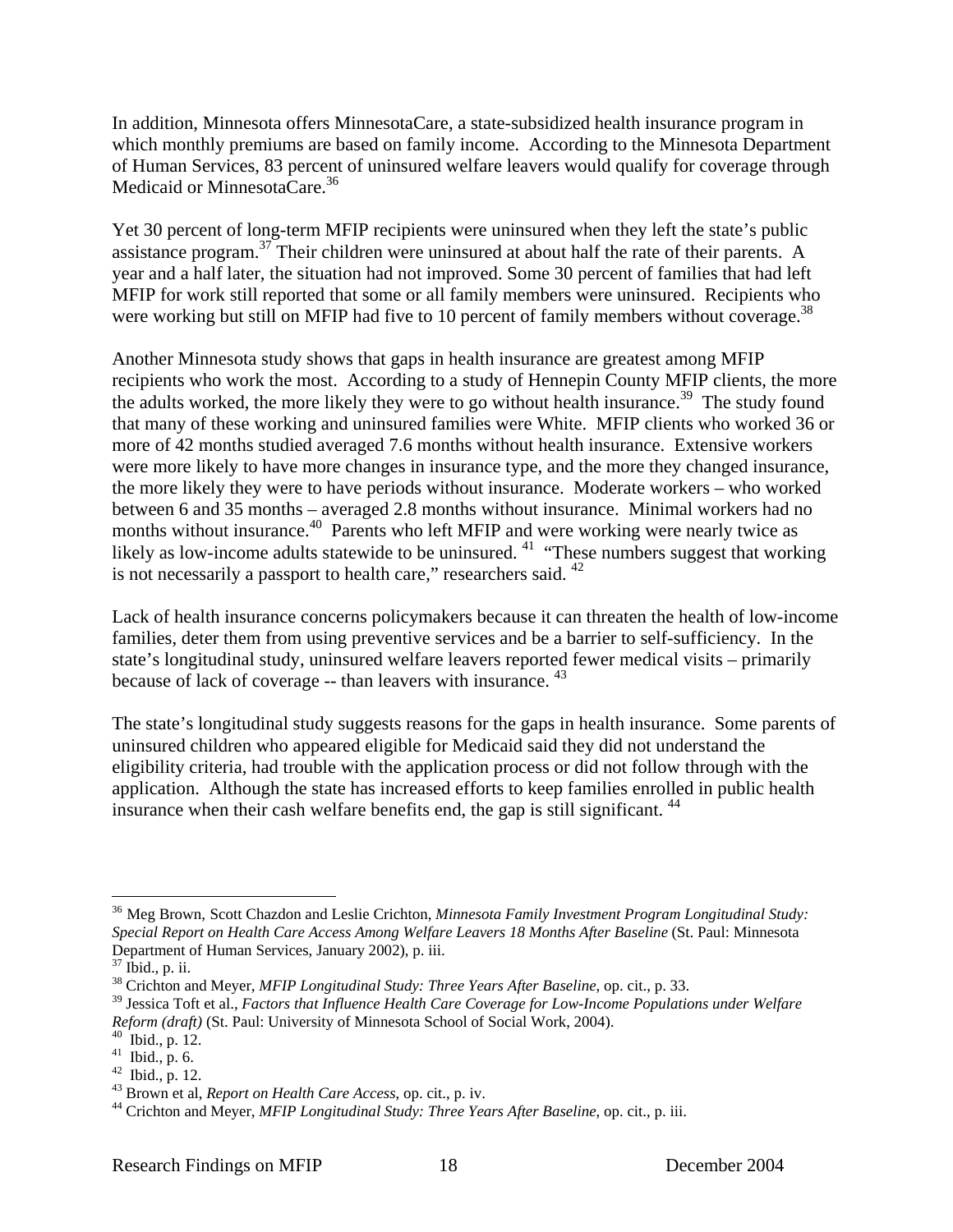In addition, Minnesota offers MinnesotaCare, a state-subsidized health insurance program in which monthly premiums are based on family income. According to the Minnesota Department of Human Services, 83 percent of uninsured welfare leavers would qualify for coverage through Medicaid or MinnesotaCare.[36]

Yet 30 percent of long-term MFIP recipients were uninsured when they left the state's public assistance program.[37] Their children were uninsured at about half the rate of their parents. A year and a half later, the situation had not improved. Some 30 percent of families that had left MFIP for work still reported that some or all family members were uninsured. Recipients who were working but still on MFIP had five to 10 percent of family members without coverage.[38]

Another Minnesota study shows that gaps in health insurance are greatest among MFIP recipients who work the most. According to a study of Hennepin County MFIP clients, the more the adults worked, the more likely they were to go without health insurance.[39] The study found that many of these working and uninsured families were White. MFIP clients who worked 36 or more of 42 months studied averaged 7.6 months without health insurance. Extensive workers were more likely to have more changes in insurance type, and the more they changed insurance, the more likely they were to have periods without insurance. Moderate workers – who worked between 6 and 35 months – averaged 2.8 months without insurance. Minimal workers had no months without insurance.[40] Parents who left MFIP and were working were nearly twice as likely as low-income adults statewide to be uninsured.[41] "These numbers suggest that working is not necessarily a passport to health care," researchers said.[42]

Lack of health insurance concerns policymakers because it can threaten the health of low-income families, deter them from using preventive services and be a barrier to self-sufficiency. In the state's longitudinal study, uninsured welfare leavers reported fewer medical visits – primarily because of lack of coverage -- than leavers with insurance.[43]

The state's longitudinal study suggests reasons for the gaps in health insurance. Some parents of uninsured children who appeared eligible for Medicaid said they did not understand the eligibility criteria, had trouble with the application process or did not follow through with the application. Although the state has increased efforts to keep families enrolled in public health insurance when their cash welfare benefits end, the gap is still significant.[44]

---

[36] Meg Brown, Scott Chazdon and Leslie Crichton, *Minnesota Family Investment Program Longitudinal Study: Special Report on Health Care Access Among Welfare Leavers 18 Months After Baseline* (St. Paul: Minnesota Department of Human Services, January 2002), p. iii.

[37] Ibid., p. ii.

[38] Crichton and Meyer, *MFIP Longitudinal Study: Three Years After Baseline*, op. cit., p. 33.

[39] Jessica Toft et al., *Factors that Influence Health Care Coverage for Low-Income Populations under Welfare Reform (draft)* (St. Paul: University of Minnesota School of Social Work, 2004).

[40] Ibid., p. 12.

[41] Ibid., p. 6.

[42] Ibid., p. 12.

[43] Brown et al, *Report on Health Care Access*, op. cit., p. iv.

[44] Crichton and Meyer, *MFIP Longitudinal Study: Three Years After Baseline*, op. cit., p. iii.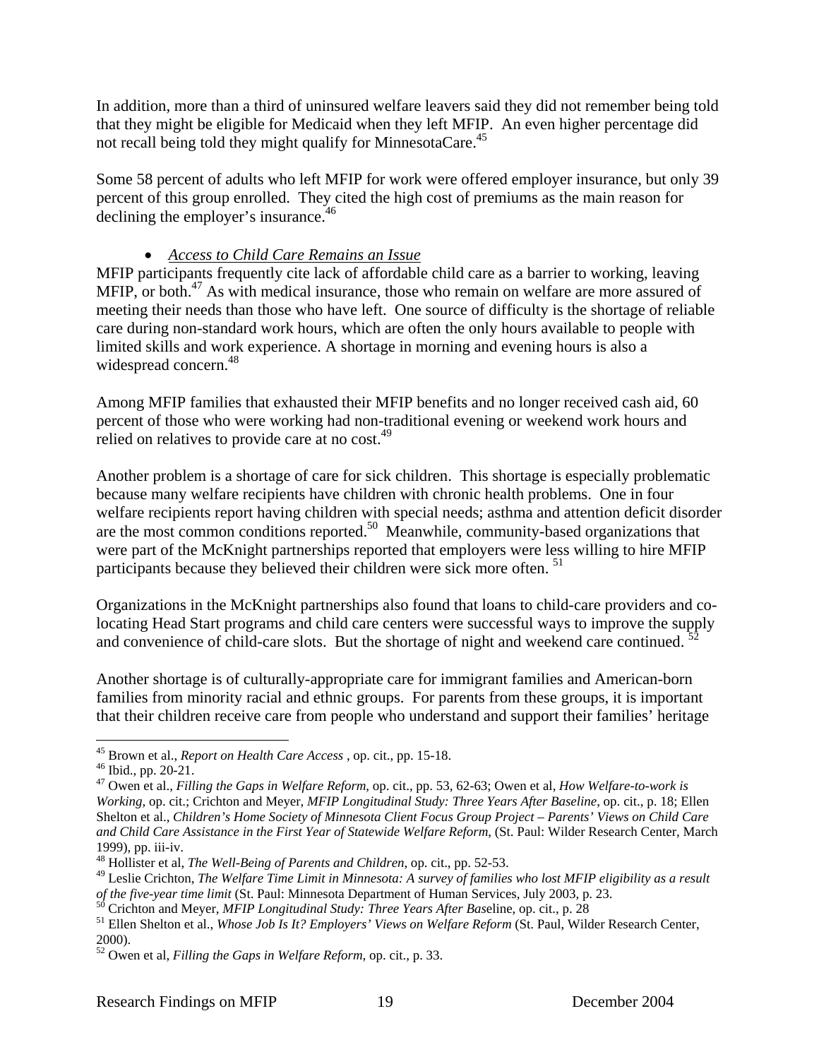In addition, more than a third of uninsured welfare leavers said they did not remember being told that they might be eligible for Medicaid when they left MFIP. An even higher percentage did not recall being told they might qualify for MinnesotaCare.[45]

Some 58 percent of adults who left MFIP for work were offered employer insurance, but only 39 percent of this group enrolled. They cited the high cost of premiums as the main reason for declining the employer's insurance.[46]

- *Access to Child Care Remains an Issue*

MFIP participants frequently cite lack of affordable child care as a barrier to working, leaving MFIP, or both.[47] As with medical insurance, those who remain on welfare are more assured of meeting their needs than those who have left. One source of difficulty is the shortage of reliable care during non-standard work hours, which are often the only hours available to people with limited skills and work experience. A shortage in morning and evening hours is also a widespread concern.[48]

Among MFIP families that exhausted their MFIP benefits and no longer received cash aid, 60 percent of those who were working had non-traditional evening or weekend work hours and relied on relatives to provide care at no cost.[49]

Another problem is a shortage of care for sick children. This shortage is especially problematic because many welfare recipients have children with chronic health problems. One in four welfare recipients report having children with special needs; asthma and attention deficit disorder are the most common conditions reported.[50] Meanwhile, community-based organizations that were part of the McKnight partnerships reported that employers were less willing to hire MFIP participants because they believed their children were sick more often.[51]

Organizations in the McKnight partnerships also found that loans to child-care providers and co-locating Head Start programs and child care centers were successful ways to improve the supply and convenience of child-care slots. But the shortage of night and weekend care continued.[52]

Another shortage is of culturally-appropriate care for immigrant families and American-born families from minority racial and ethnic groups. For parents from these groups, it is important that their children receive care from people who understand and support their families' heritage

---

[45] Brown et al., *Report on Health Care Access* , op. cit., pp. 15-18.

[46] Ibid., pp. 20-21.

[47] Owen et al., *Filling the Gaps in Welfare Reform*, op. cit., pp. 53, 62-63; Owen et al, *How Welfare-to-work is Working*, op. cit.; Crichton and Meyer, *MFIP Longitudinal Study: Three Years After Baseline*, op. cit., p. 18; Ellen Shelton et al., *Children's Home Society of Minnesota Client Focus Group Project – Parents' Views on Child Care and Child Care Assistance in the First Year of Statewide Welfare Reform*, (St. Paul: Wilder Research Center, March 1999), pp. iii-iv.

[48] Hollister et al, *The Well-Being of Parents and Children*, op. cit., pp. 52-53.

[49] Leslie Crichton, *The Welfare Time Limit in Minnesota: A survey of families who lost MFIP eligibility as a result of the five-year time limit* (St. Paul: Minnesota Department of Human Services, July 2003, p. 23.

[50] Crichton and Meyer, *MFIP Longitudinal Study: Three Years After Baseline*, op. cit., p. 28

[51] Ellen Shelton et al., *Whose Job Is It? Employers' Views on Welfare Reform* (St. Paul, Wilder Research Center, 2000).

[52] Owen et al, *Filling the Gaps in Welfare Reform*, op. cit., p. 33.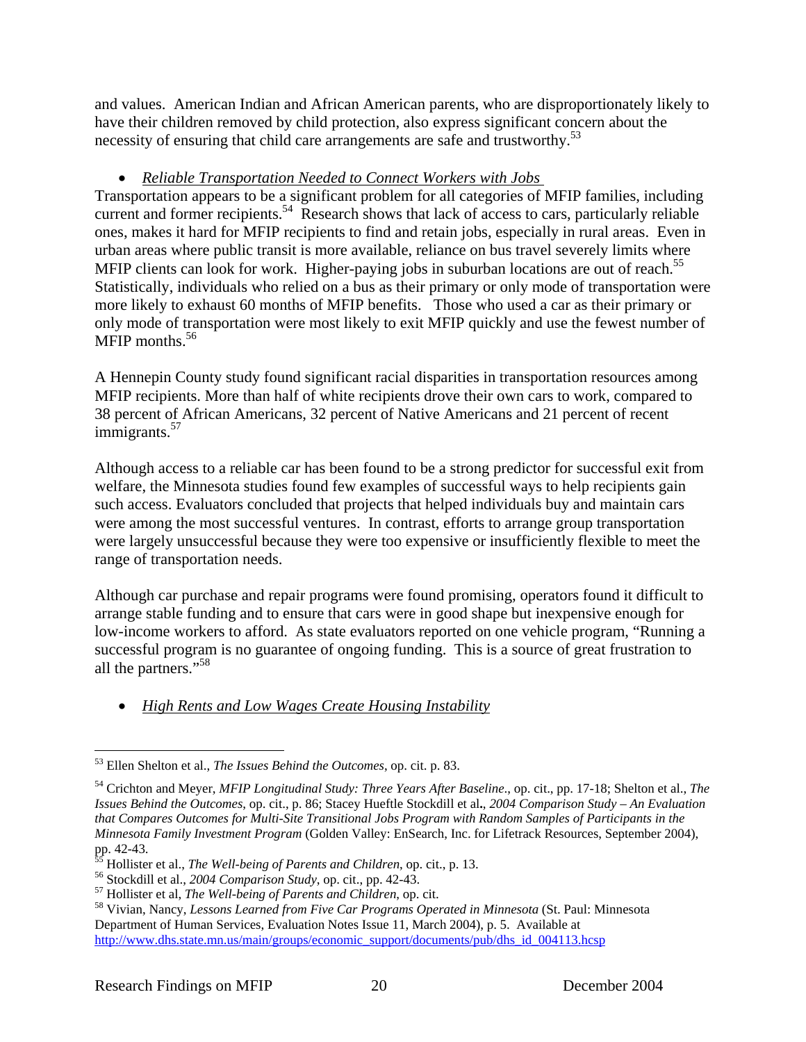and values. American Indian and African American parents, who are disproportionately likely to have their children removed by child protection, also express significant concern about the necessity of ensuring that child care arrangements are safe and trustworthy.[53]

- *Reliable Transportation Needed to Connect Workers with Jobs*

Transportation appears to be a significant problem for all categories of MFIP families, including current and former recipients.[54] Research shows that lack of access to cars, particularly reliable ones, makes it hard for MFIP recipients to find and retain jobs, especially in rural areas. Even in urban areas where public transit is more available, reliance on bus travel severely limits where MFIP clients can look for work. Higher-paying jobs in suburban locations are out of reach.[55] Statistically, individuals who relied on a bus as their primary or only mode of transportation were more likely to exhaust 60 months of MFIP benefits. Those who used a car as their primary or only mode of transportation were most likely to exit MFIP quickly and use the fewest number of MFIP months.[56]

A Hennepin County study found significant racial disparities in transportation resources among MFIP recipients. More than half of white recipients drove their own cars to work, compared to 38 percent of African Americans, 32 percent of Native Americans and 21 percent of recent immigrants.[57]

Although access to a reliable car has been found to be a strong predictor for successful exit from welfare, the Minnesota studies found few examples of successful ways to help recipients gain such access. Evaluators concluded that projects that helped individuals buy and maintain cars were among the most successful ventures. In contrast, efforts to arrange group transportation were largely unsuccessful because they were too expensive or insufficiently flexible to meet the range of transportation needs.

Although car purchase and repair programs were found promising, operators found it difficult to arrange stable funding and to ensure that cars were in good shape but inexpensive enough for low-income workers to afford. As state evaluators reported on one vehicle program, "Running a successful program is no guarantee of ongoing funding. This is a source of great frustration to all the partners."[58]

- *High Rents and Low Wages Create Housing Instability*

---

[53] Ellen Shelton et al., *The Issues Behind the Outcomes*, op. cit. p. 83.

[54] Crichton and Meyer, *MFIP Longitudinal Study: Three Years After Baseline*., op. cit., pp. 17-18; Shelton et al., *The Issues Behind the Outcomes*, op. cit., p. 86; Stacey Hueftle Stockdill et al., *2004 Comparison Study – An Evaluation that Compares Outcomes for Multi-Site Transitional Jobs Program with Random Samples of Participants in the Minnesota Family Investment Program* (Golden Valley: EnSearch, Inc. for Lifetrack Resources, September 2004), pp. 42-43.

[55] Hollister et al., *The Well-being of Parents and Children*, op. cit., p. 13.

[56] Stockdill et al., *2004 Comparison Study*, op. cit., pp. 42-43.

[57] Hollister et al, *The Well-being of Parents and Children*, op. cit.

[58] Vivian, Nancy, *Lessons Learned from Five Car Programs Operated in Minnesota* (St. Paul: Minnesota Department of Human Services, Evaluation Notes Issue 11, March 2004), p. 5. Available at http://www.dhs.state.mn.us/main/groups/economic_support/documents/pub/dhs_id_004113.hcsp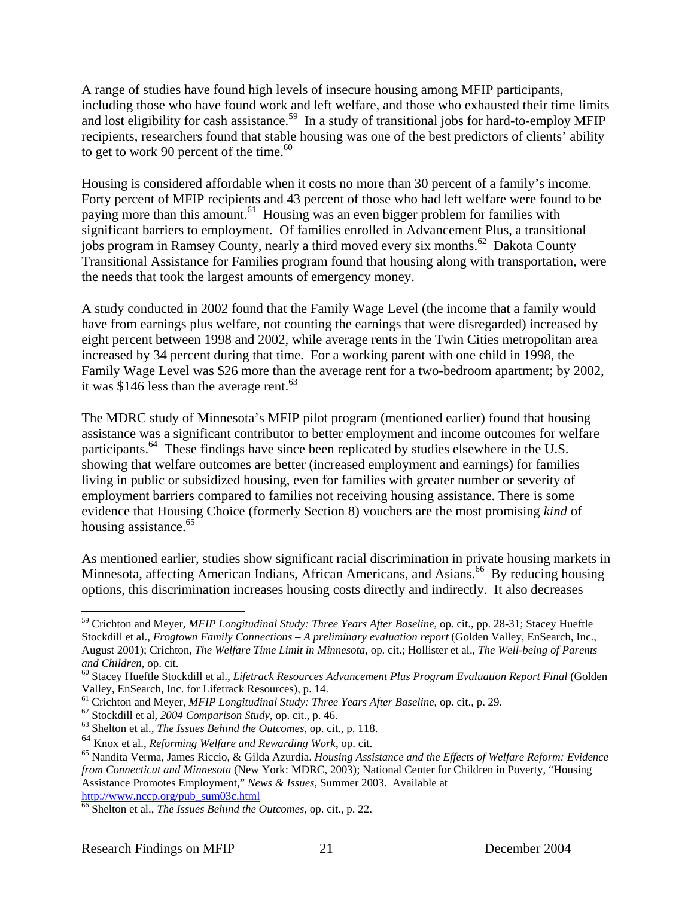A range of studies have found high levels of insecure housing among MFIP participants, including those who have found work and left welfare, and those who exhausted their time limits and lost eligibility for cash assistance.[59] In a study of transitional jobs for hard-to-employ MFIP recipients, researchers found that stable housing was one of the best predictors of clients' ability to get to work 90 percent of the time.[60]

Housing is considered affordable when it costs no more than 30 percent of a family's income. Forty percent of MFIP recipients and 43 percent of those who had left welfare were found to be paying more than this amount.[61] Housing was an even bigger problem for families with significant barriers to employment. Of families enrolled in Advancement Plus, a transitional jobs program in Ramsey County, nearly a third moved every six months.[62] Dakota County Transitional Assistance for Families program found that housing along with transportation, were the needs that took the largest amounts of emergency money.

A study conducted in 2002 found that the Family Wage Level (the income that a family would have from earnings plus welfare, not counting the earnings that were disregarded) increased by eight percent between 1998 and 2002, while average rents in the Twin Cities metropolitan area increased by 34 percent during that time. For a working parent with one child in 1998, the Family Wage Level was $26 more than the average rent for a two-bedroom apartment; by 2002, it was $146 less than the average rent.[63]

The MDRC study of Minnesota's MFIP pilot program (mentioned earlier) found that housing assistance was a significant contributor to better employment and income outcomes for welfare participants.[64] These findings have since been replicated by studies elsewhere in the U.S. showing that welfare outcomes are better (increased employment and earnings) for families living in public or subsidized housing, even for families with greater number or severity of employment barriers compared to families not receiving housing assistance. There is some evidence that Housing Choice (formerly Section 8) vouchers are the most promising *kind* of housing assistance.[65]

As mentioned earlier, studies show significant racial discrimination in private housing markets in Minnesota, affecting American Indians, African Americans, and Asians.[66] By reducing housing options, this discrimination increases housing costs directly and indirectly. It also decreases

---

[59] Crichton and Meyer, *MFIP Longitudinal Study: Three Years After Baseline*, op. cit., pp. 28-31; Stacey Hueftle Stockdill et al., *Frogtown Family Connections – A preliminary evaluation report* (Golden Valley, EnSearch, Inc., August 2001); Crichton, *The Welfare Time Limit in Minnesota*, op. cit.; Hollister et al., *The Well-being of Parents and Children*, op. cit.

[60] Stacey Hueftle Stockdill et al., *Lifetrack Resources Advancement Plus Program Evaluation Report Final* (Golden Valley, EnSearch, Inc. for Lifetrack Resources), p. 14.

[61] Crichton and Meyer, *MFIP Longitudinal Study: Three Years After Baseline*, op. cit., p. 29.

[62] Stockdill et al, *2004 Comparison Study*, op. cit., p. 46.

[63] Shelton et al., *The Issues Behind the Outcomes*, op. cit., p. 118.

[64] Knox et al., *Reforming Welfare and Rewarding Work*, op. cit.

[65] Nandita Verma, James Riccio, & Gilda Azurdia. *Housing Assistance and the Effects of Welfare Reform: Evidence from Connecticut and Minnesota* (New York: MDRC, 2003); National Center for Children in Poverty, "Housing Assistance Promotes Employment," *News & Issues*, Summer 2003. Available at http://www.nccp.org/pub_sum03c.html

[66] Shelton et al., *The Issues Behind the Outcomes*, op. cit., p. 22.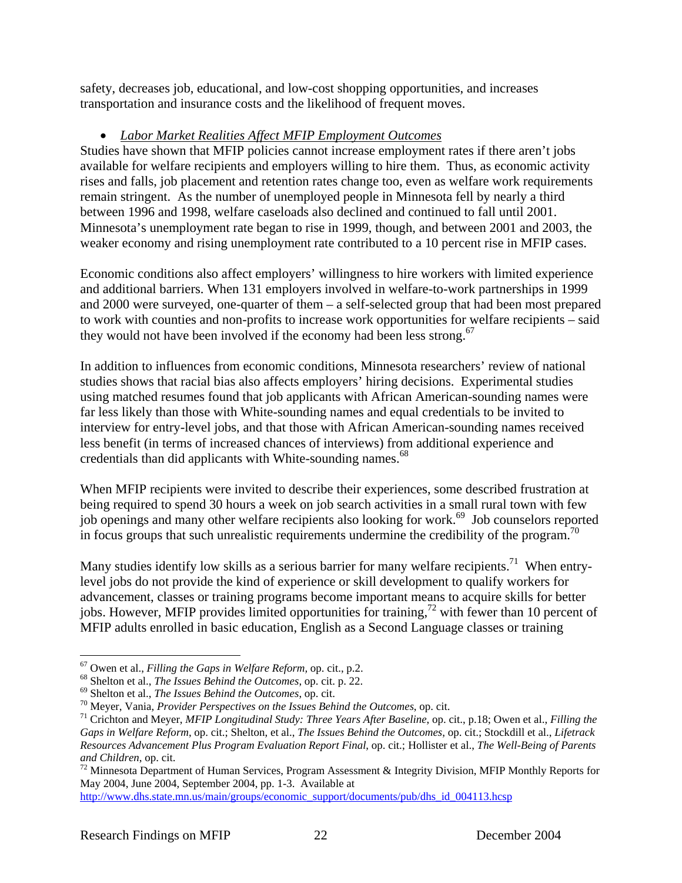safety, decreases job, educational, and low-cost shopping opportunities, and increases transportation and insurance costs and the likelihood of frequent moves.

- *Labor Market Realities Affect MFIP Employment Outcomes*

Studies have shown that MFIP policies cannot increase employment rates if there aren't jobs available for welfare recipients and employers willing to hire them. Thus, as economic activity rises and falls, job placement and retention rates change too, even as welfare work requirements remain stringent. As the number of unemployed people in Minnesota fell by nearly a third between 1996 and 1998, welfare caseloads also declined and continued to fall until 2001. Minnesota's unemployment rate began to rise in 1999, though, and between 2001 and 2003, the weaker economy and rising unemployment rate contributed to a 10 percent rise in MFIP cases.

Economic conditions also affect employers' willingness to hire workers with limited experience and additional barriers. When 131 employers involved in welfare-to-work partnerships in 1999 and 2000 were surveyed, one-quarter of them – a self-selected group that had been most prepared to work with counties and non-profits to increase work opportunities for welfare recipients – said they would not have been involved if the economy had been less strong.[67]

In addition to influences from economic conditions, Minnesota researchers' review of national studies shows that racial bias also affects employers' hiring decisions. Experimental studies using matched resumes found that job applicants with African American-sounding names were far less likely than those with White-sounding names and equal credentials to be invited to interview for entry-level jobs, and that those with African American-sounding names received less benefit (in terms of increased chances of interviews) from additional experience and credentials than did applicants with White-sounding names.[68]

When MFIP recipients were invited to describe their experiences, some described frustration at being required to spend 30 hours a week on job search activities in a small rural town with few job openings and many other welfare recipients also looking for work.[69] Job counselors reported in focus groups that such unrealistic requirements undermine the credibility of the program.[70]

Many studies identify low skills as a serious barrier for many welfare recipients.[71] When entry-level jobs do not provide the kind of experience or skill development to qualify workers for advancement, classes or training programs become important means to acquire skills for better jobs. However, MFIP provides limited opportunities for training,[72] with fewer than 10 percent of MFIP adults enrolled in basic education, English as a Second Language classes or training

---

[67] Owen et al., *Filling the Gaps in Welfare Reform,* op. cit., p.2.

[68] Shelton et al., *The Issues Behind the Outcomes*, op. cit. p. 22.

[69] Shelton et al., *The Issues Behind the Outcomes*, op. cit.

[70] Meyer, Vania, *Provider Perspectives on the Issues Behind the Outcomes*, op. cit.

[71] Crichton and Meyer, *MFIP Longitudinal Study: Three Years After Baseline*, op. cit., p.18; Owen et al., *Filling the Gaps in Welfare Reform*, op. cit.; Shelton, et al., *The Issues Behind the Outcomes*, op. cit.; Stockdill et al., *Lifetrack Resources Advancement Plus Program Evaluation Report Final*, op. cit.; Hollister et al., *The Well-Being of Parents and Children*, op. cit.

[72] Minnesota Department of Human Services, Program Assessment & Integrity Division, MFIP Monthly Reports for May 2004, June 2004, September 2004, pp. 1-3. Available at http://www.dhs.state.mn.us/main/groups/economic_support/documents/pub/dhs_id_004113.hcsp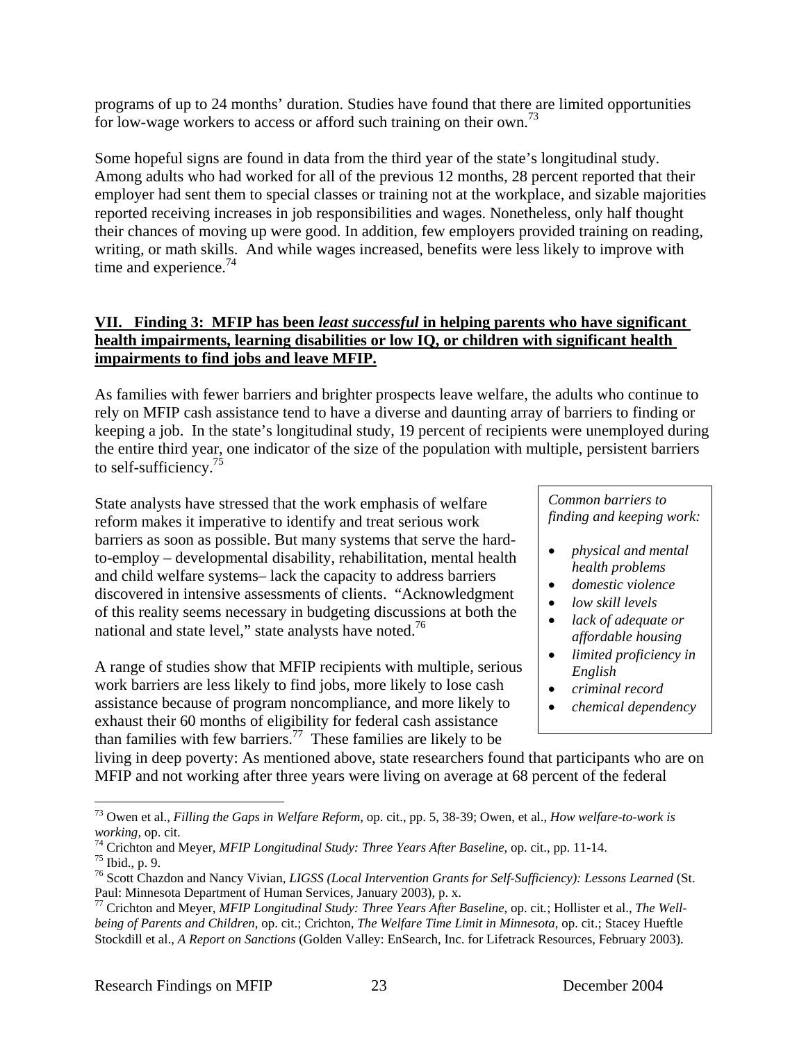programs of up to 24 months' duration. Studies have found that there are limited opportunities for low-wage workers to access or afford such training on their own.[73]

Some hopeful signs are found in data from the third year of the state's longitudinal study. Among adults who had worked for all of the previous 12 months, 28 percent reported that their employer had sent them to special classes or training not at the workplace, and sizable majorities reported receiving increases in job responsibilities and wages. Nonetheless, only half thought their chances of moving up were good. In addition, few employers provided training on reading, writing, or math skills. And while wages increased, benefits were less likely to improve with time and experience.[74]

## VII. Finding 3: MFIP has been *least successful* in helping parents who have significant health impairments, learning disabilities or low IQ, or children with significant health impairments to find jobs and leave MFIP.

As families with fewer barriers and brighter prospects leave welfare, the adults who continue to rely on MFIP cash assistance tend to have a diverse and daunting array of barriers to finding or keeping a job. In the state's longitudinal study, 19 percent of recipients were unemployed during the entire third year, one indicator of the size of the population with multiple, persistent barriers to self-sufficiency.[75]

*Common barriers to finding and keeping work:*

- *physical and mental health problems*
- *domestic violence*
- *low skill levels*
- *lack of adequate or affordable housing*
- *limited proficiency in English*
- *criminal record*
- *chemical dependency*

State analysts have stressed that the work emphasis of welfare reform makes it imperative to identify and treat serious work barriers as soon as possible. But many systems that serve the hard-to-employ – developmental disability, rehabilitation, mental health and child welfare systems– lack the capacity to address barriers discovered in intensive assessments of clients. "Acknowledgment of this reality seems necessary in budgeting discussions at both the national and state level," state analysts have noted.[76]

A range of studies show that MFIP recipients with multiple, serious work barriers are less likely to find jobs, more likely to lose cash assistance because of program noncompliance, and more likely to exhaust their 60 months of eligibility for federal cash assistance than families with few barriers.[77] These families are likely to be living in deep poverty: As mentioned above, state researchers found that participants who are on MFIP and not working after three years were living on average at 68 percent of the federal

---

[73] Owen et al., *Filling the Gaps in Welfare Reform*, op. cit., pp. 5, 38-39; Owen, et al., *How welfare-to-work is working*, op. cit.

[74] Crichton and Meyer, *MFIP Longitudinal Study: Three Years After Baseline*, op. cit., pp. 11-14.

[75] Ibid., p. 9.

[76] Scott Chazdon and Nancy Vivian, *LIGSS (Local Intervention Grants for Self-Sufficiency): Lessons Learned* (St. Paul: Minnesota Department of Human Services, January 2003), p. x.

[77] Crichton and Meyer, *MFIP Longitudinal Study: Three Years After Baseline*, op. cit.; Hollister et al., *The Well-being of Parents and Children*, op. cit.; Crichton, *The Welfare Time Limit in Minnesota*, op. cit.; Stacey Hueftle Stockdill et al., *A Report on Sanctions* (Golden Valley: EnSearch, Inc. for Lifetrack Resources, February 2003).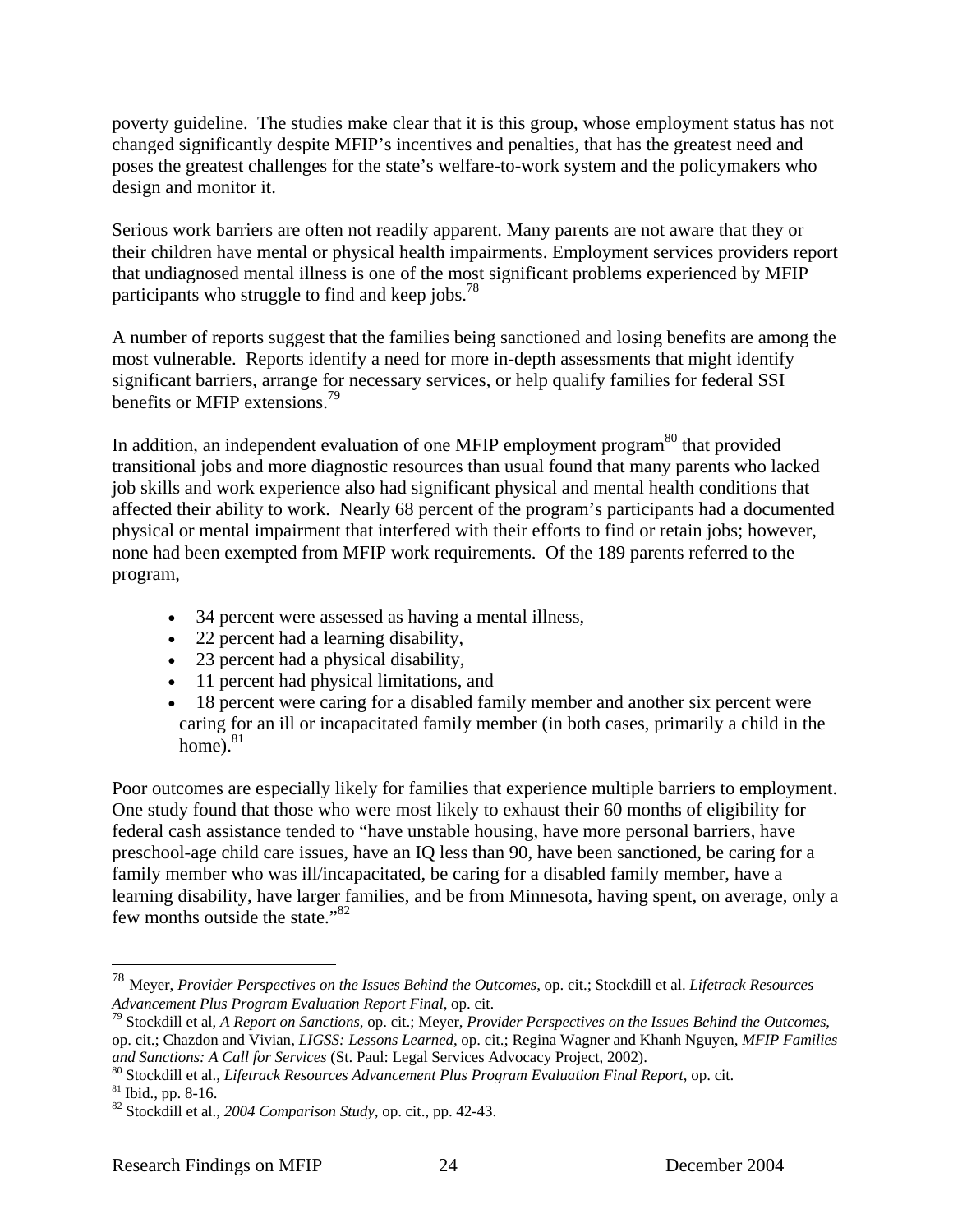poverty guideline. The studies make clear that it is this group, whose employment status has not changed significantly despite MFIP's incentives and penalties, that has the greatest need and poses the greatest challenges for the state's welfare-to-work system and the policymakers who design and monitor it.

Serious work barriers are often not readily apparent. Many parents are not aware that they or their children have mental or physical health impairments. Employment services providers report that undiagnosed mental illness is one of the most significant problems experienced by MFIP participants who struggle to find and keep jobs.[78]

A number of reports suggest that the families being sanctioned and losing benefits are among the most vulnerable. Reports identify a need for more in-depth assessments that might identify significant barriers, arrange for necessary services, or help qualify families for federal SSI benefits or MFIP extensions.[79]

In addition, an independent evaluation of one MFIP employment program[80] that provided transitional jobs and more diagnostic resources than usual found that many parents who lacked job skills and work experience also had significant physical and mental health conditions that affected their ability to work. Nearly 68 percent of the program's participants had a documented physical or mental impairment that interfered with their efforts to find or retain jobs; however, none had been exempted from MFIP work requirements. Of the 189 parents referred to the program,

- 34 percent were assessed as having a mental illness,
- 22 percent had a learning disability,
- 23 percent had a physical disability,
- 11 percent had physical limitations, and
- 18 percent were caring for a disabled family member and another six percent were caring for an ill or incapacitated family member (in both cases, primarily a child in the home).[81]

Poor outcomes are especially likely for families that experience multiple barriers to employment. One study found that those who were most likely to exhaust their 60 months of eligibility for federal cash assistance tended to "have unstable housing, have more personal barriers, have preschool-age child care issues, have an IQ less than 90, have been sanctioned, be caring for a family member who was ill/incapacitated, be caring for a disabled family member, have a learning disability, have larger families, and be from Minnesota, having spent, on average, only a few months outside the state."[82]

---

[78] Meyer, *Provider Perspectives on the Issues Behind the Outcomes*, op. cit.; Stockdill et al. *Lifetrack Resources Advancement Plus Program Evaluation Report Final*, op. cit.

[79] Stockdill et al, *A Report on Sanctions*, op. cit.; Meyer, *Provider Perspectives on the Issues Behind the Outcomes*, op. cit.; Chazdon and Vivian, *LIGSS: Lessons Learned*, op. cit.; Regina Wagner and Khanh Nguyen, *MFIP Families and Sanctions: A Call for Services* (St. Paul: Legal Services Advocacy Project, 2002).

[80] Stockdill et al., *Lifetrack Resources Advancement Plus Program Evaluation Final Report*, op. cit.

[81] Ibid., pp. 8-16.

[82] Stockdill et al., *2004 Comparison Study*, op. cit., pp. 42-43.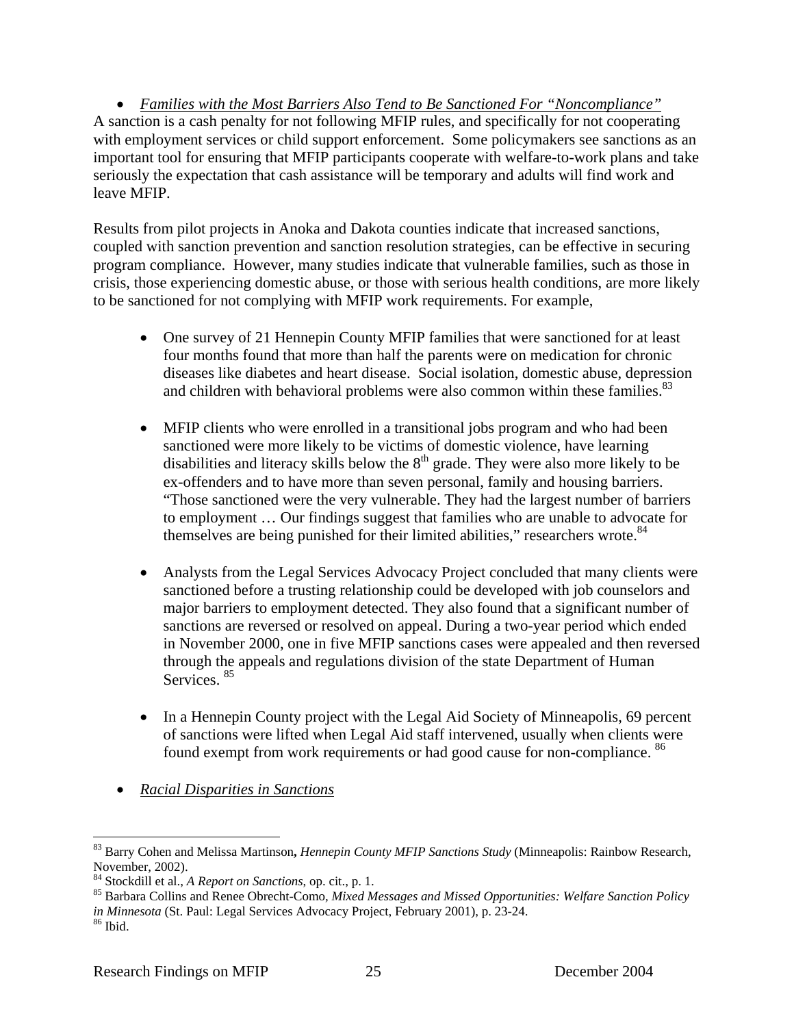- ***Families with the Most Barriers Also Tend to Be Sanctioned For "Noncompliance"***

A sanction is a cash penalty for not following MFIP rules, and specifically for not cooperating with employment services or child support enforcement. Some policymakers see sanctions as an important tool for ensuring that MFIP participants cooperate with welfare-to-work plans and take seriously the expectation that cash assistance will be temporary and adults will find work and leave MFIP.

Results from pilot projects in Anoka and Dakota counties indicate that increased sanctions, coupled with sanction prevention and sanction resolution strategies, can be effective in securing program compliance. However, many studies indicate that vulnerable families, such as those in crisis, those experiencing domestic abuse, or those with serious health conditions, are more likely to be sanctioned for not complying with MFIP work requirements. For example,

- One survey of 21 Hennepin County MFIP families that were sanctioned for at least four months found that more than half the parents were on medication for chronic diseases like diabetes and heart disease. Social isolation, domestic abuse, depression and children with behavioral problems were also common within these families.[83]

- MFIP clients who were enrolled in a transitional jobs program and who had been sanctioned were more likely to be victims of domestic violence, have learning disabilities and literacy skills below the 8th grade. They were also more likely to be ex-offenders and to have more than seven personal, family and housing barriers. "Those sanctioned were the very vulnerable. They had the largest number of barriers to employment … Our findings suggest that families who are unable to advocate for themselves are being punished for their limited abilities," researchers wrote.[84]

- Analysts from the Legal Services Advocacy Project concluded that many clients were sanctioned before a trusting relationship could be developed with job counselors and major barriers to employment detected. They also found that a significant number of sanctions are reversed or resolved on appeal. During a two-year period which ended in November 2000, one in five MFIP sanctions cases were appealed and then reversed through the appeals and regulations division of the state Department of Human Services.[85]

- In a Hennepin County project with the Legal Aid Society of Minneapolis, 69 percent of sanctions were lifted when Legal Aid staff intervened, usually when clients were found exempt from work requirements or had good cause for non-compliance.[86]

- ***Racial Disparities in Sanctions***

---

[83] Barry Cohen and Melissa Martinson**,** *Hennepin County MFIP Sanctions Study* (Minneapolis: Rainbow Research, November, 2002).

[84] Stockdill et al., *A Report on Sanctions*, op. cit., p. 1.

[85] Barbara Collins and Renee Obrecht-Como, *Mixed Messages and Missed Opportunities: Welfare Sanction Policy in Minnesota* (St. Paul: Legal Services Advocacy Project, February 2001), p. 23-24.

[86] Ibid.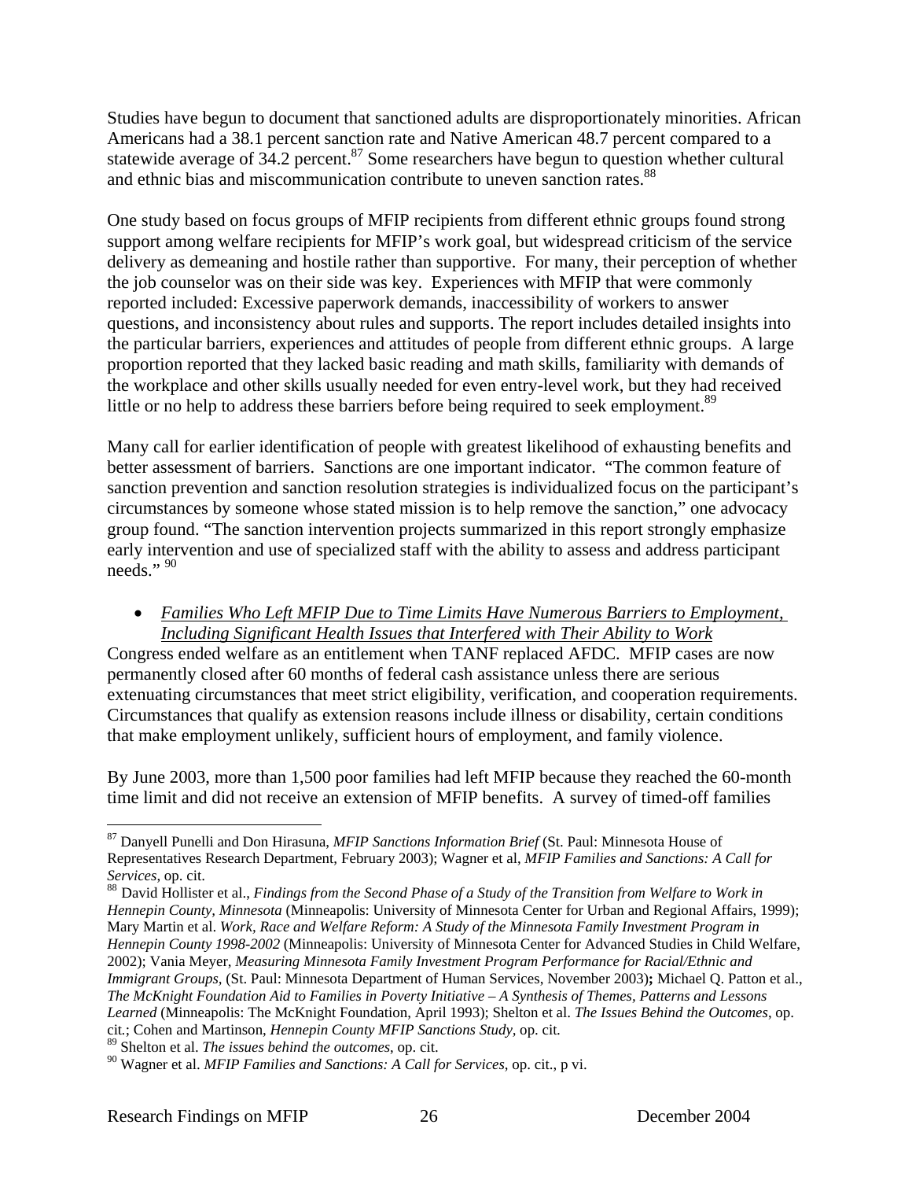Studies have begun to document that sanctioned adults are disproportionately minorities. African Americans had a 38.1 percent sanction rate and Native American 48.7 percent compared to a statewide average of 34.2 percent.[87] Some researchers have begun to question whether cultural and ethnic bias and miscommunication contribute to uneven sanction rates.[88]

One study based on focus groups of MFIP recipients from different ethnic groups found strong support among welfare recipients for MFIP's work goal, but widespread criticism of the service delivery as demeaning and hostile rather than supportive. For many, their perception of whether the job counselor was on their side was key. Experiences with MFIP that were commonly reported included: Excessive paperwork demands, inaccessibility of workers to answer questions, and inconsistency about rules and supports. The report includes detailed insights into the particular barriers, experiences and attitudes of people from different ethnic groups. A large proportion reported that they lacked basic reading and math skills, familiarity with demands of the workplace and other skills usually needed for even entry-level work, but they had received little or no help to address these barriers before being required to seek employment.[89]

Many call for earlier identification of people with greatest likelihood of exhausting benefits and better assessment of barriers. Sanctions are one important indicator. "The common feature of sanction prevention and sanction resolution strategies is individualized focus on the participant's circumstances by someone whose stated mission is to help remove the sanction," one advocacy group found. "The sanction intervention projects summarized in this report strongly emphasize early intervention and use of specialized staff with the ability to assess and address participant needs." [90]

- *Families Who Left MFIP Due to Time Limits Have Numerous Barriers to Employment, Including Significant Health Issues that Interfered with Their Ability to Work*

Congress ended welfare as an entitlement when TANF replaced AFDC. MFIP cases are now permanently closed after 60 months of federal cash assistance unless there are serious extenuating circumstances that meet strict eligibility, verification, and cooperation requirements. Circumstances that qualify as extension reasons include illness or disability, certain conditions that make employment unlikely, sufficient hours of employment, and family violence.

By June 2003, more than 1,500 poor families had left MFIP because they reached the 60-month time limit and did not receive an extension of MFIP benefits. A survey of timed-off families

---

[87] Danyell Punelli and Don Hirasuna, *MFIP Sanctions Information Brief* (St. Paul: Minnesota House of Representatives Research Department, February 2003); Wagner et al, *MFIP Families and Sanctions: A Call for Services*, op. cit.

[88] David Hollister et al., *Findings from the Second Phase of a Study of the Transition from Welfare to Work in Hennepin County, Minnesota* (Minneapolis: University of Minnesota Center for Urban and Regional Affairs, 1999); Mary Martin et al. *Work, Race and Welfare Reform: A Study of the Minnesota Family Investment Program in Hennepin County 1998-2002* (Minneapolis: University of Minnesota Center for Advanced Studies in Child Welfare, 2002); Vania Meyer, *Measuring Minnesota Family Investment Program Performance for Racial/Ethnic and Immigrant Groups,* (St. Paul: Minnesota Department of Human Services, November 2003)**;** Michael Q. Patton et al., *The McKnight Foundation Aid to Families in Poverty Initiative – A Synthesis of Themes, Patterns and Lessons Learned* (Minneapolis: The McKnight Foundation, April 1993); Shelton et al. *The Issues Behind the Outcomes*, op. cit.; Cohen and Martinson, *Hennepin County MFIP Sanctions Study,* op. cit*.*

[89] Shelton et al. *The issues behind the outcomes*, op. cit.

[90] Wagner et al. *MFIP Families and Sanctions: A Call for Services*, op. cit., p vi.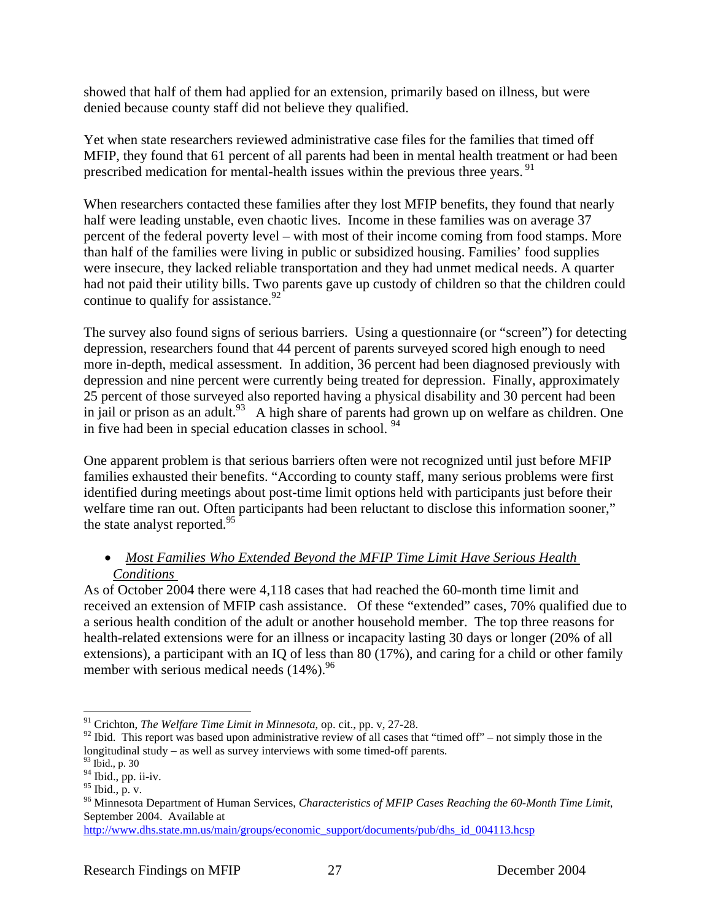showed that half of them had applied for an extension, primarily based on illness, but were denied because county staff did not believe they qualified.

Yet when state researchers reviewed administrative case files for the families that timed off MFIP, they found that 61 percent of all parents had been in mental health treatment or had been prescribed medication for mental-health issues within the previous three years.[91]

When researchers contacted these families after they lost MFIP benefits, they found that nearly half were leading unstable, even chaotic lives. Income in these families was on average 37 percent of the federal poverty level – with most of their income coming from food stamps. More than half of the families were living in public or subsidized housing. Families' food supplies were insecure, they lacked reliable transportation and they had unmet medical needs. A quarter had not paid their utility bills. Two parents gave up custody of children so that the children could continue to qualify for assistance.[92]

The survey also found signs of serious barriers. Using a questionnaire (or "screen") for detecting depression, researchers found that 44 percent of parents surveyed scored high enough to need more in-depth, medical assessment. In addition, 36 percent had been diagnosed previously with depression and nine percent were currently being treated for depression. Finally, approximately 25 percent of those surveyed also reported having a physical disability and 30 percent had been in jail or prison as an adult.[93] A high share of parents had grown up on welfare as children. One in five had been in special education classes in school.[94]

One apparent problem is that serious barriers often were not recognized until just before MFIP families exhausted their benefits. "According to county staff, many serious problems were first identified during meetings about post-time limit options held with participants just before their welfare time ran out. Often participants had been reluctant to disclose this information sooner," the state analyst reported.[95]

- *Most Families Who Extended Beyond the MFIP Time Limit Have Serious Health Conditions*

As of October 2004 there were 4,118 cases that had reached the 60-month time limit and received an extension of MFIP cash assistance. Of these "extended" cases, 70% qualified due to a serious health condition of the adult or another household member. The top three reasons for health-related extensions were for an illness or incapacity lasting 30 days or longer (20% of all extensions), a participant with an IQ of less than 80 (17%), and caring for a child or other family member with serious medical needs (14%).[96]

---

[91] Crichton, *The Welfare Time Limit in Minnesota*, op. cit., pp. v, 27-28.

[92] Ibid. This report was based upon administrative review of all cases that "timed off" – not simply those in the longitudinal study – as well as survey interviews with some timed-off parents.

[93] Ibid., p. 30

[94] Ibid., pp. ii-iv.

[95] Ibid., p. v.

[96] Minnesota Department of Human Services, *Characteristics of MFIP Cases Reaching the 60-Month Time Limit*, September 2004. Available at http://www.dhs.state.mn.us/main/groups/economic_support/documents/pub/dhs_id_004113.hcsp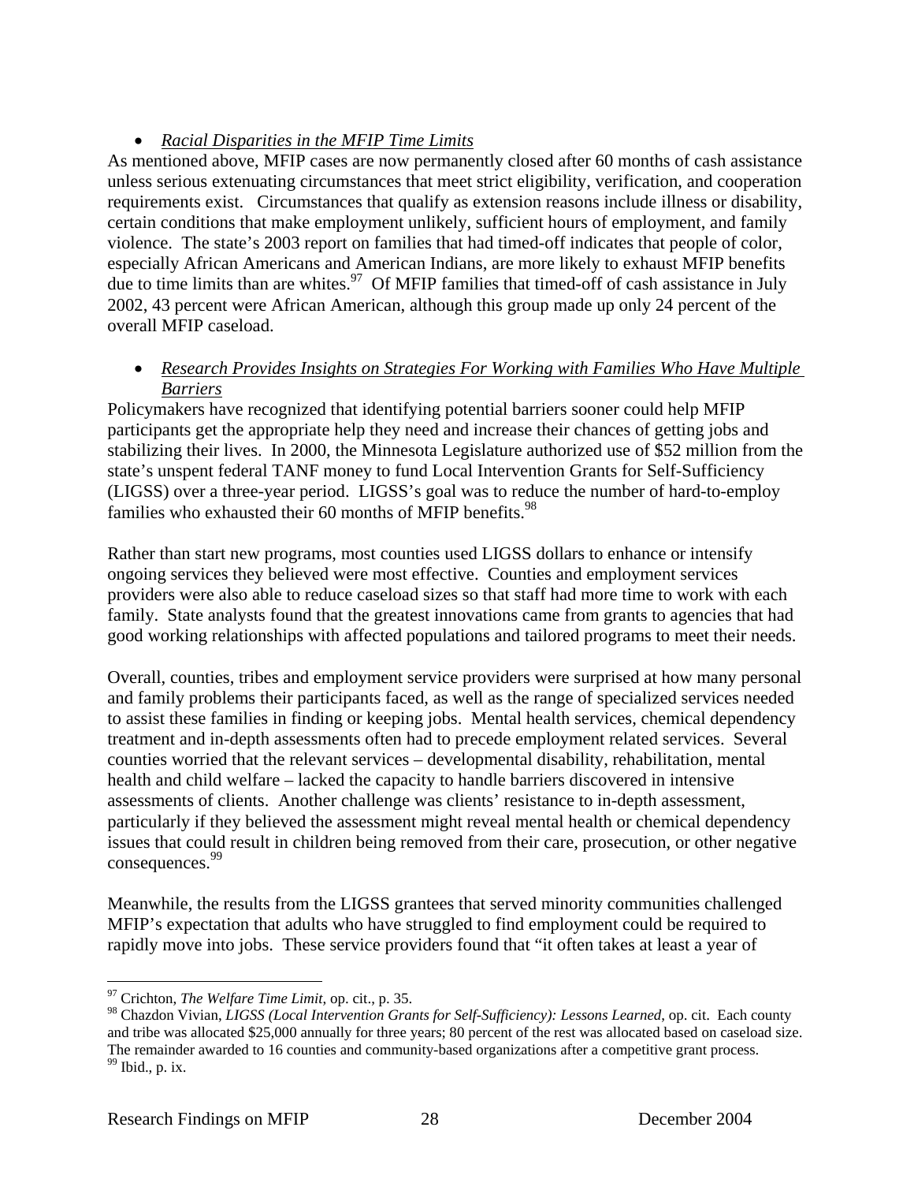- *Racial Disparities in the MFIP Time Limits*

As mentioned above, MFIP cases are now permanently closed after 60 months of cash assistance unless serious extenuating circumstances that meet strict eligibility, verification, and cooperation requirements exist. Circumstances that qualify as extension reasons include illness or disability, certain conditions that make employment unlikely, sufficient hours of employment, and family violence. The state's 2003 report on families that had timed-off indicates that people of color, especially African Americans and American Indians, are more likely to exhaust MFIP benefits due to time limits than are whites.[97] Of MFIP families that timed-off of cash assistance in July 2002, 43 percent were African American, although this group made up only 24 percent of the overall MFIP caseload.

- *Research Provides Insights on Strategies For Working with Families Who Have Multiple Barriers*

Policymakers have recognized that identifying potential barriers sooner could help MFIP participants get the appropriate help they need and increase their chances of getting jobs and stabilizing their lives. In 2000, the Minnesota Legislature authorized use of $52 million from the state's unspent federal TANF money to fund Local Intervention Grants for Self-Sufficiency (LIGSS) over a three-year period. LIGSS's goal was to reduce the number of hard-to-employ families who exhausted their 60 months of MFIP benefits.[98]

Rather than start new programs, most counties used LIGSS dollars to enhance or intensify ongoing services they believed were most effective. Counties and employment services providers were also able to reduce caseload sizes so that staff had more time to work with each family. State analysts found that the greatest innovations came from grants to agencies that had good working relationships with affected populations and tailored programs to meet their needs.

Overall, counties, tribes and employment service providers were surprised at how many personal and family problems their participants faced, as well as the range of specialized services needed to assist these families in finding or keeping jobs. Mental health services, chemical dependency treatment and in-depth assessments often had to precede employment related services. Several counties worried that the relevant services – developmental disability, rehabilitation, mental health and child welfare – lacked the capacity to handle barriers discovered in intensive assessments of clients. Another challenge was clients' resistance to in-depth assessment, particularly if they believed the assessment might reveal mental health or chemical dependency issues that could result in children being removed from their care, prosecution, or other negative consequences.[99]

Meanwhile, the results from the LIGSS grantees that served minority communities challenged MFIP's expectation that adults who have struggled to find employment could be required to rapidly move into jobs. These service providers found that "it often takes at least a year of

---

[97] Crichton, *The Welfare Time Limit*, op. cit., p. 35.

[98] Chazdon Vivian, *LIGSS (Local Intervention Grants for Self-Sufficiency): Lessons Learned*, op. cit. Each county and tribe was allocated $25,000 annually for three years; 80 percent of the rest was allocated based on caseload size. The remainder awarded to 16 counties and community-based organizations after a competitive grant process.

[99] Ibid., p. ix.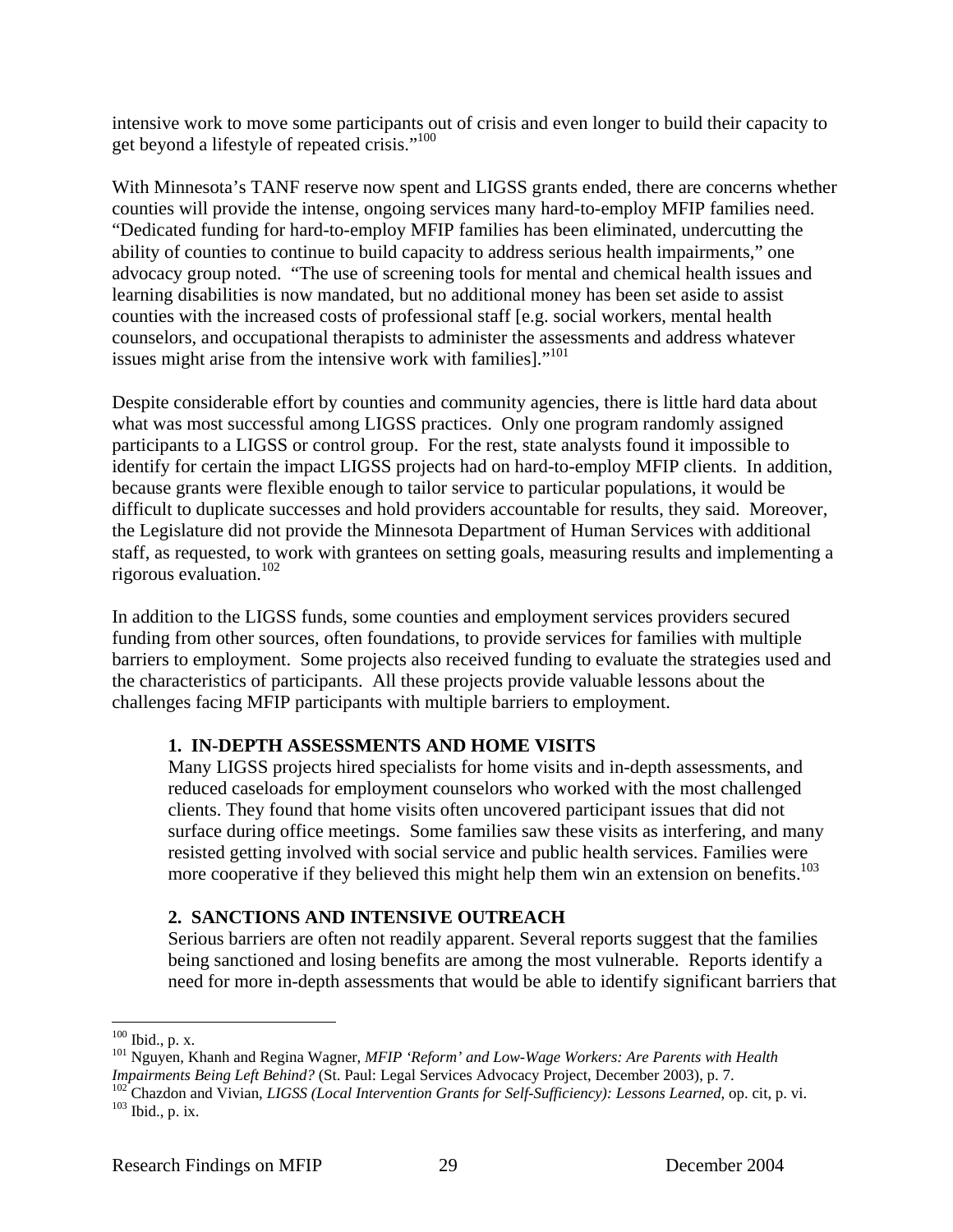intensive work to move some participants out of crisis and even longer to build their capacity to get beyond a lifestyle of repeated crisis."[100]

With Minnesota's TANF reserve now spent and LIGSS grants ended, there are concerns whether counties will provide the intense, ongoing services many hard-to-employ MFIP families need. "Dedicated funding for hard-to-employ MFIP families has been eliminated, undercutting the ability of counties to continue to build capacity to address serious health impairments," one advocacy group noted. "The use of screening tools for mental and chemical health issues and learning disabilities is now mandated, but no additional money has been set aside to assist counties with the increased costs of professional staff [e.g. social workers, mental health counselors, and occupational therapists to administer the assessments and address whatever issues might arise from the intensive work with families]."[101]

Despite considerable effort by counties and community agencies, there is little hard data about what was most successful among LIGSS practices. Only one program randomly assigned participants to a LIGSS or control group. For the rest, state analysts found it impossible to identify for certain the impact LIGSS projects had on hard-to-employ MFIP clients. In addition, because grants were flexible enough to tailor service to particular populations, it would be difficult to duplicate successes and hold providers accountable for results, they said. Moreover, the Legislature did not provide the Minnesota Department of Human Services with additional staff, as requested, to work with grantees on setting goals, measuring results and implementing a rigorous evaluation.[102]

In addition to the LIGSS funds, some counties and employment services providers secured funding from other sources, often foundations, to provide services for families with multiple barriers to employment. Some projects also received funding to evaluate the strategies used and the characteristics of participants. All these projects provide valuable lessons about the challenges facing MFIP participants with multiple barriers to employment.

**1. IN-DEPTH ASSESSMENTS AND HOME VISITS**

Many LIGSS projects hired specialists for home visits and in-depth assessments, and reduced caseloads for employment counselors who worked with the most challenged clients. They found that home visits often uncovered participant issues that did not surface during office meetings. Some families saw these visits as interfering, and many resisted getting involved with social service and public health services. Families were more cooperative if they believed this might help them win an extension on benefits.[103]

**2. SANCTIONS AND INTENSIVE OUTREACH**

Serious barriers are often not readily apparent. Several reports suggest that the families being sanctioned and losing benefits are among the most vulnerable. Reports identify a need for more in-depth assessments that would be able to identify significant barriers that

---

[100] Ibid., p. x.

[101] Nguyen, Khanh and Regina Wagner, *MFIP 'Reform' and Low-Wage Workers: Are Parents with Health Impairments Being Left Behind?* (St. Paul: Legal Services Advocacy Project, December 2003), p. 7.

[102] Chazdon and Vivian, *LIGSS (Local Intervention Grants for Self-Sufficiency): Lessons Learned*, op. cit, p. vi.

[103] Ibid., p. ix.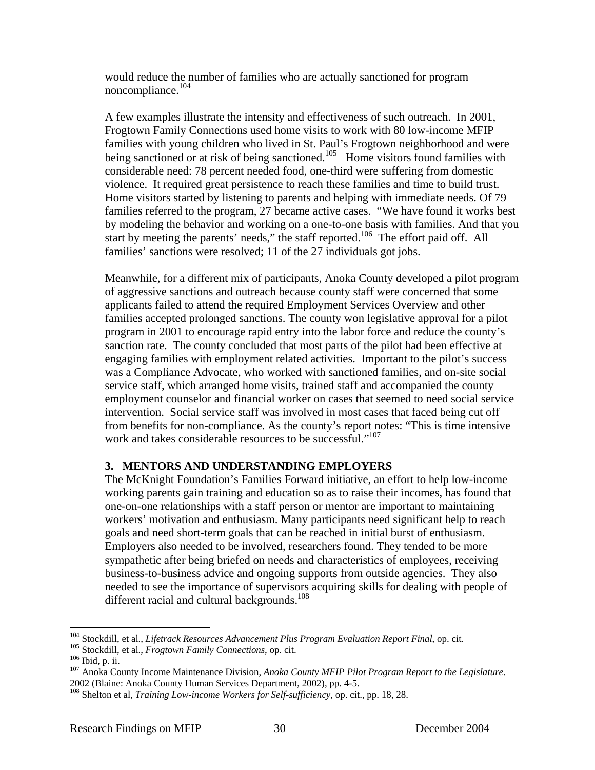would reduce the number of families who are actually sanctioned for program noncompliance.[104]

A few examples illustrate the intensity and effectiveness of such outreach. In 2001, Frogtown Family Connections used home visits to work with 80 low-income MFIP families with young children who lived in St. Paul's Frogtown neighborhood and were being sanctioned or at risk of being sanctioned.[105] Home visitors found families with considerable need: 78 percent needed food, one-third were suffering from domestic violence. It required great persistence to reach these families and time to build trust. Home visitors started by listening to parents and helping with immediate needs. Of 79 families referred to the program, 27 became active cases. "We have found it works best by modeling the behavior and working on a one-to-one basis with families. And that you start by meeting the parents' needs," the staff reported.[106] The effort paid off. All families' sanctions were resolved; 11 of the 27 individuals got jobs.

Meanwhile, for a different mix of participants, Anoka County developed a pilot program of aggressive sanctions and outreach because county staff were concerned that some applicants failed to attend the required Employment Services Overview and other families accepted prolonged sanctions. The county won legislative approval for a pilot program in 2001 to encourage rapid entry into the labor force and reduce the county's sanction rate. The county concluded that most parts of the pilot had been effective at engaging families with employment related activities. Important to the pilot's success was a Compliance Advocate, who worked with sanctioned families, and on-site social service staff, which arranged home visits, trained staff and accompanied the county employment counselor and financial worker on cases that seemed to need social service intervention. Social service staff was involved in most cases that faced being cut off from benefits for non-compliance. As the county's report notes: "This is time intensive work and takes considerable resources to be successful."[107]

### 3. MENTORS AND UNDERSTANDING EMPLOYERS

The McKnight Foundation's Families Forward initiative, an effort to help low-income working parents gain training and education so as to raise their incomes, has found that one-on-one relationships with a staff person or mentor are important to maintaining workers' motivation and enthusiasm. Many participants need significant help to reach goals and need short-term goals that can be reached in initial burst of enthusiasm. Employers also needed to be involved, researchers found. They tended to be more sympathetic after being briefed on needs and characteristics of employees, receiving business-to-business advice and ongoing supports from outside agencies. They also needed to see the importance of supervisors acquiring skills for dealing with people of different racial and cultural backgrounds.[108]

---

[104] Stockdill, et al., *Lifetrack Resources Advancement Plus Program Evaluation Report Final*, op. cit.
[105] Stockdill, et al., *Frogtown Family Connections*, op. cit.
[106] Ibid, p. ii.
[107] Anoka County Income Maintenance Division, *Anoka County MFIP Pilot Program Report to the Legislature*. 2002 (Blaine: Anoka County Human Services Department, 2002), pp. 4-5.
[108] Shelton et al, *Training Low-income Workers for Self-sufficiency*, op. cit., pp. 18, 28.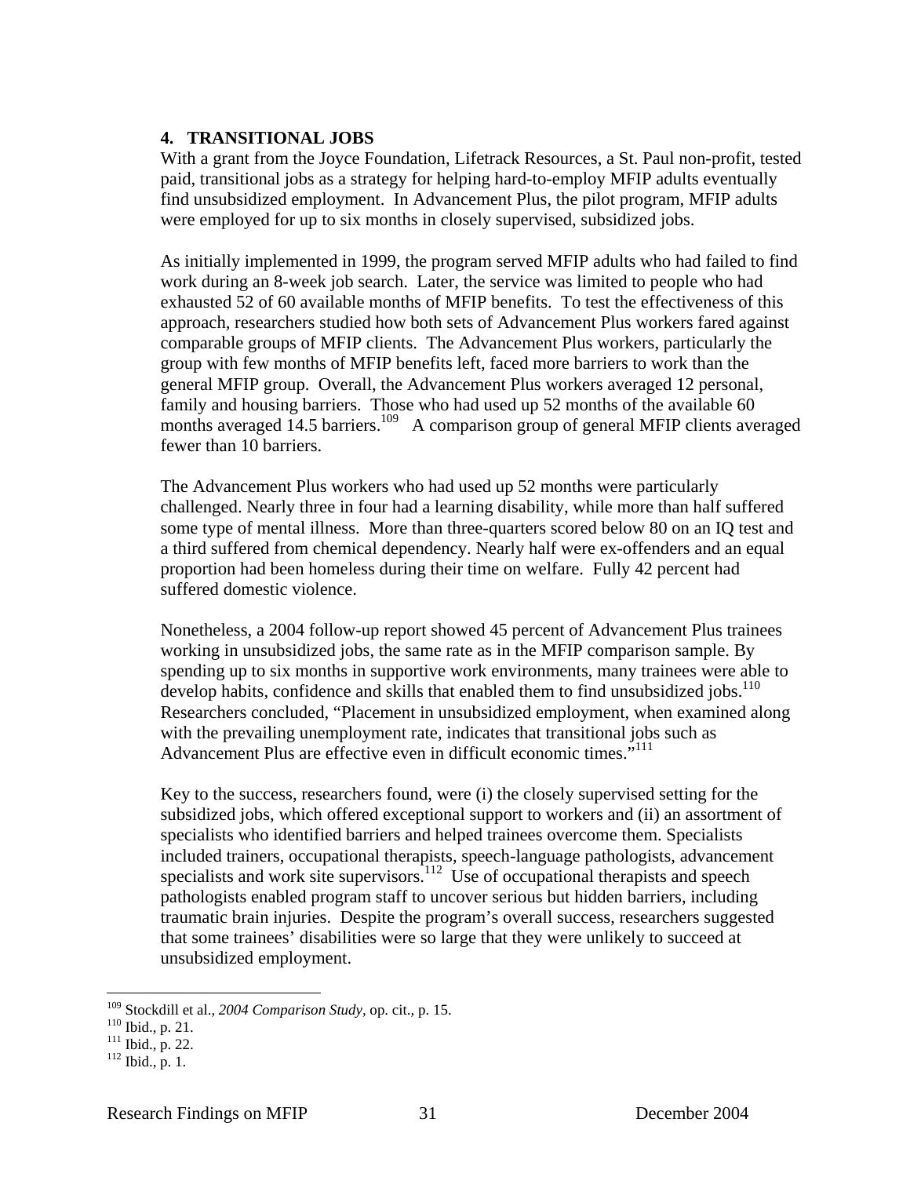### 4. TRANSITIONAL JOBS

With a grant from the Joyce Foundation, Lifetrack Resources, a St. Paul non-profit, tested paid, transitional jobs as a strategy for helping hard-to-employ MFIP adults eventually find unsubsidized employment. In Advancement Plus, the pilot program, MFIP adults were employed for up to six months in closely supervised, subsidized jobs.

As initially implemented in 1999, the program served MFIP adults who had failed to find work during an 8-week job search. Later, the service was limited to people who had exhausted 52 of 60 available months of MFIP benefits. To test the effectiveness of this approach, researchers studied how both sets of Advancement Plus workers fared against comparable groups of MFIP clients. The Advancement Plus workers, particularly the group with few months of MFIP benefits left, faced more barriers to work than the general MFIP group. Overall, the Advancement Plus workers averaged 12 personal, family and housing barriers. Those who had used up 52 months of the available 60 months averaged 14.5 barriers.[109] A comparison group of general MFIP clients averaged fewer than 10 barriers.

The Advancement Plus workers who had used up 52 months were particularly challenged. Nearly three in four had a learning disability, while more than half suffered some type of mental illness. More than three-quarters scored below 80 on an IQ test and a third suffered from chemical dependency. Nearly half were ex-offenders and an equal proportion had been homeless during their time on welfare. Fully 42 percent had suffered domestic violence.

Nonetheless, a 2004 follow-up report showed 45 percent of Advancement Plus trainees working in unsubsidized jobs, the same rate as in the MFIP comparison sample. By spending up to six months in supportive work environments, many trainees were able to develop habits, confidence and skills that enabled them to find unsubsidized jobs.[110] Researchers concluded, "Placement in unsubsidized employment, when examined along with the prevailing unemployment rate, indicates that transitional jobs such as Advancement Plus are effective even in difficult economic times."[111]

Key to the success, researchers found, were (i) the closely supervised setting for the subsidized jobs, which offered exceptional support to workers and (ii) an assortment of specialists who identified barriers and helped trainees overcome them. Specialists included trainers, occupational therapists, speech-language pathologists, advancement specialists and work site supervisors.[112] Use of occupational therapists and speech pathologists enabled program staff to uncover serious but hidden barriers, including traumatic brain injuries. Despite the program's overall success, researchers suggested that some trainees' disabilities were so large that they were unlikely to succeed at unsubsidized employment.

---

[109] Stockdill et al., *2004 Comparison Study*, op. cit., p. 15.
[110] Ibid., p. 21.
[111] Ibid., p. 22.
[112] Ibid., p. 1.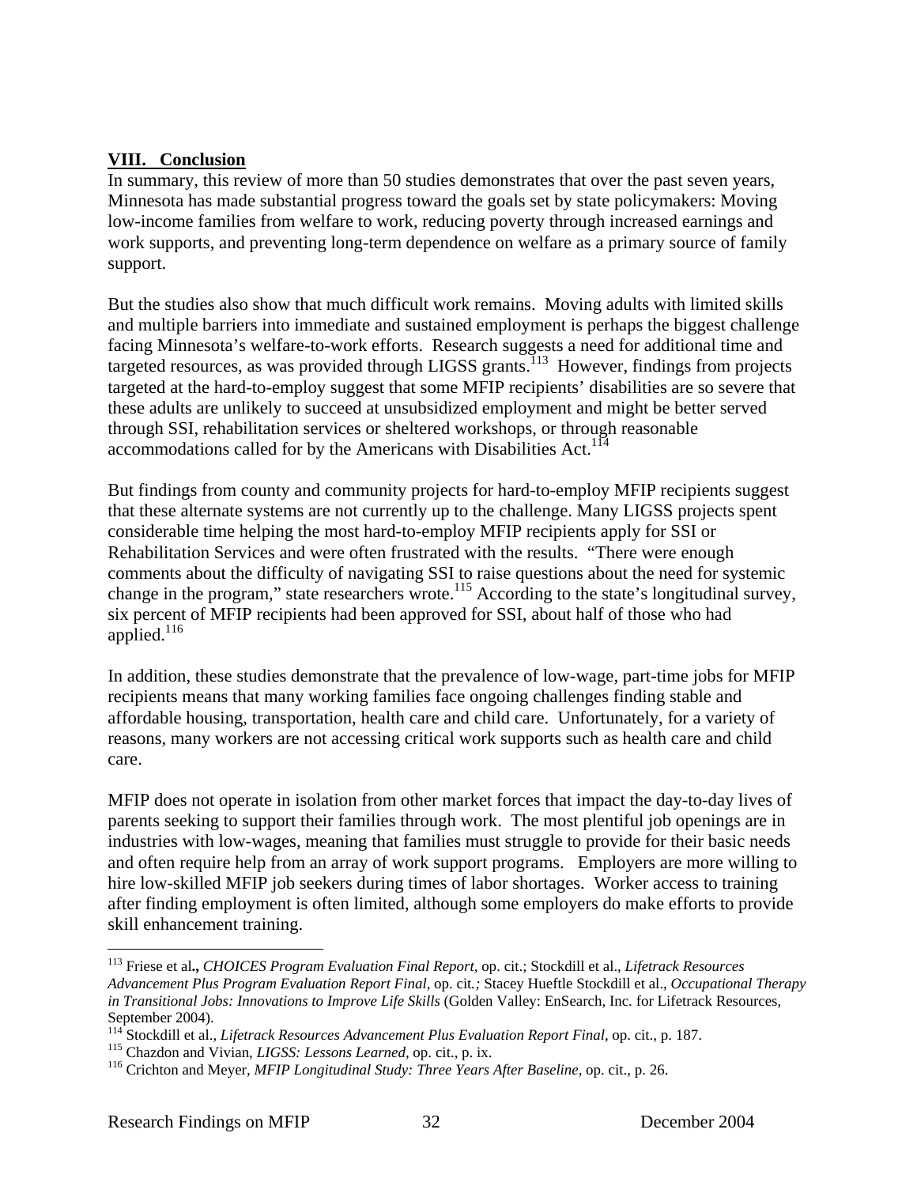## VIII. Conclusion

In summary, this review of more than 50 studies demonstrates that over the past seven years, Minnesota has made substantial progress toward the goals set by state policymakers: Moving low-income families from welfare to work, reducing poverty through increased earnings and work supports, and preventing long-term dependence on welfare as a primary source of family support.

But the studies also show that much difficult work remains. Moving adults with limited skills and multiple barriers into immediate and sustained employment is perhaps the biggest challenge facing Minnesota's welfare-to-work efforts. Research suggests a need for additional time and targeted resources, as was provided through LIGSS grants.[113] However, findings from projects targeted at the hard-to-employ suggest that some MFIP recipients' disabilities are so severe that these adults are unlikely to succeed at unsubsidized employment and might be better served through SSI, rehabilitation services or sheltered workshops, or through reasonable accommodations called for by the Americans with Disabilities Act.[114]

But findings from county and community projects for hard-to-employ MFIP recipients suggest that these alternate systems are not currently up to the challenge. Many LIGSS projects spent considerable time helping the most hard-to-employ MFIP recipients apply for SSI or Rehabilitation Services and were often frustrated with the results. "There were enough comments about the difficulty of navigating SSI to raise questions about the need for systemic change in the program," state researchers wrote.[115] According to the state's longitudinal survey, six percent of MFIP recipients had been approved for SSI, about half of those who had applied.[116]

In addition, these studies demonstrate that the prevalence of low-wage, part-time jobs for MFIP recipients means that many working families face ongoing challenges finding stable and affordable housing, transportation, health care and child care. Unfortunately, for a variety of reasons, many workers are not accessing critical work supports such as health care and child care.

MFIP does not operate in isolation from other market forces that impact the day-to-day lives of parents seeking to support their families through work. The most plentiful job openings are in industries with low-wages, meaning that families must struggle to provide for their basic needs and often require help from an array of work support programs. Employers are more willing to hire low-skilled MFIP job seekers during times of labor shortages. Worker access to training after finding employment is often limited, although some employers do make efforts to provide skill enhancement training.

---

[113] Friese et al**.,** *CHOICES Program Evaluation Final Report*, op. cit.; Stockdill et al., *Lifetrack Resources Advancement Plus Program Evaluation Report Final*, op. cit*.;* Stacey Hueftle Stockdill et al., *Occupational Therapy in Transitional Jobs: Innovations to Improve Life Skills* (Golden Valley: EnSearch, Inc. for Lifetrack Resources, September 2004).

[114] Stockdill et al., *Lifetrack Resources Advancement Plus Evaluation Report Final*, op. cit., p. 187.

[115] Chazdon and Vivian, *LIGSS: Lessons Learned*, op. cit., p. ix.

[116] Crichton and Meyer, *MFIP Longitudinal Study: Three Years After Baseline*, op. cit., p. 26.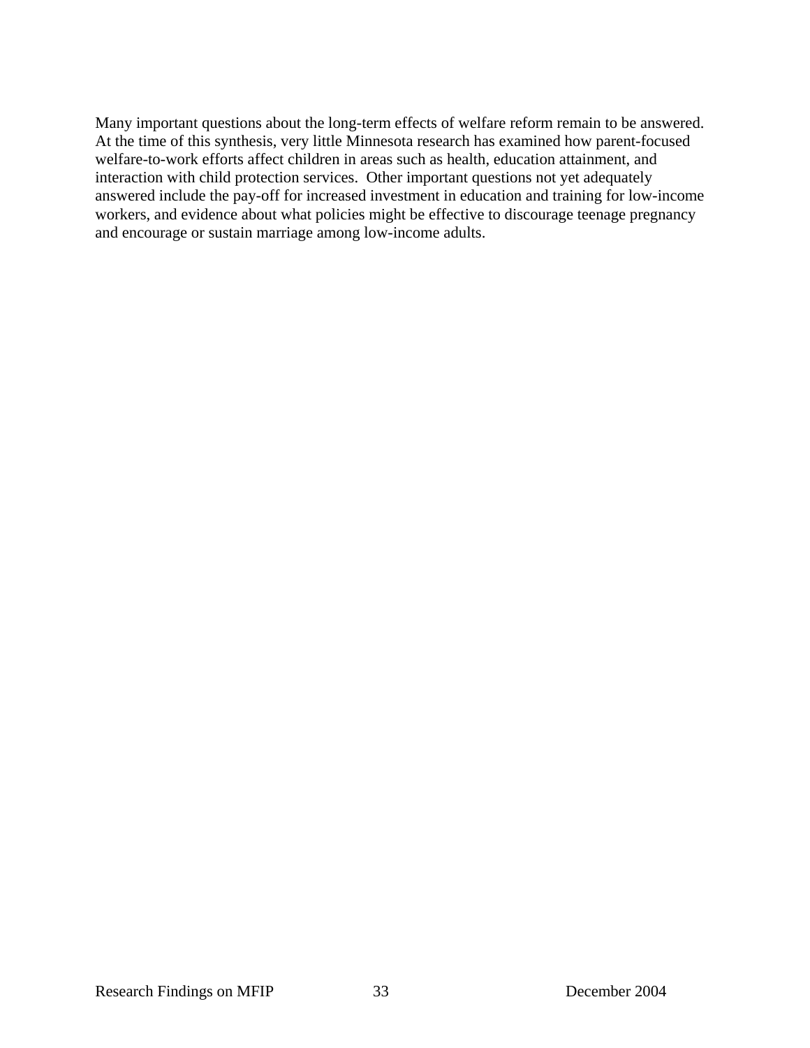Many important questions about the long-term effects of welfare reform remain to be answered. At the time of this synthesis, very little Minnesota research has examined how parent-focused welfare-to-work efforts affect children in areas such as health, education attainment, and interaction with child protection services. Other important questions not yet adequately answered include the pay-off for increased investment in education and training for low-income workers, and evidence about what policies might be effective to discourage teenage pregnancy and encourage or sustain marriage among low-income adults.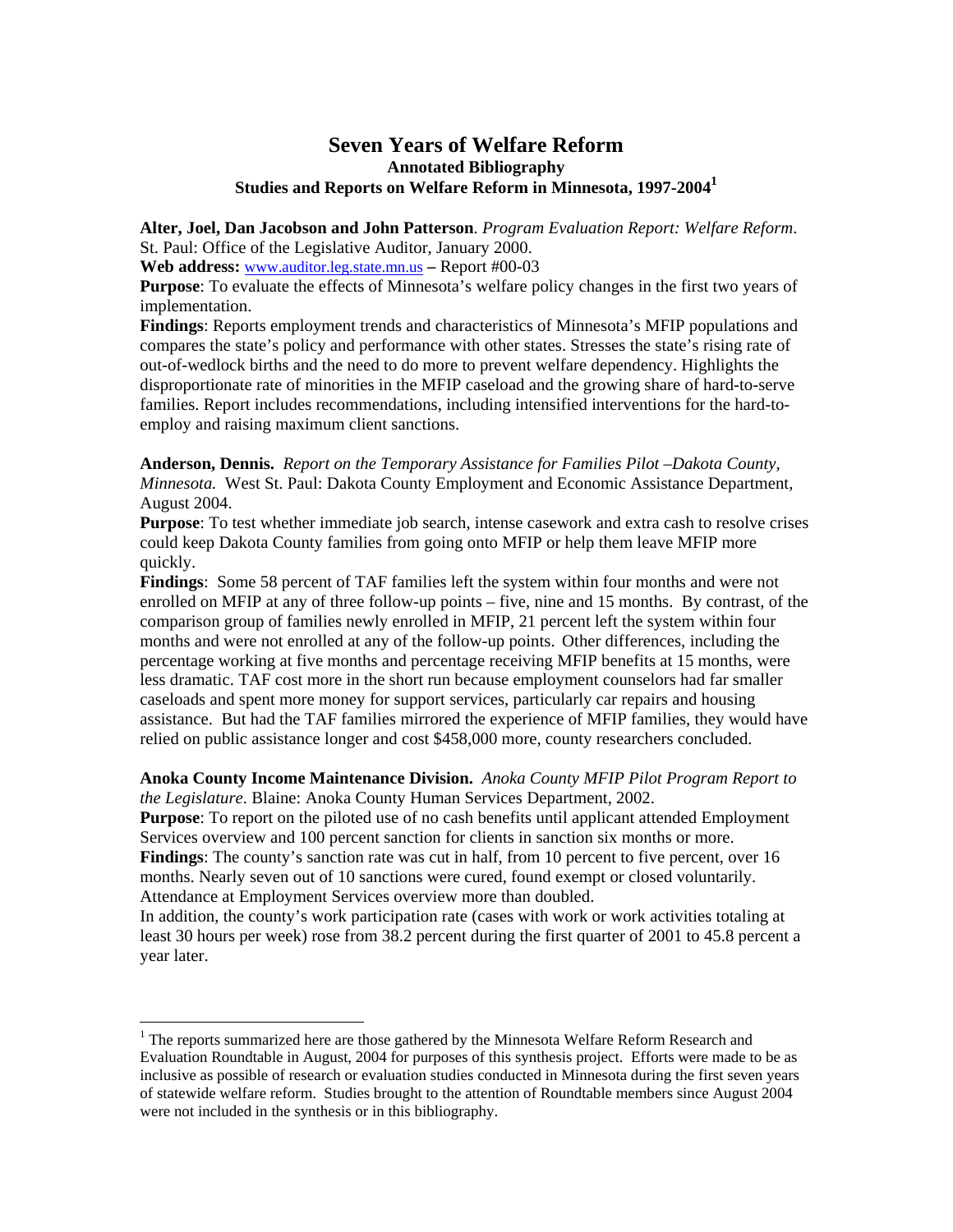# Seven Years of Welfare Reform

## Annotated Bibliography

### Studies and Reports on Welfare Reform in Minnesota, 1997-2004[1]

**Alter, Joel, Dan Jacobson and John Patterson**. *Program Evaluation Report: Welfare Reform*. St. Paul: Office of the Legislative Auditor, January 2000.

**Web address:** www.auditor.leg.state.mn.us **–** Report #00-03

**Purpose**: To evaluate the effects of Minnesota's welfare policy changes in the first two years of implementation.

**Findings**: Reports employment trends and characteristics of Minnesota's MFIP populations and compares the state's policy and performance with other states. Stresses the state's rising rate of out-of-wedlock births and the need to do more to prevent welfare dependency. Highlights the disproportionate rate of minorities in the MFIP caseload and the growing share of hard-to-serve families. Report includes recommendations, including intensified interventions for the hard-to-employ and raising maximum client sanctions.

**Anderson, Dennis.** *Report on the Temporary Assistance for Families Pilot –Dakota County, Minnesota.* West St. Paul: Dakota County Employment and Economic Assistance Department, August 2004.

**Purpose**: To test whether immediate job search, intense casework and extra cash to resolve crises could keep Dakota County families from going onto MFIP or help them leave MFIP more quickly.

**Findings**: Some 58 percent of TAF families left the system within four months and were not enrolled on MFIP at any of three follow-up points – five, nine and 15 months. By contrast, of the comparison group of families newly enrolled in MFIP, 21 percent left the system within four months and were not enrolled at any of the follow-up points. Other differences, including the percentage working at five months and percentage receiving MFIP benefits at 15 months, were less dramatic. TAF cost more in the short run because employment counselors had far smaller caseloads and spent more money for support services, particularly car repairs and housing assistance. But had the TAF families mirrored the experience of MFIP families, they would have relied on public assistance longer and cost $458,000 more, county researchers concluded.

**Anoka County Income Maintenance Division.** *Anoka County MFIP Pilot Program Report to the Legislature*. Blaine: Anoka County Human Services Department, 2002.

**Purpose**: To report on the piloted use of no cash benefits until applicant attended Employment Services overview and 100 percent sanction for clients in sanction six months or more.

**Findings**: The county's sanction rate was cut in half, from 10 percent to five percent, over 16 months. Nearly seven out of 10 sanctions were cured, found exempt or closed voluntarily. Attendance at Employment Services overview more than doubled.

In addition, the county's work participation rate (cases with work or work activities totaling at least 30 hours per week) rose from 38.2 percent during the first quarter of 2001 to 45.8 percent a year later.

---

[1] The reports summarized here are those gathered by the Minnesota Welfare Reform Research and Evaluation Roundtable in August, 2004 for purposes of this synthesis project. Efforts were made to be as inclusive as possible of research or evaluation studies conducted in Minnesota during the first seven years of statewide welfare reform. Studies brought to the attention of Roundtable members since August 2004 were not included in the synthesis or in this bibliography.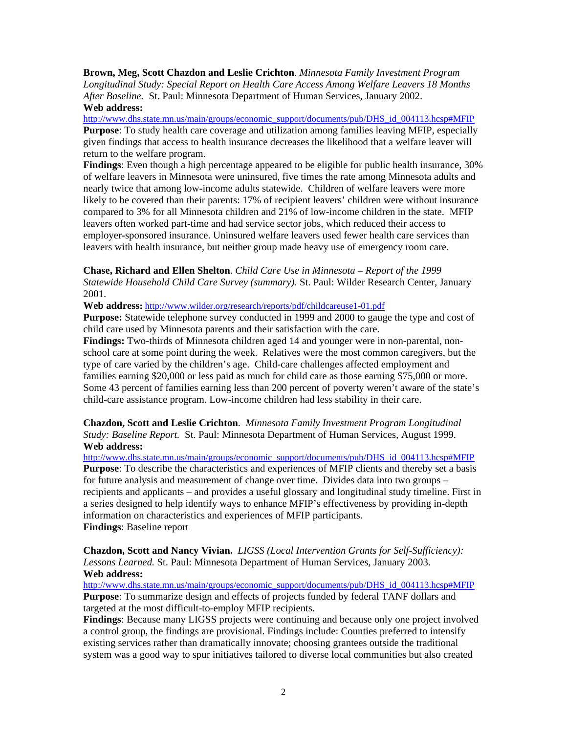**Brown, Meg, Scott Chazdon and Leslie Crichton**. *Minnesota Family Investment Program Longitudinal Study: Special Report on Health Care Access Among Welfare Leavers 18 Months After Baseline.* St. Paul: Minnesota Department of Human Services, January 2002.
**Web address:**
http://www.dhs.state.mn.us/main/groups/economic_support/documents/pub/DHS_id_004113.hcsp#MFIP
**Purpose**: To study health care coverage and utilization among families leaving MFIP, especially given findings that access to health insurance decreases the likelihood that a welfare leaver will return to the welfare program.
**Findings**: Even though a high percentage appeared to be eligible for public health insurance, 30% of welfare leavers in Minnesota were uninsured, five times the rate among Minnesota adults and nearly twice that among low-income adults statewide. Children of welfare leavers were more likely to be covered than their parents: 17% of recipient leavers' children were without insurance compared to 3% for all Minnesota children and 21% of low-income children in the state. MFIP leavers often worked part-time and had service sector jobs, which reduced their access to employer-sponsored insurance. Uninsured welfare leavers used fewer health care services than leavers with health insurance, but neither group made heavy use of emergency room care.

**Chase, Richard and Ellen Shelton**. *Child Care Use in Minnesota – Report of the 1999 Statewide Household Child Care Survey (summary).* St. Paul: Wilder Research Center, January 2001.
**Web address:** http://www.wilder.org/research/reports/pdf/childcareuse1-01.pdf
**Purpose:** Statewide telephone survey conducted in 1999 and 2000 to gauge the type and cost of child care used by Minnesota parents and their satisfaction with the care.
**Findings:** Two-thirds of Minnesota children aged 14 and younger were in non-parental, non-school care at some point during the week. Relatives were the most common caregivers, but the type of care varied by the children's age. Child-care challenges affected employment and families earning $20,000 or less paid as much for child care as those earning $75,000 or more. Some 43 percent of families earning less than 200 percent of poverty weren't aware of the state's child-care assistance program. Low-income children had less stability in their care.

**Chazdon, Scott and Leslie Crichton**. *Minnesota Family Investment Program Longitudinal Study: Baseline Report.* St. Paul: Minnesota Department of Human Services, August 1999.
**Web address:**
http://www.dhs.state.mn.us/main/groups/economic_support/documents/pub/DHS_id_004113.hcsp#MFIP
**Purpose**: To describe the characteristics and experiences of MFIP clients and thereby set a basis for future analysis and measurement of change over time. Divides data into two groups – recipients and applicants – and provides a useful glossary and longitudinal study timeline. First in a series designed to help identify ways to enhance MFIP's effectiveness by providing in-depth information on characteristics and experiences of MFIP participants.
**Findings**: Baseline report

**Chazdon, Scott and Nancy Vivian.** *LIGSS (Local Intervention Grants for Self-Sufficiency): Lessons Learned.* St. Paul: Minnesota Department of Human Services, January 2003.
**Web address:**
http://www.dhs.state.mn.us/main/groups/economic_support/documents/pub/DHS_id_004113.hcsp#MFIP
**Purpose**: To summarize design and effects of projects funded by federal TANF dollars and targeted at the most difficult-to-employ MFIP recipients.
**Findings**: Because many LIGSS projects were continuing and because only one project involved a control group, the findings are provisional. Findings include: Counties preferred to intensify existing services rather than dramatically innovate; choosing grantees outside the traditional system was a good way to spur initiatives tailored to diverse local communities but also created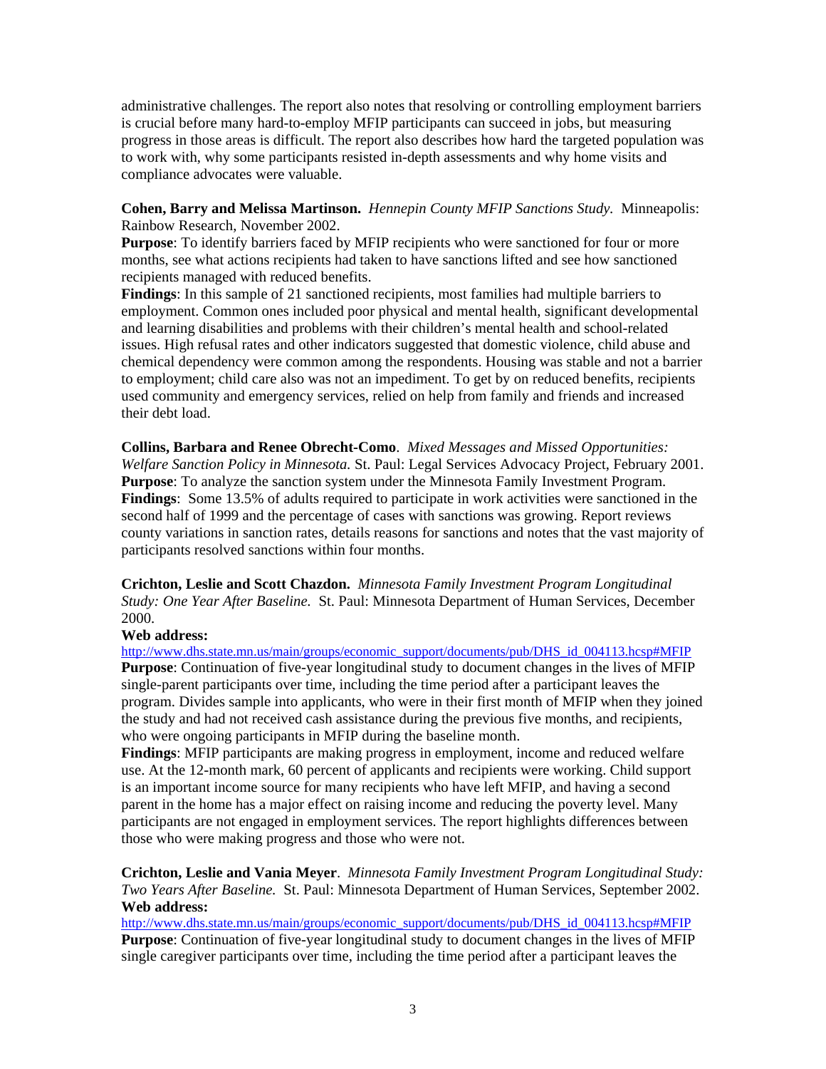administrative challenges. The report also notes that resolving or controlling employment barriers is crucial before many hard-to-employ MFIP participants can succeed in jobs, but measuring progress in those areas is difficult. The report also describes how hard the targeted population was to work with, why some participants resisted in-depth assessments and why home visits and compliance advocates were valuable.

**Cohen, Barry and Melissa Martinson.** *Hennepin County MFIP Sanctions Study.* Minneapolis: Rainbow Research, November 2002.
**Purpose**: To identify barriers faced by MFIP recipients who were sanctioned for four or more months, see what actions recipients had taken to have sanctions lifted and see how sanctioned recipients managed with reduced benefits.
**Findings**: In this sample of 21 sanctioned recipients, most families had multiple barriers to employment. Common ones included poor physical and mental health, significant developmental and learning disabilities and problems with their children's mental health and school-related issues. High refusal rates and other indicators suggested that domestic violence, child abuse and chemical dependency were common among the respondents. Housing was stable and not a barrier to employment; child care also was not an impediment. To get by on reduced benefits, recipients used community and emergency services, relied on help from family and friends and increased their debt load.

**Collins, Barbara and Renee Obrecht-Como**. *Mixed Messages and Missed Opportunities: Welfare Sanction Policy in Minnesota.* St. Paul: Legal Services Advocacy Project, February 2001.
**Purpose**: To analyze the sanction system under the Minnesota Family Investment Program.
**Findings**: Some 13.5% of adults required to participate in work activities were sanctioned in the second half of 1999 and the percentage of cases with sanctions was growing. Report reviews county variations in sanction rates, details reasons for sanctions and notes that the vast majority of participants resolved sanctions within four months.

**Crichton, Leslie and Scott Chazdon.** *Minnesota Family Investment Program Longitudinal Study: One Year After Baseline.* St. Paul: Minnesota Department of Human Services, December 2000.
**Web address:**
http://www.dhs.state.mn.us/main/groups/economic_support/documents/pub/DHS_id_004113.hcsp#MFIP
**Purpose**: Continuation of five-year longitudinal study to document changes in the lives of MFIP single-parent participants over time, including the time period after a participant leaves the program. Divides sample into applicants, who were in their first month of MFIP when they joined the study and had not received cash assistance during the previous five months, and recipients, who were ongoing participants in MFIP during the baseline month.
**Findings**: MFIP participants are making progress in employment, income and reduced welfare use. At the 12-month mark, 60 percent of applicants and recipients were working. Child support is an important income source for many recipients who have left MFIP, and having a second parent in the home has a major effect on raising income and reducing the poverty level. Many participants are not engaged in employment services. The report highlights differences between those who were making progress and those who were not.

**Crichton, Leslie and Vania Meyer**. *Minnesota Family Investment Program Longitudinal Study: Two Years After Baseline.* St. Paul: Minnesota Department of Human Services, September 2002.
**Web address:**
http://www.dhs.state.mn.us/main/groups/economic_support/documents/pub/DHS_id_004113.hcsp#MFIP
**Purpose**: Continuation of five-year longitudinal study to document changes in the lives of MFIP single caregiver participants over time, including the time period after a participant leaves the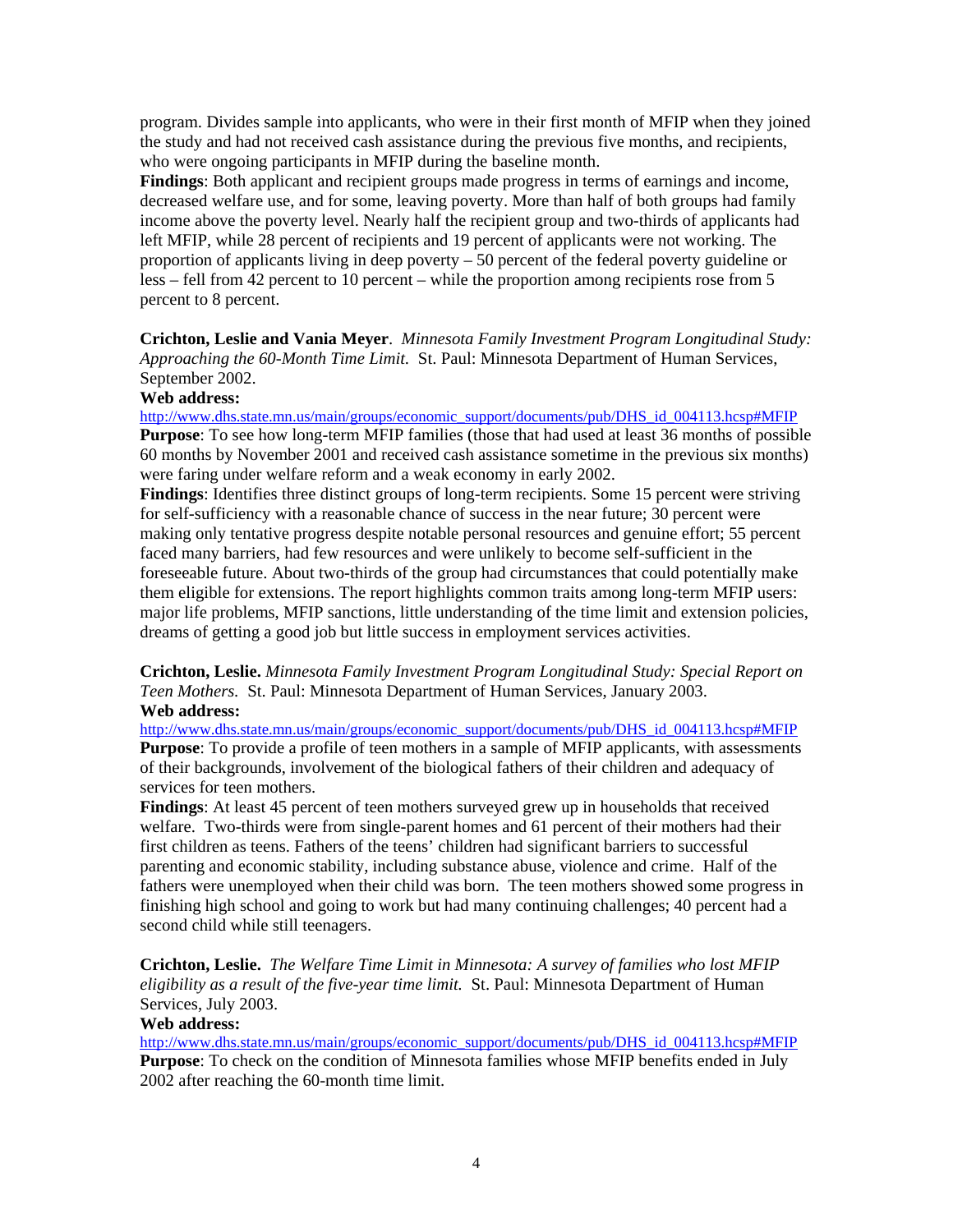program. Divides sample into applicants, who were in their first month of MFIP when they joined the study and had not received cash assistance during the previous five months, and recipients, who were ongoing participants in MFIP during the baseline month.

**Findings**: Both applicant and recipient groups made progress in terms of earnings and income, decreased welfare use, and for some, leaving poverty. More than half of both groups had family income above the poverty level. Nearly half the recipient group and two-thirds of applicants had left MFIP, while 28 percent of recipients and 19 percent of applicants were not working. The proportion of applicants living in deep poverty – 50 percent of the federal poverty guideline or less – fell from 42 percent to 10 percent – while the proportion among recipients rose from 5 percent to 8 percent.

**Crichton, Leslie and Vania Meyer**. *Minnesota Family Investment Program Longitudinal Study: Approaching the 60-Month Time Limit.* St. Paul: Minnesota Department of Human Services, September 2002.

**Web address:**

http://www.dhs.state.mn.us/main/groups/economic_support/documents/pub/DHS_id_004113.hcsp#MFIP

**Purpose**: To see how long-term MFIP families (those that had used at least 36 months of possible 60 months by November 2001 and received cash assistance sometime in the previous six months) were faring under welfare reform and a weak economy in early 2002.

**Findings**: Identifies three distinct groups of long-term recipients. Some 15 percent were striving for self-sufficiency with a reasonable chance of success in the near future; 30 percent were making only tentative progress despite notable personal resources and genuine effort; 55 percent faced many barriers, had few resources and were unlikely to become self-sufficient in the foreseeable future. About two-thirds of the group had circumstances that could potentially make them eligible for extensions. The report highlights common traits among long-term MFIP users: major life problems, MFIP sanctions, little understanding of the time limit and extension policies, dreams of getting a good job but little success in employment services activities.

**Crichton, Leslie.** *Minnesota Family Investment Program Longitudinal Study: Special Report on Teen Mothers.* St. Paul: Minnesota Department of Human Services, January 2003.

**Web address:**

http://www.dhs.state.mn.us/main/groups/economic_support/documents/pub/DHS_id_004113.hcsp#MFIP

**Purpose**: To provide a profile of teen mothers in a sample of MFIP applicants, with assessments of their backgrounds, involvement of the biological fathers of their children and adequacy of services for teen mothers.

**Findings**: At least 45 percent of teen mothers surveyed grew up in households that received welfare. Two-thirds were from single-parent homes and 61 percent of their mothers had their first children as teens. Fathers of the teens' children had significant barriers to successful parenting and economic stability, including substance abuse, violence and crime. Half of the fathers were unemployed when their child was born. The teen mothers showed some progress in finishing high school and going to work but had many continuing challenges; 40 percent had a second child while still teenagers.

**Crichton, Leslie.** *The Welfare Time Limit in Minnesota: A survey of families who lost MFIP eligibility as a result of the five-year time limit.* St. Paul: Minnesota Department of Human Services, July 2003.

**Web address:**

http://www.dhs.state.mn.us/main/groups/economic_support/documents/pub/DHS_id_004113.hcsp#MFIP

**Purpose**: To check on the condition of Minnesota families whose MFIP benefits ended in July 2002 after reaching the 60-month time limit.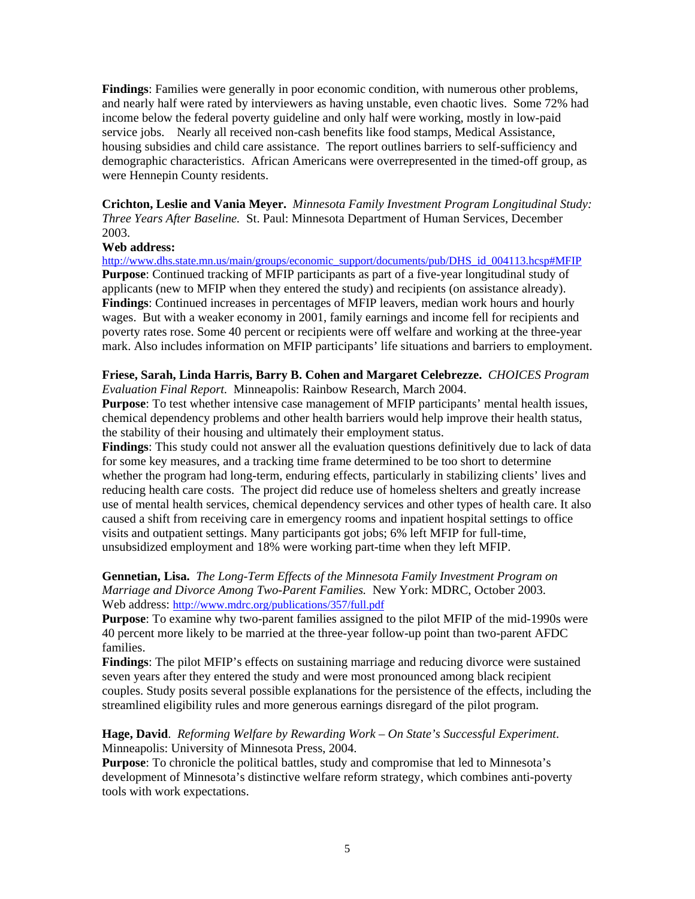**Findings**: Families were generally in poor economic condition, with numerous other problems, and nearly half were rated by interviewers as having unstable, even chaotic lives. Some 72% had income below the federal poverty guideline and only half were working, mostly in low-paid service jobs. Nearly all received non-cash benefits like food stamps, Medical Assistance, housing subsidies and child care assistance. The report outlines barriers to self-sufficiency and demographic characteristics. African Americans were overrepresented in the timed-off group, as were Hennepin County residents.

**Crichton, Leslie and Vania Meyer.** *Minnesota Family Investment Program Longitudinal Study: Three Years After Baseline.* St. Paul: Minnesota Department of Human Services, December 2003.

**Web address:**
http://www.dhs.state.mn.us/main/groups/economic_support/documents/pub/DHS_id_004113.hcsp#MFIP

**Purpose**: Continued tracking of MFIP participants as part of a five-year longitudinal study of applicants (new to MFIP when they entered the study) and recipients (on assistance already).

**Findings**: Continued increases in percentages of MFIP leavers, median work hours and hourly wages. But with a weaker economy in 2001, family earnings and income fell for recipients and poverty rates rose. Some 40 percent or recipients were off welfare and working at the three-year mark. Also includes information on MFIP participants' life situations and barriers to employment.

**Friese, Sarah, Linda Harris, Barry B. Cohen and Margaret Celebrezze.** *CHOICES Program Evaluation Final Report.* Minneapolis: Rainbow Research, March 2004.

**Purpose**: To test whether intensive case management of MFIP participants' mental health issues, chemical dependency problems and other health barriers would help improve their health status, the stability of their housing and ultimately their employment status.

**Findings**: This study could not answer all the evaluation questions definitively due to lack of data for some key measures, and a tracking time frame determined to be too short to determine whether the program had long-term, enduring effects, particularly in stabilizing clients' lives and reducing health care costs. The project did reduce use of homeless shelters and greatly increase use of mental health services, chemical dependency services and other types of health care. It also caused a shift from receiving care in emergency rooms and inpatient hospital settings to office visits and outpatient settings. Many participants got jobs; 6% left MFIP for full-time, unsubsidized employment and 18% were working part-time when they left MFIP.

**Gennetian, Lisa.** *The Long-Term Effects of the Minnesota Family Investment Program on Marriage and Divorce Among Two-Parent Families.* New York: MDRC, October 2003.
Web address: http://www.mdrc.org/publications/357/full.pdf

**Purpose**: To examine why two-parent families assigned to the pilot MFIP of the mid-1990s were 40 percent more likely to be married at the three-year follow-up point than two-parent AFDC families.

**Findings**: The pilot MFIP's effects on sustaining marriage and reducing divorce were sustained seven years after they entered the study and were most pronounced among black recipient couples. Study posits several possible explanations for the persistence of the effects, including the streamlined eligibility rules and more generous earnings disregard of the pilot program.

**Hage, David**. *Reforming Welfare by Rewarding Work – On State's Successful Experiment*. Minneapolis: University of Minnesota Press, 2004.

**Purpose**: To chronicle the political battles, study and compromise that led to Minnesota's development of Minnesota's distinctive welfare reform strategy, which combines anti-poverty tools with work expectations.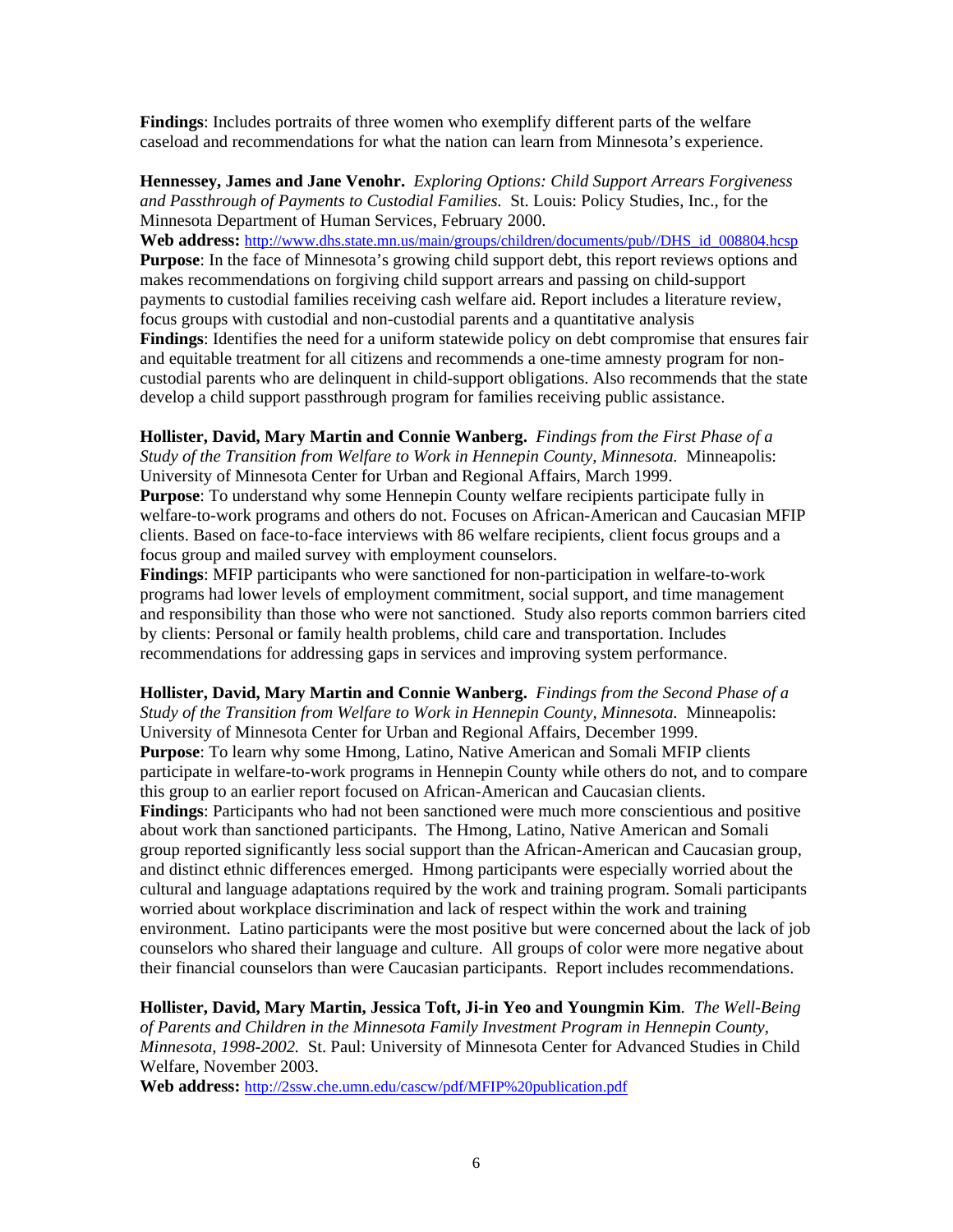**Findings**: Includes portraits of three women who exemplify different parts of the welfare caseload and recommendations for what the nation can learn from Minnesota's experience.

**Hennessey, James and Jane Venohr.** *Exploring Options: Child Support Arrears Forgiveness and Passthrough of Payments to Custodial Families.* St. Louis: Policy Studies, Inc., for the Minnesota Department of Human Services, February 2000.
**Web address:** http://www.dhs.state.mn.us/main/groups/children/documents/pub//DHS_id_008804.hcsp
**Purpose**: In the face of Minnesota's growing child support debt, this report reviews options and makes recommendations on forgiving child support arrears and passing on child-support payments to custodial families receiving cash welfare aid. Report includes a literature review, focus groups with custodial and non-custodial parents and a quantitative analysis
**Findings**: Identifies the need for a uniform statewide policy on debt compromise that ensures fair and equitable treatment for all citizens and recommends a one-time amnesty program for non-custodial parents who are delinquent in child-support obligations. Also recommends that the state develop a child support passthrough program for families receiving public assistance.

**Hollister, David, Mary Martin and Connie Wanberg.** *Findings from the First Phase of a Study of the Transition from Welfare to Work in Hennepin County, Minnesota.* Minneapolis: University of Minnesota Center for Urban and Regional Affairs, March 1999.
**Purpose**: To understand why some Hennepin County welfare recipients participate fully in welfare-to-work programs and others do not. Focuses on African-American and Caucasian MFIP clients. Based on face-to-face interviews with 86 welfare recipients, client focus groups and a focus group and mailed survey with employment counselors.
**Findings**: MFIP participants who were sanctioned for non-participation in welfare-to-work programs had lower levels of employment commitment, social support, and time management and responsibility than those who were not sanctioned. Study also reports common barriers cited by clients: Personal or family health problems, child care and transportation. Includes recommendations for addressing gaps in services and improving system performance.

**Hollister, David, Mary Martin and Connie Wanberg.** *Findings from the Second Phase of a Study of the Transition from Welfare to Work in Hennepin County, Minnesota.* Minneapolis: University of Minnesota Center for Urban and Regional Affairs, December 1999.
**Purpose**: To learn why some Hmong, Latino, Native American and Somali MFIP clients participate in welfare-to-work programs in Hennepin County while others do not, and to compare this group to an earlier report focused on African-American and Caucasian clients.
**Findings**: Participants who had not been sanctioned were much more conscientious and positive about work than sanctioned participants. The Hmong, Latino, Native American and Somali group reported significantly less social support than the African-American and Caucasian group, and distinct ethnic differences emerged. Hmong participants were especially worried about the cultural and language adaptations required by the work and training program. Somali participants worried about workplace discrimination and lack of respect within the work and training environment. Latino participants were the most positive but were concerned about the lack of job counselors who shared their language and culture. All groups of color were more negative about their financial counselors than were Caucasian participants. Report includes recommendations.

**Hollister, David, Mary Martin, Jessica Toft, Ji-in Yeo and Youngmin Kim***. The Well-Being of Parents and Children in the Minnesota Family Investment Program in Hennepin County, Minnesota, 1998-2002.* St. Paul: University of Minnesota Center for Advanced Studies in Child Welfare, November 2003.
**Web address:** http://2ssw.che.umn.edu/cascw/pdf/MFIP%20publication.pdf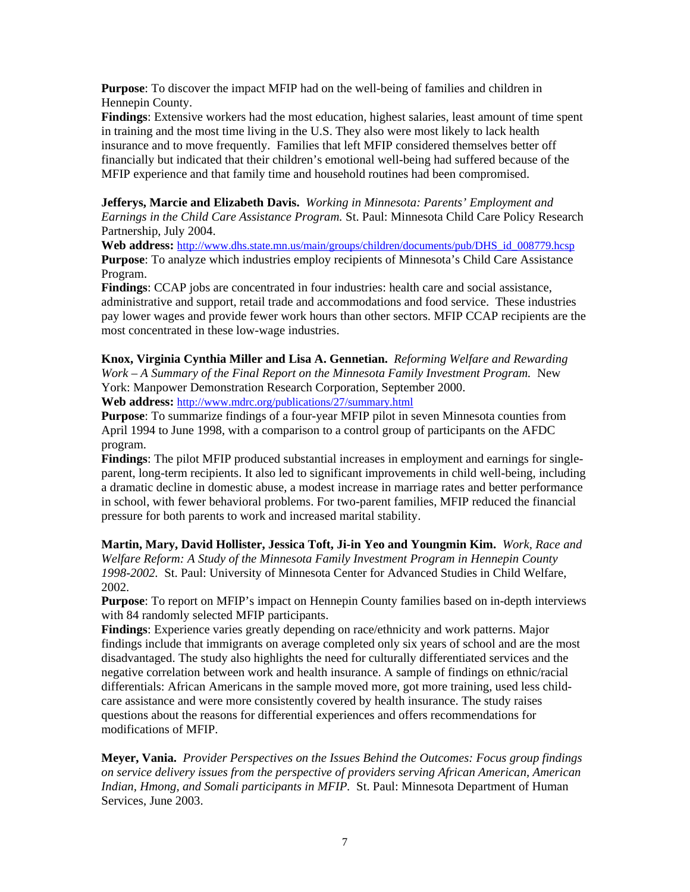**Purpose**: To discover the impact MFIP had on the well-being of families and children in Hennepin County.
**Findings**: Extensive workers had the most education, highest salaries, least amount of time spent in training and the most time living in the U.S. They also were most likely to lack health insurance and to move frequently. Families that left MFIP considered themselves better off financially but indicated that their children's emotional well-being had suffered because of the MFIP experience and that family time and household routines had been compromised.

**Jefferys, Marcie and Elizabeth Davis.** *Working in Minnesota: Parents' Employment and Earnings in the Child Care Assistance Program.* St. Paul: Minnesota Child Care Policy Research Partnership, July 2004.
**Web address:** http://www.dhs.state.mn.us/main/groups/children/documents/pub/DHS_id_008779.hcsp
**Purpose**: To analyze which industries employ recipients of Minnesota's Child Care Assistance Program.
**Findings**: CCAP jobs are concentrated in four industries: health care and social assistance, administrative and support, retail trade and accommodations and food service. These industries pay lower wages and provide fewer work hours than other sectors. MFIP CCAP recipients are the most concentrated in these low-wage industries.

**Knox, Virginia Cynthia Miller and Lisa A. Gennetian.** *Reforming Welfare and Rewarding Work – A Summary of the Final Report on the Minnesota Family Investment Program.* New York: Manpower Demonstration Research Corporation, September 2000.
**Web address:** http://www.mdrc.org/publications/27/summary.html
**Purpose**: To summarize findings of a four-year MFIP pilot in seven Minnesota counties from April 1994 to June 1998, with a comparison to a control group of participants on the AFDC program.
**Findings**: The pilot MFIP produced substantial increases in employment and earnings for single-parent, long-term recipients. It also led to significant improvements in child well-being, including a dramatic decline in domestic abuse, a modest increase in marriage rates and better performance in school, with fewer behavioral problems. For two-parent families, MFIP reduced the financial pressure for both parents to work and increased marital stability.

**Martin, Mary, David Hollister, Jessica Toft, Ji-in Yeo and Youngmin Kim.** *Work, Race and Welfare Reform: A Study of the Minnesota Family Investment Program in Hennepin County 1998-2002.* St. Paul: University of Minnesota Center for Advanced Studies in Child Welfare, 2002.
**Purpose**: To report on MFIP's impact on Hennepin County families based on in-depth interviews with 84 randomly selected MFIP participants.
**Findings**: Experience varies greatly depending on race/ethnicity and work patterns. Major findings include that immigrants on average completed only six years of school and are the most disadvantaged. The study also highlights the need for culturally differentiated services and the negative correlation between work and health insurance. A sample of findings on ethnic/racial differentials: African Americans in the sample moved more, got more training, used less child-care assistance and were more consistently covered by health insurance. The study raises questions about the reasons for differential experiences and offers recommendations for modifications of MFIP.

**Meyer, Vania.** *Provider Perspectives on the Issues Behind the Outcomes: Focus group findings on service delivery issues from the perspective of providers serving African American, American Indian, Hmong, and Somali participants in MFIP.* St. Paul: Minnesota Department of Human Services, June 2003.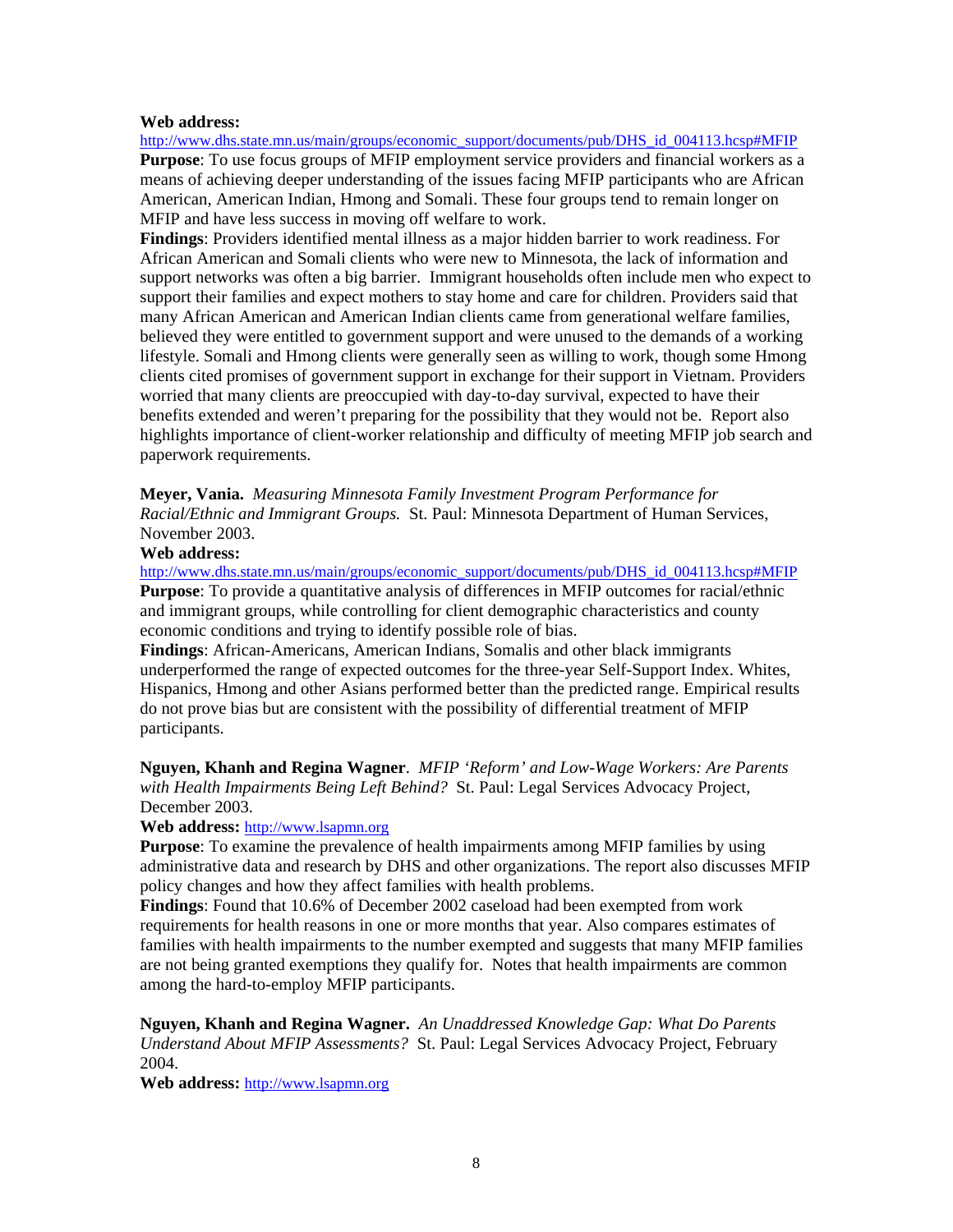**Web address:** http://www.dhs.state.mn.us/main/groups/economic_support/documents/pub/DHS_id_004113.hcsp#MFIP

**Purpose**: To use focus groups of MFIP employment service providers and financial workers as a means of achieving deeper understanding of the issues facing MFIP participants who are African American, American Indian, Hmong and Somali. These four groups tend to remain longer on MFIP and have less success in moving off welfare to work.

**Findings**: Providers identified mental illness as a major hidden barrier to work readiness. For African American and Somali clients who were new to Minnesota, the lack of information and support networks was often a big barrier. Immigrant households often include men who expect to support their families and expect mothers to stay home and care for children. Providers said that many African American and American Indian clients came from generational welfare families, believed they were entitled to government support and were unused to the demands of a working lifestyle. Somali and Hmong clients were generally seen as willing to work, though some Hmong clients cited promises of government support in exchange for their support in Vietnam. Providers worried that many clients are preoccupied with day-to-day survival, expected to have their benefits extended and weren't preparing for the possibility that they would not be. Report also highlights importance of client-worker relationship and difficulty of meeting MFIP job search and paperwork requirements.

**Meyer, Vania.** *Measuring Minnesota Family Investment Program Performance for Racial/Ethnic and Immigrant Groups.* St. Paul: Minnesota Department of Human Services, November 2003.

**Web address:** http://www.dhs.state.mn.us/main/groups/economic_support/documents/pub/DHS_id_004113.hcsp#MFIP

**Purpose**: To provide a quantitative analysis of differences in MFIP outcomes for racial/ethnic and immigrant groups, while controlling for client demographic characteristics and county economic conditions and trying to identify possible role of bias.

**Findings**: African-Americans, American Indians, Somalis and other black immigrants underperformed the range of expected outcomes for the three-year Self-Support Index. Whites, Hispanics, Hmong and other Asians performed better than the predicted range. Empirical results do not prove bias but are consistent with the possibility of differential treatment of MFIP participants.

**Nguyen, Khanh and Regina Wagner**. *MFIP 'Reform' and Low-Wage Workers: Are Parents with Health Impairments Being Left Behind?* St. Paul: Legal Services Advocacy Project, December 2003.

**Web address:** http://www.lsapmn.org

**Purpose**: To examine the prevalence of health impairments among MFIP families by using administrative data and research by DHS and other organizations. The report also discusses MFIP policy changes and how they affect families with health problems.

**Findings**: Found that 10.6% of December 2002 caseload had been exempted from work requirements for health reasons in one or more months that year. Also compares estimates of families with health impairments to the number exempted and suggests that many MFIP families are not being granted exemptions they qualify for. Notes that health impairments are common among the hard-to-employ MFIP participants.

**Nguyen, Khanh and Regina Wagner.** *An Unaddressed Knowledge Gap: What Do Parents Understand About MFIP Assessments?* St. Paul: Legal Services Advocacy Project, February 2004.

**Web address:** http://www.lsapmn.org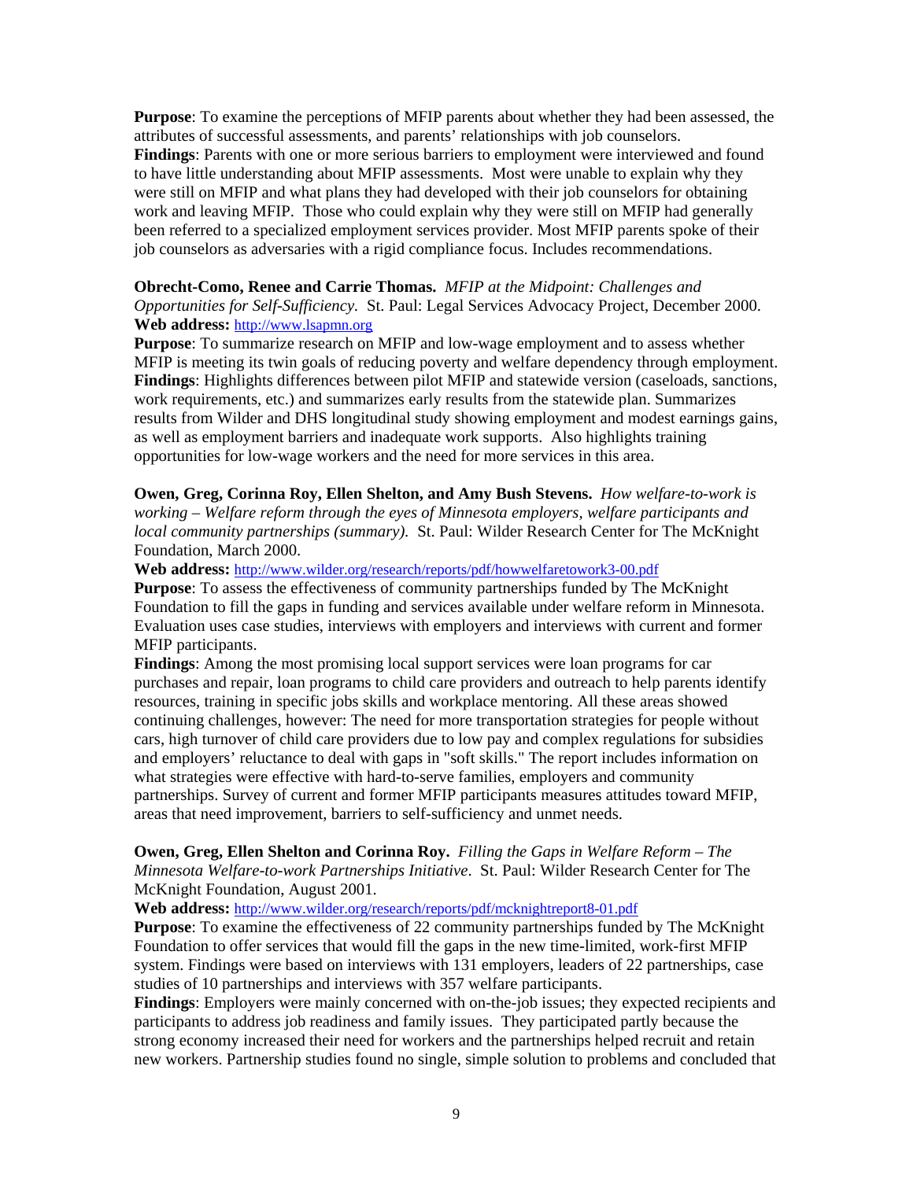**Purpose**: To examine the perceptions of MFIP parents about whether they had been assessed, the attributes of successful assessments, and parents' relationships with job counselors.
**Findings**: Parents with one or more serious barriers to employment were interviewed and found to have little understanding about MFIP assessments. Most were unable to explain why they were still on MFIP and what plans they had developed with their job counselors for obtaining work and leaving MFIP. Those who could explain why they were still on MFIP had generally been referred to a specialized employment services provider. Most MFIP parents spoke of their job counselors as adversaries with a rigid compliance focus. Includes recommendations.

**Obrecht-Como, Renee and Carrie Thomas.** *MFIP at the Midpoint: Challenges and Opportunities for Self-Sufficiency.* St. Paul: Legal Services Advocacy Project, December 2000.
**Web address:** http://www.lsapmn.org
**Purpose**: To summarize research on MFIP and low-wage employment and to assess whether MFIP is meeting its twin goals of reducing poverty and welfare dependency through employment.
**Findings**: Highlights differences between pilot MFIP and statewide version (caseloads, sanctions, work requirements, etc.) and summarizes early results from the statewide plan. Summarizes results from Wilder and DHS longitudinal study showing employment and modest earnings gains, as well as employment barriers and inadequate work supports. Also highlights training opportunities for low-wage workers and the need for more services in this area.

**Owen, Greg, Corinna Roy, Ellen Shelton, and Amy Bush Stevens.** *How welfare-to-work is working – Welfare reform through the eyes of Minnesota employers, welfare participants and local community partnerships (summary).* St. Paul: Wilder Research Center for The McKnight Foundation, March 2000.
**Web address:** http://www.wilder.org/research/reports/pdf/howwelfaretowork3-00.pdf
**Purpose**: To assess the effectiveness of community partnerships funded by The McKnight Foundation to fill the gaps in funding and services available under welfare reform in Minnesota. Evaluation uses case studies, interviews with employers and interviews with current and former MFIP participants.
**Findings**: Among the most promising local support services were loan programs for car purchases and repair, loan programs to child care providers and outreach to help parents identify resources, training in specific jobs skills and workplace mentoring. All these areas showed continuing challenges, however: The need for more transportation strategies for people without cars, high turnover of child care providers due to low pay and complex regulations for subsidies and employers' reluctance to deal with gaps in "soft skills." The report includes information on what strategies were effective with hard-to-serve families, employers and community partnerships. Survey of current and former MFIP participants measures attitudes toward MFIP, areas that need improvement, barriers to self-sufficiency and unmet needs.

**Owen, Greg, Ellen Shelton and Corinna Roy.** *Filling the Gaps in Welfare Reform – The Minnesota Welfare-to-work Partnerships Initiative*. St. Paul: Wilder Research Center for The McKnight Foundation, August 2001.
**Web address:** http://www.wilder.org/research/reports/pdf/mcknightreport8-01.pdf
**Purpose**: To examine the effectiveness of 22 community partnerships funded by The McKnight Foundation to offer services that would fill the gaps in the new time-limited, work-first MFIP system. Findings were based on interviews with 131 employers, leaders of 22 partnerships, case studies of 10 partnerships and interviews with 357 welfare participants.
**Findings**: Employers were mainly concerned with on-the-job issues; they expected recipients and participants to address job readiness and family issues. They participated partly because the strong economy increased their need for workers and the partnerships helped recruit and retain new workers. Partnership studies found no single, simple solution to problems and concluded that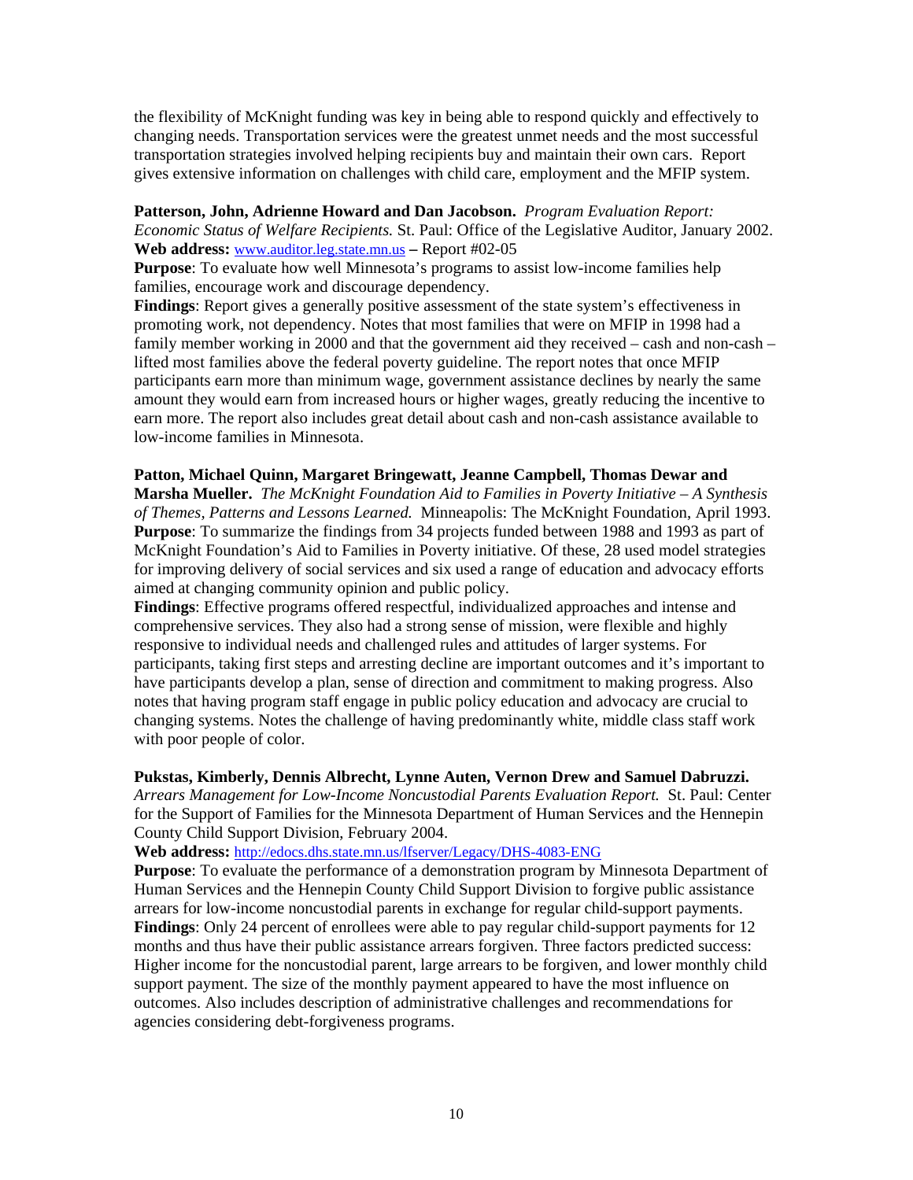the flexibility of McKnight funding was key in being able to respond quickly and effectively to changing needs. Transportation services were the greatest unmet needs and the most successful transportation strategies involved helping recipients buy and maintain their own cars. Report gives extensive information on challenges with child care, employment and the MFIP system.

**Patterson, John, Adrienne Howard and Dan Jacobson.** *Program Evaluation Report: Economic Status of Welfare Recipients.* St. Paul: Office of the Legislative Auditor, January 2002.
**Web address:** www.auditor.leg.state.mn.us **–** Report #02-05
**Purpose**: To evaluate how well Minnesota's programs to assist low-income families help families, encourage work and discourage dependency.
**Findings**: Report gives a generally positive assessment of the state system's effectiveness in promoting work, not dependency. Notes that most families that were on MFIP in 1998 had a family member working in 2000 and that the government aid they received – cash and non-cash – lifted most families above the federal poverty guideline. The report notes that once MFIP participants earn more than minimum wage, government assistance declines by nearly the same amount they would earn from increased hours or higher wages, greatly reducing the incentive to earn more. The report also includes great detail about cash and non-cash assistance available to low-income families in Minnesota.

**Patton, Michael Quinn, Margaret Bringewatt, Jeanne Campbell, Thomas Dewar and Marsha Mueller.** *The McKnight Foundation Aid to Families in Poverty Initiative – A Synthesis of Themes, Patterns and Lessons Learned.* Minneapolis: The McKnight Foundation, April 1993.
**Purpose**: To summarize the findings from 34 projects funded between 1988 and 1993 as part of McKnight Foundation's Aid to Families in Poverty initiative. Of these, 28 used model strategies for improving delivery of social services and six used a range of education and advocacy efforts aimed at changing community opinion and public policy.
**Findings**: Effective programs offered respectful, individualized approaches and intense and comprehensive services. They also had a strong sense of mission, were flexible and highly responsive to individual needs and challenged rules and attitudes of larger systems. For participants, taking first steps and arresting decline are important outcomes and it's important to have participants develop a plan, sense of direction and commitment to making progress. Also notes that having program staff engage in public policy education and advocacy are crucial to changing systems. Notes the challenge of having predominantly white, middle class staff work with poor people of color.

**Pukstas, Kimberly, Dennis Albrecht, Lynne Auten, Vernon Drew and Samuel Dabruzzi.** *Arrears Management for Low-Income Noncustodial Parents Evaluation Report.* St. Paul: Center for the Support of Families for the Minnesota Department of Human Services and the Hennepin County Child Support Division, February 2004.
**Web address:** http://edocs.dhs.state.mn.us/lfserver/Legacy/DHS-4083-ENG
**Purpose**: To evaluate the performance of a demonstration program by Minnesota Department of Human Services and the Hennepin County Child Support Division to forgive public assistance arrears for low-income noncustodial parents in exchange for regular child-support payments.
**Findings**: Only 24 percent of enrollees were able to pay regular child-support payments for 12 months and thus have their public assistance arrears forgiven. Three factors predicted success: Higher income for the noncustodial parent, large arrears to be forgiven, and lower monthly child support payment. The size of the monthly payment appeared to have the most influence on outcomes. Also includes description of administrative challenges and recommendations for agencies considering debt-forgiveness programs.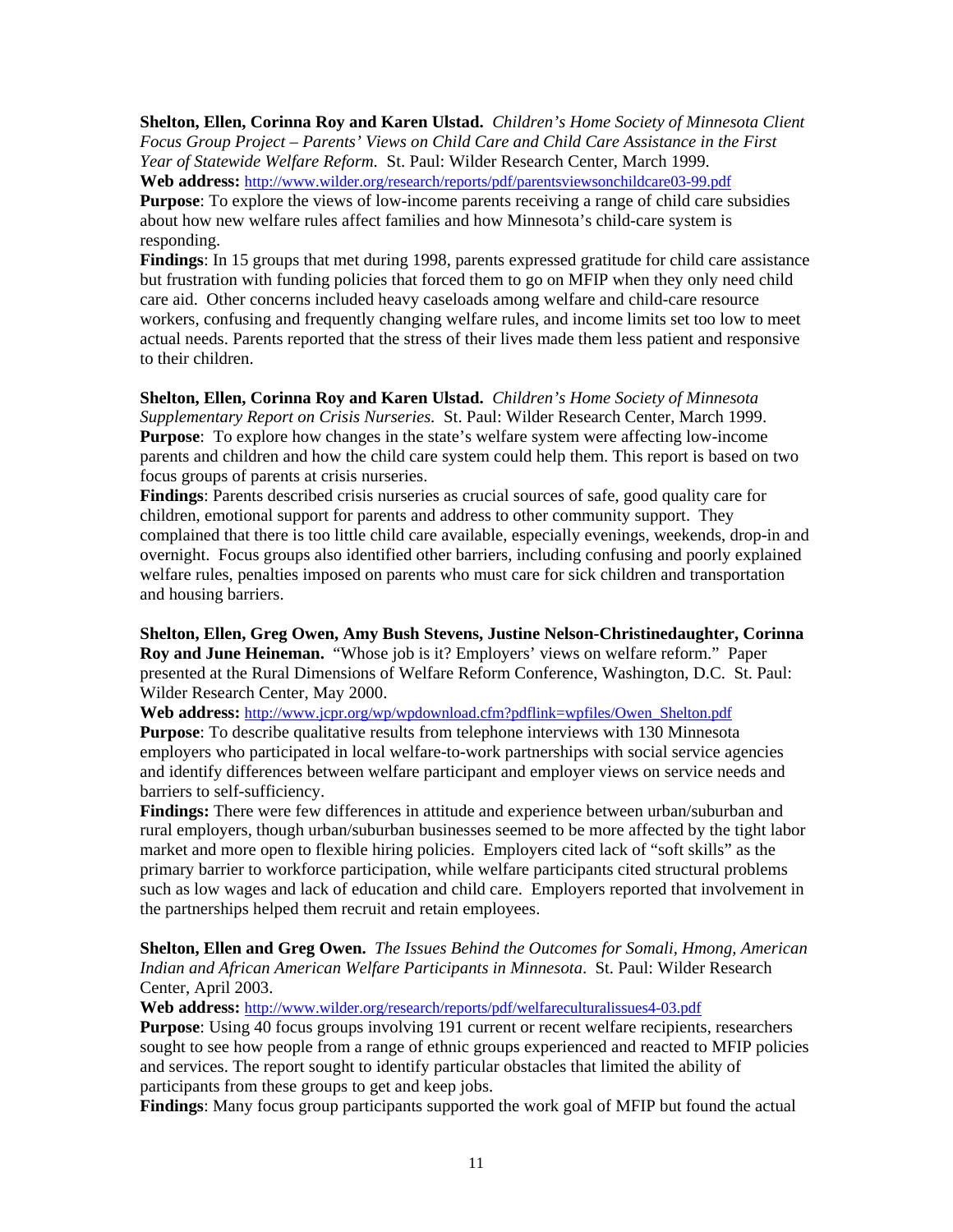**Shelton, Ellen, Corinna Roy and Karen Ulstad.** *Children's Home Society of Minnesota Client Focus Group Project – Parents' Views on Child Care and Child Care Assistance in the First Year of Statewide Welfare Reform.* St. Paul: Wilder Research Center, March 1999.
**Web address:** http://www.wilder.org/research/reports/pdf/parentsviewsonchildcare03-99.pdf
**Purpose**: To explore the views of low-income parents receiving a range of child care subsidies about how new welfare rules affect families and how Minnesota's child-care system is responding.
**Findings**: In 15 groups that met during 1998, parents expressed gratitude for child care assistance but frustration with funding policies that forced them to go on MFIP when they only need child care aid. Other concerns included heavy caseloads among welfare and child-care resource workers, confusing and frequently changing welfare rules, and income limits set too low to meet actual needs. Parents reported that the stress of their lives made them less patient and responsive to their children.

**Shelton, Ellen, Corinna Roy and Karen Ulstad.** *Children's Home Society of Minnesota Supplementary Report on Crisis Nurseries.* St. Paul: Wilder Research Center, March 1999.
**Purpose**: To explore how changes in the state's welfare system were affecting low-income parents and children and how the child care system could help them. This report is based on two focus groups of parents at crisis nurseries.
**Findings**: Parents described crisis nurseries as crucial sources of safe, good quality care for children, emotional support for parents and address to other community support. They complained that there is too little child care available, especially evenings, weekends, drop-in and overnight. Focus groups also identified other barriers, including confusing and poorly explained welfare rules, penalties imposed on parents who must care for sick children and transportation and housing barriers.

**Shelton, Ellen, Greg Owen, Amy Bush Stevens, Justine Nelson-Christinedaughter, Corinna Roy and June Heineman.** "Whose job is it? Employers' views on welfare reform." Paper presented at the Rural Dimensions of Welfare Reform Conference, Washington, D.C. St. Paul: Wilder Research Center, May 2000.
**Web address:** http://www.jcpr.org/wp/wpdownload.cfm?pdflink=wpfiles/Owen_Shelton.pdf
**Purpose**: To describe qualitative results from telephone interviews with 130 Minnesota employers who participated in local welfare-to-work partnerships with social service agencies and identify differences between welfare participant and employer views on service needs and barriers to self-sufficiency.
**Findings:** There were few differences in attitude and experience between urban/suburban and rural employers, though urban/suburban businesses seemed to be more affected by the tight labor market and more open to flexible hiring policies. Employers cited lack of "soft skills" as the primary barrier to workforce participation, while welfare participants cited structural problems such as low wages and lack of education and child care. Employers reported that involvement in the partnerships helped them recruit and retain employees.

**Shelton, Ellen and Greg Owen.** *The Issues Behind the Outcomes for Somali, Hmong, American Indian and African American Welfare Participants in Minnesota*. St. Paul: Wilder Research Center, April 2003.
**Web address:** http://www.wilder.org/research/reports/pdf/welfareculturalissues4-03.pdf
**Purpose**: Using 40 focus groups involving 191 current or recent welfare recipients, researchers sought to see how people from a range of ethnic groups experienced and reacted to MFIP policies and services. The report sought to identify particular obstacles that limited the ability of participants from these groups to get and keep jobs.
**Findings**: Many focus group participants supported the work goal of MFIP but found the actual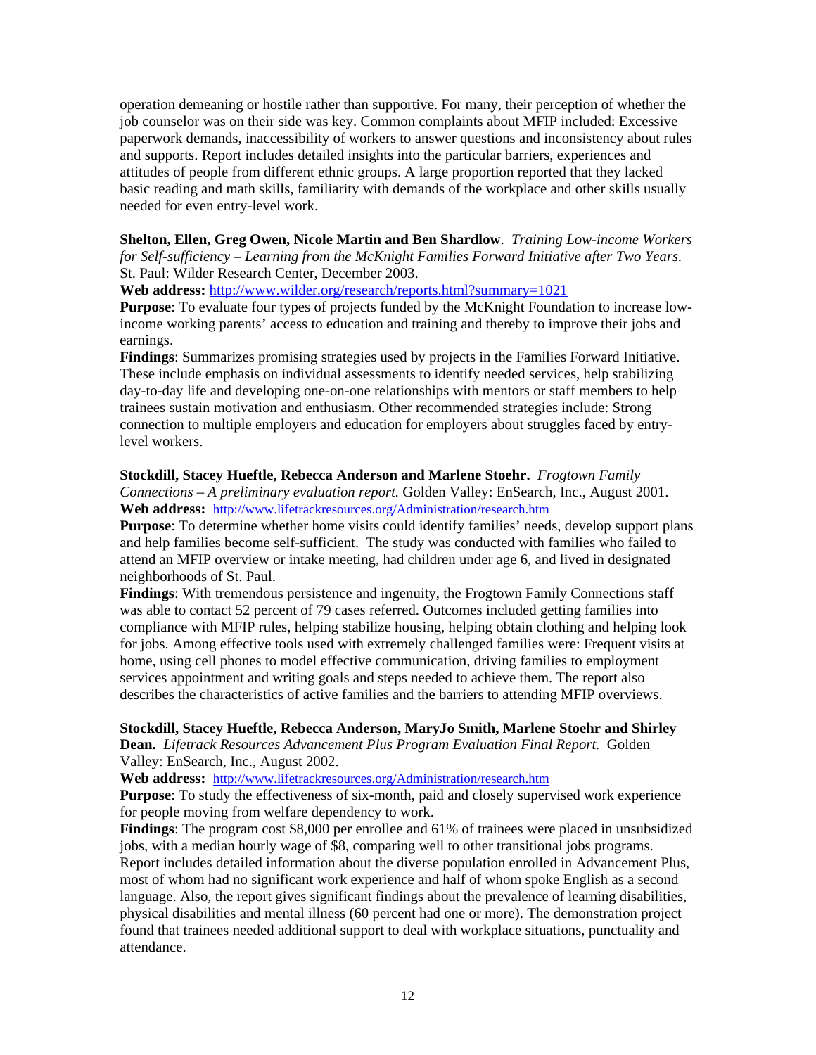operation demeaning or hostile rather than supportive. For many, their perception of whether the job counselor was on their side was key. Common complaints about MFIP included: Excessive paperwork demands, inaccessibility of workers to answer questions and inconsistency about rules and supports. Report includes detailed insights into the particular barriers, experiences and attitudes of people from different ethnic groups. A large proportion reported that they lacked basic reading and math skills, familiarity with demands of the workplace and other skills usually needed for even entry-level work.

**Shelton, Ellen, Greg Owen, Nicole Martin and Ben Shardlow**. *Training Low-income Workers for Self-sufficiency – Learning from the McKnight Families Forward Initiative after Two Years.* St. Paul: Wilder Research Center, December 2003.
**Web address:** http://www.wilder.org/research/reports.html?summary=1021
**Purpose**: To evaluate four types of projects funded by the McKnight Foundation to increase low-income working parents' access to education and training and thereby to improve their jobs and earnings.
**Findings**: Summarizes promising strategies used by projects in the Families Forward Initiative. These include emphasis on individual assessments to identify needed services, help stabilizing day-to-day life and developing one-on-one relationships with mentors or staff members to help trainees sustain motivation and enthusiasm. Other recommended strategies include: Strong connection to multiple employers and education for employers about struggles faced by entry-level workers.

**Stockdill, Stacey Hueftle, Rebecca Anderson and Marlene Stoehr.** *Frogtown Family Connections – A preliminary evaluation report.* Golden Valley: EnSearch, Inc., August 2001.
**Web address:** http://www.lifetrackresources.org/Administration/research.htm
**Purpose**: To determine whether home visits could identify families' needs, develop support plans and help families become self-sufficient. The study was conducted with families who failed to attend an MFIP overview or intake meeting, had children under age 6, and lived in designated neighborhoods of St. Paul.
**Findings**: With tremendous persistence and ingenuity, the Frogtown Family Connections staff was able to contact 52 percent of 79 cases referred. Outcomes included getting families into compliance with MFIP rules, helping stabilize housing, helping obtain clothing and helping look for jobs. Among effective tools used with extremely challenged families were: Frequent visits at home, using cell phones to model effective communication, driving families to employment services appointment and writing goals and steps needed to achieve them. The report also describes the characteristics of active families and the barriers to attending MFIP overviews.

**Stockdill, Stacey Hueftle, Rebecca Anderson, MaryJo Smith, Marlene Stoehr and Shirley Dean.** *Lifetrack Resources Advancement Plus Program Evaluation Final Report.* Golden Valley: EnSearch, Inc., August 2002.
**Web address:** http://www.lifetrackresources.org/Administration/research.htm
**Purpose**: To study the effectiveness of six-month, paid and closely supervised work experience for people moving from welfare dependency to work.
**Findings**: The program cost $8,000 per enrollee and 61% of trainees were placed in unsubsidized jobs, with a median hourly wage of $8, comparing well to other transitional jobs programs. Report includes detailed information about the diverse population enrolled in Advancement Plus, most of whom had no significant work experience and half of whom spoke English as a second language. Also, the report gives significant findings about the prevalence of learning disabilities, physical disabilities and mental illness (60 percent had one or more). The demonstration project found that trainees needed additional support to deal with workplace situations, punctuality and attendance.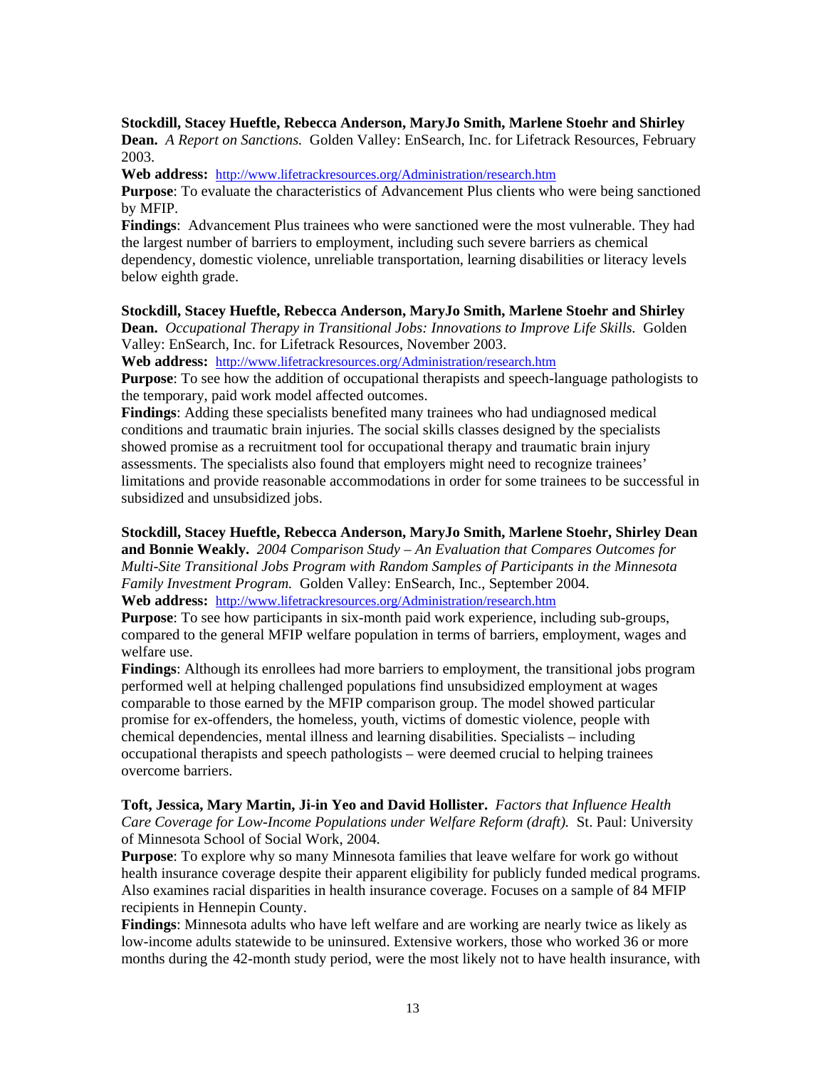**Stockdill, Stacey Hueftle, Rebecca Anderson, MaryJo Smith, Marlene Stoehr and Shirley Dean.** *A Report on Sanctions.* Golden Valley: EnSearch, Inc. for Lifetrack Resources, February 2003.

**Web address:** http://www.lifetrackresources.org/Administration/research.htm

**Purpose**: To evaluate the characteristics of Advancement Plus clients who were being sanctioned by MFIP.

**Findings**: Advancement Plus trainees who were sanctioned were the most vulnerable. They had the largest number of barriers to employment, including such severe barriers as chemical dependency, domestic violence, unreliable transportation, learning disabilities or literacy levels below eighth grade.

**Stockdill, Stacey Hueftle, Rebecca Anderson, MaryJo Smith, Marlene Stoehr and Shirley Dean.** *Occupational Therapy in Transitional Jobs: Innovations to Improve Life Skills.* Golden Valley: EnSearch, Inc. for Lifetrack Resources, November 2003.

**Web address:** http://www.lifetrackresources.org/Administration/research.htm

**Purpose**: To see how the addition of occupational therapists and speech-language pathologists to the temporary, paid work model affected outcomes.

**Findings**: Adding these specialists benefited many trainees who had undiagnosed medical conditions and traumatic brain injuries. The social skills classes designed by the specialists showed promise as a recruitment tool for occupational therapy and traumatic brain injury assessments. The specialists also found that employers might need to recognize trainees' limitations and provide reasonable accommodations in order for some trainees to be successful in subsidized and unsubsidized jobs.

**Stockdill, Stacey Hueftle, Rebecca Anderson, MaryJo Smith, Marlene Stoehr, Shirley Dean and Bonnie Weakly.** *2004 Comparison Study – An Evaluation that Compares Outcomes for Multi-Site Transitional Jobs Program with Random Samples of Participants in the Minnesota Family Investment Program.* Golden Valley: EnSearch, Inc., September 2004.

**Web address:** http://www.lifetrackresources.org/Administration/research.htm

**Purpose**: To see how participants in six-month paid work experience, including sub-groups, compared to the general MFIP welfare population in terms of barriers, employment, wages and welfare use.

**Findings**: Although its enrollees had more barriers to employment, the transitional jobs program performed well at helping challenged populations find unsubsidized employment at wages comparable to those earned by the MFIP comparison group. The model showed particular promise for ex-offenders, the homeless, youth, victims of domestic violence, people with chemical dependencies, mental illness and learning disabilities. Specialists – including occupational therapists and speech pathologists – were deemed crucial to helping trainees overcome barriers.

**Toft, Jessica, Mary Martin, Ji-in Yeo and David Hollister.** *Factors that Influence Health Care Coverage for Low-Income Populations under Welfare Reform (draft).* St. Paul: University of Minnesota School of Social Work, 2004.

**Purpose**: To explore why so many Minnesota families that leave welfare for work go without health insurance coverage despite their apparent eligibility for publicly funded medical programs. Also examines racial disparities in health insurance coverage. Focuses on a sample of 84 MFIP recipients in Hennepin County.

**Findings**: Minnesota adults who have left welfare and are working are nearly twice as likely as low-income adults statewide to be uninsured. Extensive workers, those who worked 36 or more months during the 42-month study period, were the most likely not to have health insurance, with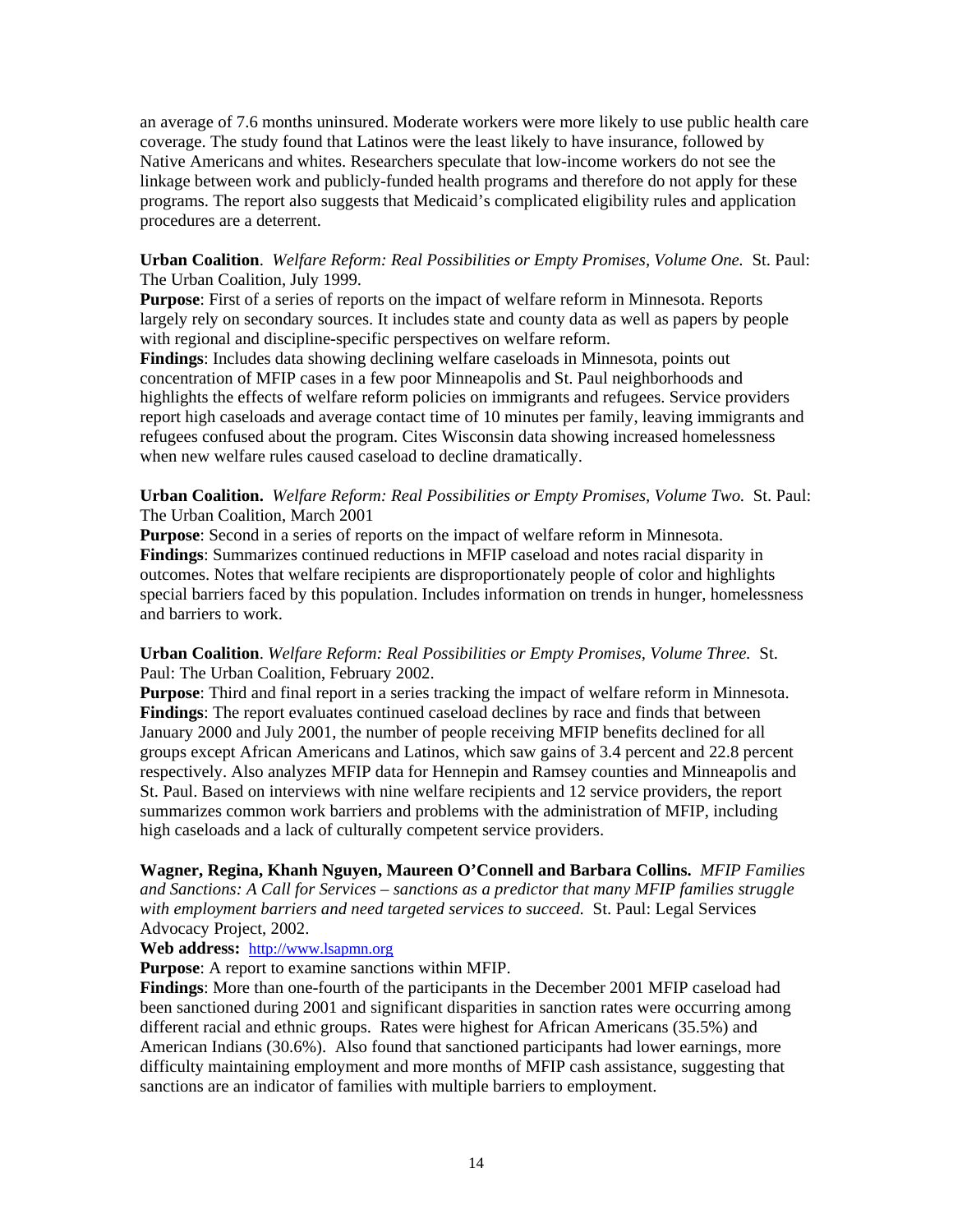an average of 7.6 months uninsured. Moderate workers were more likely to use public health care coverage. The study found that Latinos were the least likely to have insurance, followed by Native Americans and whites. Researchers speculate that low-income workers do not see the linkage between work and publicly-funded health programs and therefore do not apply for these programs. The report also suggests that Medicaid's complicated eligibility rules and application procedures are a deterrent.

**Urban Coalition**. *Welfare Reform: Real Possibilities or Empty Promises, Volume One.* St. Paul: The Urban Coalition, July 1999.
**Purpose**: First of a series of reports on the impact of welfare reform in Minnesota. Reports largely rely on secondary sources. It includes state and county data as well as papers by people with regional and discipline-specific perspectives on welfare reform.
**Findings**: Includes data showing declining welfare caseloads in Minnesota, points out concentration of MFIP cases in a few poor Minneapolis and St. Paul neighborhoods and highlights the effects of welfare reform policies on immigrants and refugees. Service providers report high caseloads and average contact time of 10 minutes per family, leaving immigrants and refugees confused about the program. Cites Wisconsin data showing increased homelessness when new welfare rules caused caseload to decline dramatically.

**Urban Coalition.** *Welfare Reform: Real Possibilities or Empty Promises, Volume Two.* St. Paul: The Urban Coalition, March 2001
**Purpose**: Second in a series of reports on the impact of welfare reform in Minnesota.
**Findings**: Summarizes continued reductions in MFIP caseload and notes racial disparity in outcomes. Notes that welfare recipients are disproportionately people of color and highlights special barriers faced by this population. Includes information on trends in hunger, homelessness and barriers to work.

**Urban Coalition**. *Welfare Reform: Real Possibilities or Empty Promises, Volume Three.* St. Paul: The Urban Coalition, February 2002.
**Purpose**: Third and final report in a series tracking the impact of welfare reform in Minnesota.
**Findings**: The report evaluates continued caseload declines by race and finds that between January 2000 and July 2001, the number of people receiving MFIP benefits declined for all groups except African Americans and Latinos, which saw gains of 3.4 percent and 22.8 percent respectively. Also analyzes MFIP data for Hennepin and Ramsey counties and Minneapolis and St. Paul. Based on interviews with nine welfare recipients and 12 service providers, the report summarizes common work barriers and problems with the administration of MFIP, including high caseloads and a lack of culturally competent service providers.

**Wagner, Regina, Khanh Nguyen, Maureen O'Connell and Barbara Collins.** *MFIP Families and Sanctions: A Call for Services – sanctions as a predictor that many MFIP families struggle with employment barriers and need targeted services to succeed.* St. Paul: Legal Services Advocacy Project, 2002.
**Web address:** http://www.lsapmn.org
**Purpose**: A report to examine sanctions within MFIP.
**Findings**: More than one-fourth of the participants in the December 2001 MFIP caseload had been sanctioned during 2001 and significant disparities in sanction rates were occurring among different racial and ethnic groups. Rates were highest for African Americans (35.5%) and American Indians (30.6%). Also found that sanctioned participants had lower earnings, more difficulty maintaining employment and more months of MFIP cash assistance, suggesting that sanctions are an indicator of families with multiple barriers to employment.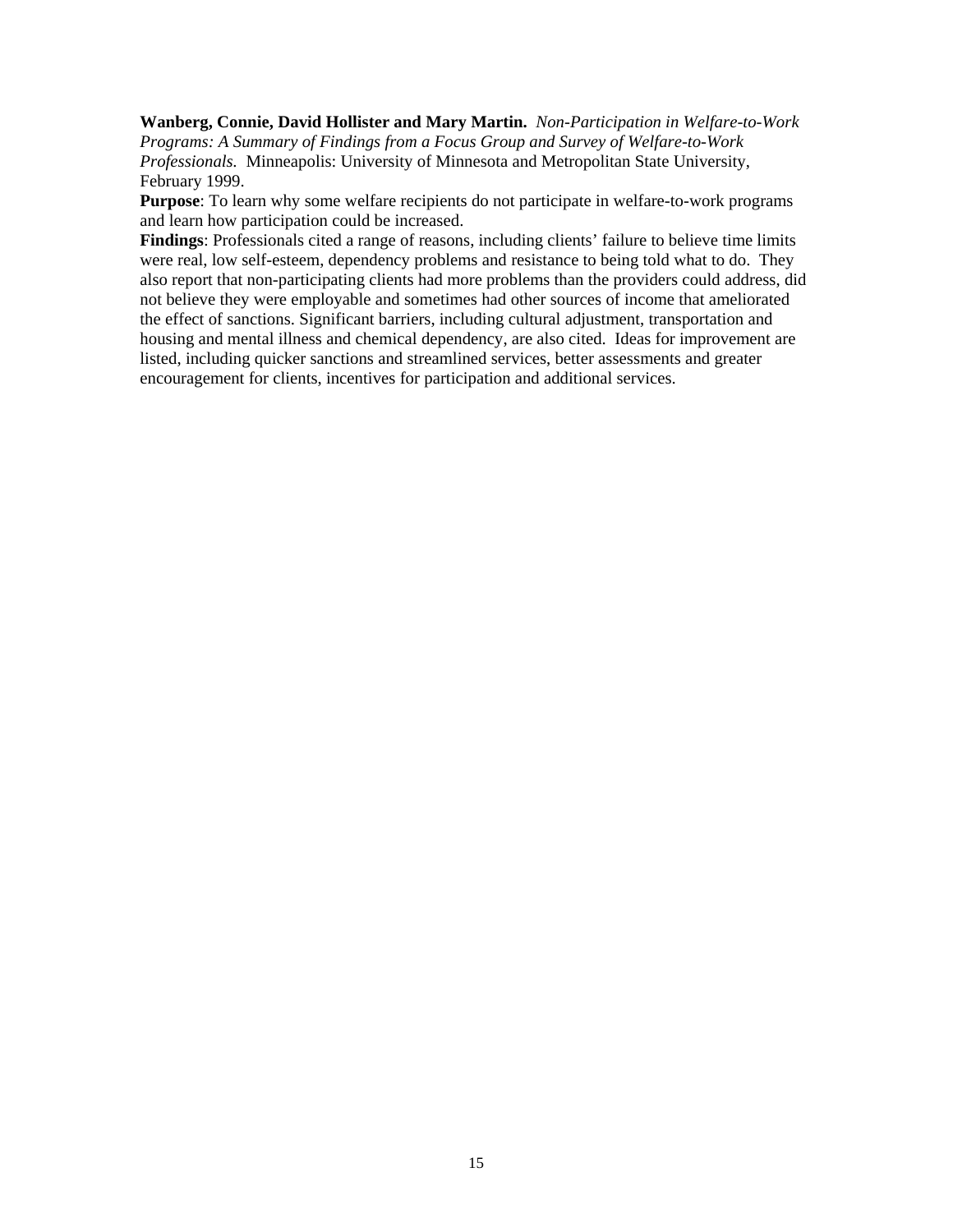**Wanberg, Connie, David Hollister and Mary Martin.** *Non-Participation in Welfare-to-Work Programs: A Summary of Findings from a Focus Group and Survey of Welfare-to-Work Professionals.* Minneapolis: University of Minnesota and Metropolitan State University, February 1999.

**Purpose**: To learn why some welfare recipients do not participate in welfare-to-work programs and learn how participation could be increased.

**Findings**: Professionals cited a range of reasons, including clients' failure to believe time limits were real, low self-esteem, dependency problems and resistance to being told what to do. They also report that non-participating clients had more problems than the providers could address, did not believe they were employable and sometimes had other sources of income that ameliorated the effect of sanctions. Significant barriers, including cultural adjustment, transportation and housing and mental illness and chemical dependency, are also cited. Ideas for improvement are listed, including quicker sanctions and streamlined services, better assessments and greater encouragement for clients, incentives for participation and additional services.